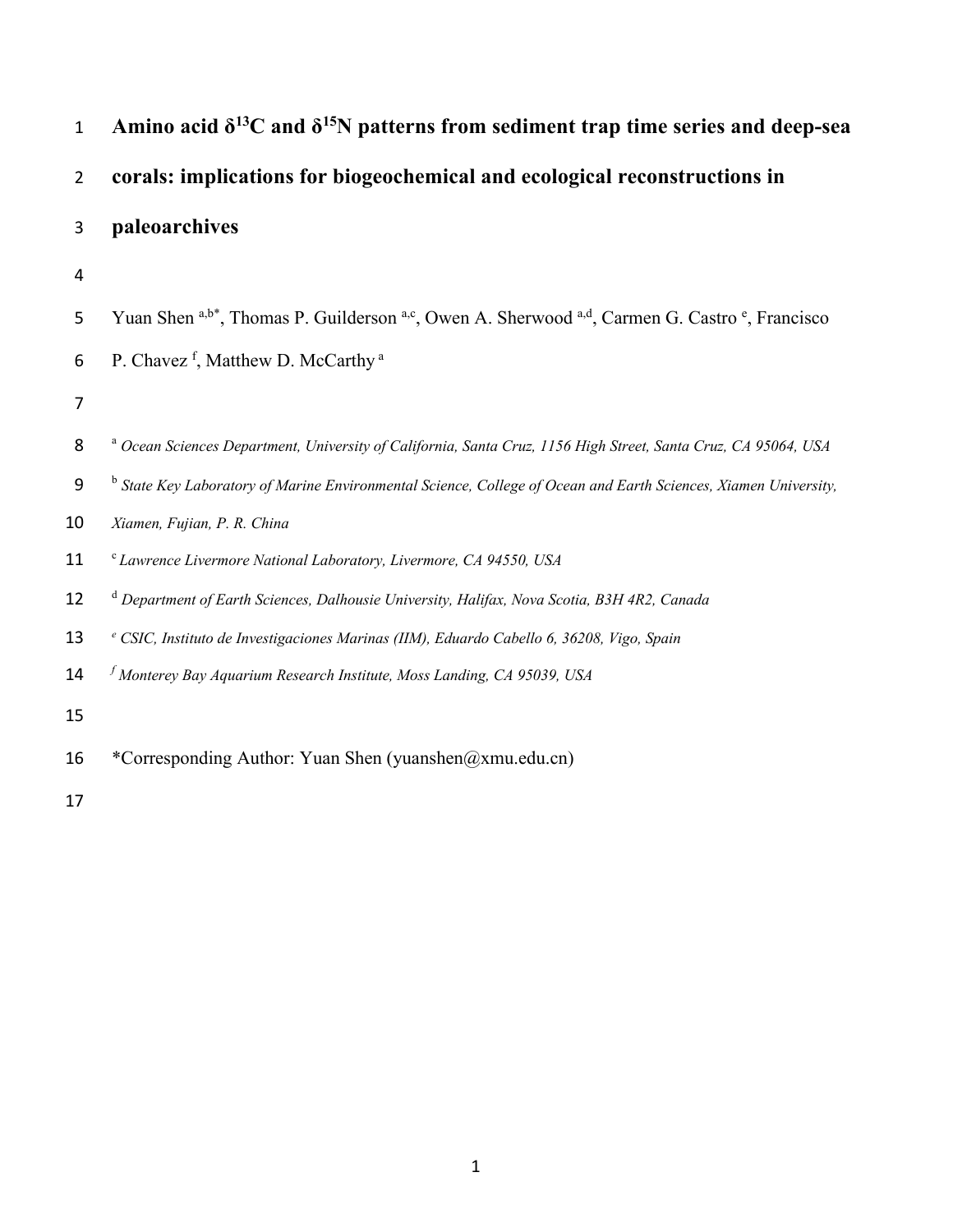# Amino acid $\delta^{13}C$ and $\delta^{15}N$ patterns from sediment trap time series and deep-sea corals: implications for biogeochemical and ecological reconstructions in paleoarchives

Yuan Shen [a,b*], Thomas P. Guilderson [a,c], Owen A. Sherwood [a,d], Carmen G. Castro [e], Francisco P. Chavez [f], Matthew D. McCarthy [a]

[a] *Ocean Sciences Department, University of California, Santa Cruz, 1156 High Street, Santa Cruz, CA 95064, USA*

[b] *State Key Laboratory of Marine Environmental Science, College of Ocean and Earth Sciences, Xiamen University, Xiamen, Fujian, P. R. China*

[c] *Lawrence Livermore National Laboratory, Livermore, CA 94550, USA*

[d] *Department of Earth Sciences, Dalhousie University, Halifax, Nova Scotia, B3H 4R2, Canada*

[e] *CSIC, Instituto de Investigaciones Marinas (IIM), Eduardo Cabello 6, 36208, Vigo, Spain*

[f] *Monterey Bay Aquarium Research Institute, Moss Landing, CA 95039, USA*

*Corresponding Author: Yuan Shen (yuanshen@xmu.edu.cn)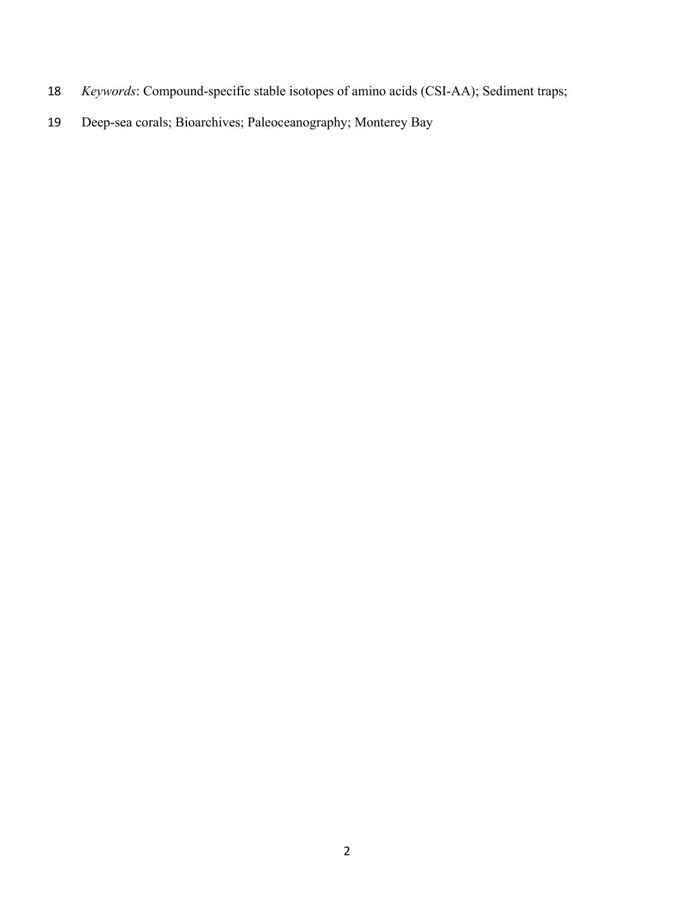*Keywords*: Compound-specific stable isotopes of amino acids (CSI-AA); Sediment traps; Deep-sea corals; Bioarchives; Paleoceanography; Monterey Bay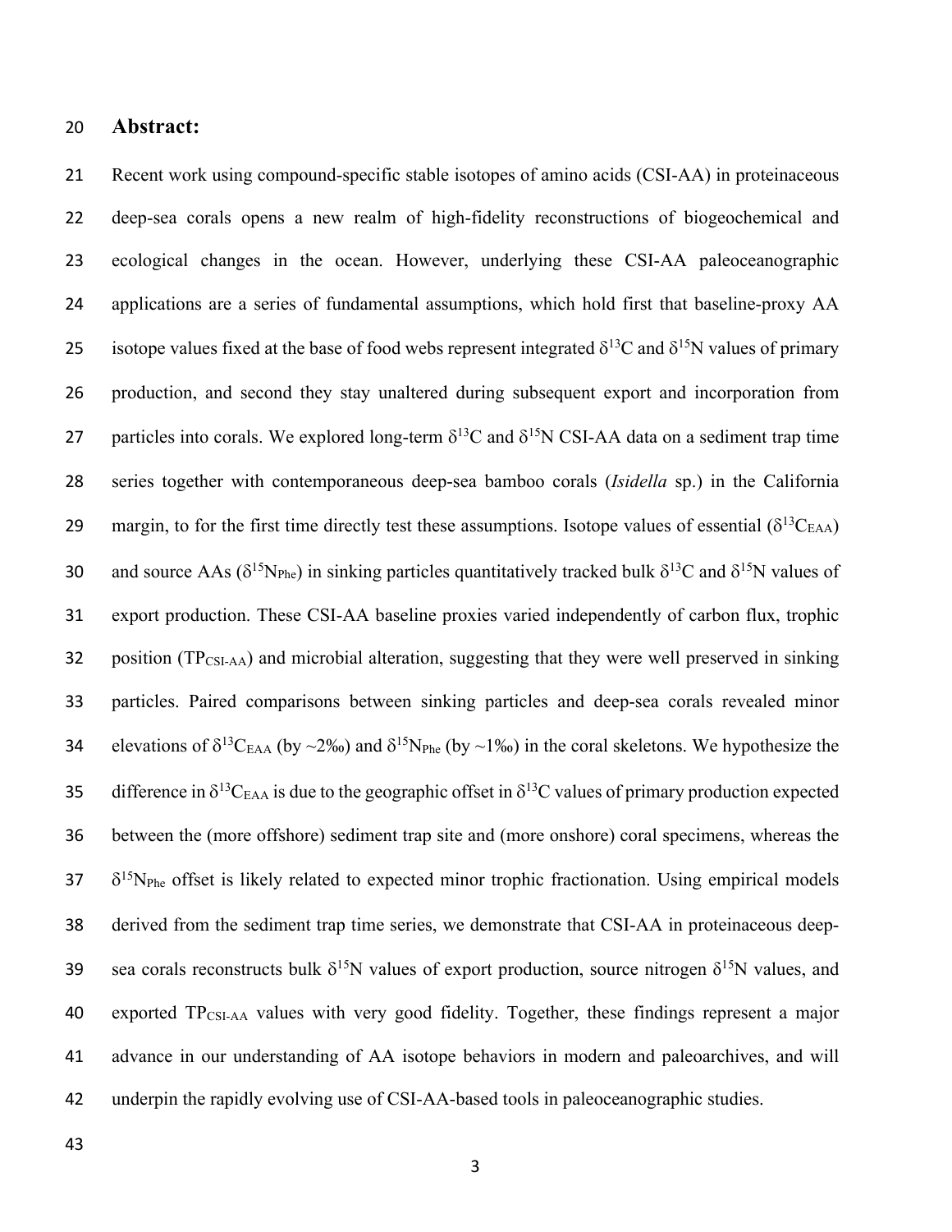## Abstract:

Recent work using compound-specific stable isotopes of amino acids (CSI-AA) in proteinaceous deep-sea corals opens a new realm of high-fidelity reconstructions of biogeochemical and ecological changes in the ocean. However, underlying these CSI-AA paleoceanographic applications are a series of fundamental assumptions, which hold first that baseline-proxy AA isotope values fixed at the base of food webs represent integrated $\delta^{13}C$ and $\delta^{15}N$ values of primary production, and second they stay unaltered during subsequent export and incorporation from particles into corals. We explored long-term $\delta^{13}C$ and $\delta^{15}N$ CSI-AA data on a sediment trap time series together with contemporaneous deep-sea bamboo corals (*Isidella* sp.) in the California margin, to for the first time directly test these assumptions. Isotope values of essential ($\delta^{13}C_{EAA}$) and source AAs ($\delta^{15}N_{Phe}$) in sinking particles quantitatively tracked bulk $\delta^{13}C$ and $\delta^{15}N$ values of export production. These CSI-AA baseline proxies varied independently of carbon flux, trophic position ($TP_{CSI\text{-}AA}$) and microbial alteration, suggesting that they were well preserved in sinking particles. Paired comparisons between sinking particles and deep-sea corals revealed minor elevations of $\delta^{13}C_{EAA}$ (by ~2‰) and $\delta^{15}N_{Phe}$ (by ~1‰) in the coral skeletons. We hypothesize the difference in $\delta^{13}C_{EAA}$ is due to the geographic offset in $\delta^{13}C$ values of primary production expected between the (more offshore) sediment trap site and (more onshore) coral specimens, whereas the $\delta^{15}N_{Phe}$ offset is likely related to expected minor trophic fractionation. Using empirical models derived from the sediment trap time series, we demonstrate that CSI-AA in proteinaceous deep-sea corals reconstructs bulk $\delta^{15}N$ values of export production, source nitrogen $\delta^{15}N$ values, and exported $TP_{CSI\text{-}AA}$ values with very good fidelity. Together, these findings represent a major advance in our understanding of AA isotope behaviors in modern and paleoarchives, and will underpin the rapidly evolving use of CSI-AA-based tools in paleoceanographic studies.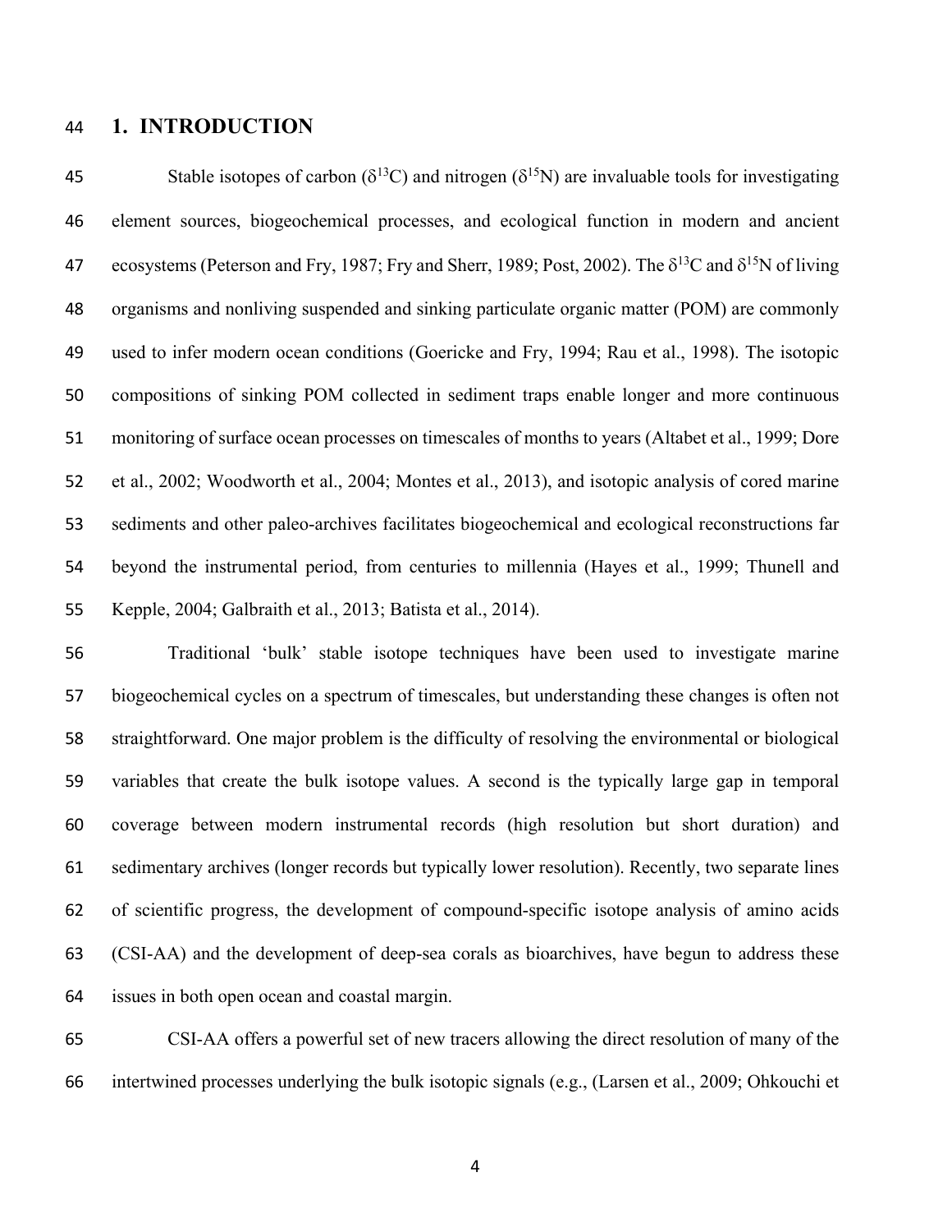# 1. INTRODUCTION

Stable isotopes of carbon ($\delta^{13}C$) and nitrogen ($\delta^{15}N$) are invaluable tools for investigating element sources, biogeochemical processes, and ecological function in modern and ancient ecosystems (Peterson and Fry, 1987; Fry and Sherr, 1989; Post, 2002). The $\delta^{13}C$ and $\delta^{15}N$ of living organisms and nonliving suspended and sinking particulate organic matter (POM) are commonly used to infer modern ocean conditions (Goericke and Fry, 1994; Rau et al., 1998). The isotopic compositions of sinking POM collected in sediment traps enable longer and more continuous monitoring of surface ocean processes on timescales of months to years (Altabet et al., 1999; Dore et al., 2002; Woodworth et al., 2004; Montes et al., 2013), and isotopic analysis of cored marine sediments and other paleo-archives facilitates biogeochemical and ecological reconstructions far beyond the instrumental period, from centuries to millennia (Hayes et al., 1999; Thunell and Kepple, 2004; Galbraith et al., 2013; Batista et al., 2014).

Traditional 'bulk' stable isotope techniques have been used to investigate marine biogeochemical cycles on a spectrum of timescales, but understanding these changes is often not straightforward. One major problem is the difficulty of resolving the environmental or biological variables that create the bulk isotope values. A second is the typically large gap in temporal coverage between modern instrumental records (high resolution but short duration) and sedimentary archives (longer records but typically lower resolution). Recently, two separate lines of scientific progress, the development of compound-specific isotope analysis of amino acids (CSI-AA) and the development of deep-sea corals as bioarchives, have begun to address these issues in both open ocean and coastal margin.

CSI-AA offers a powerful set of new tracers allowing the direct resolution of many of the intertwined processes underlying the bulk isotopic signals (e.g., (Larsen et al., 2009; Ohkouchi et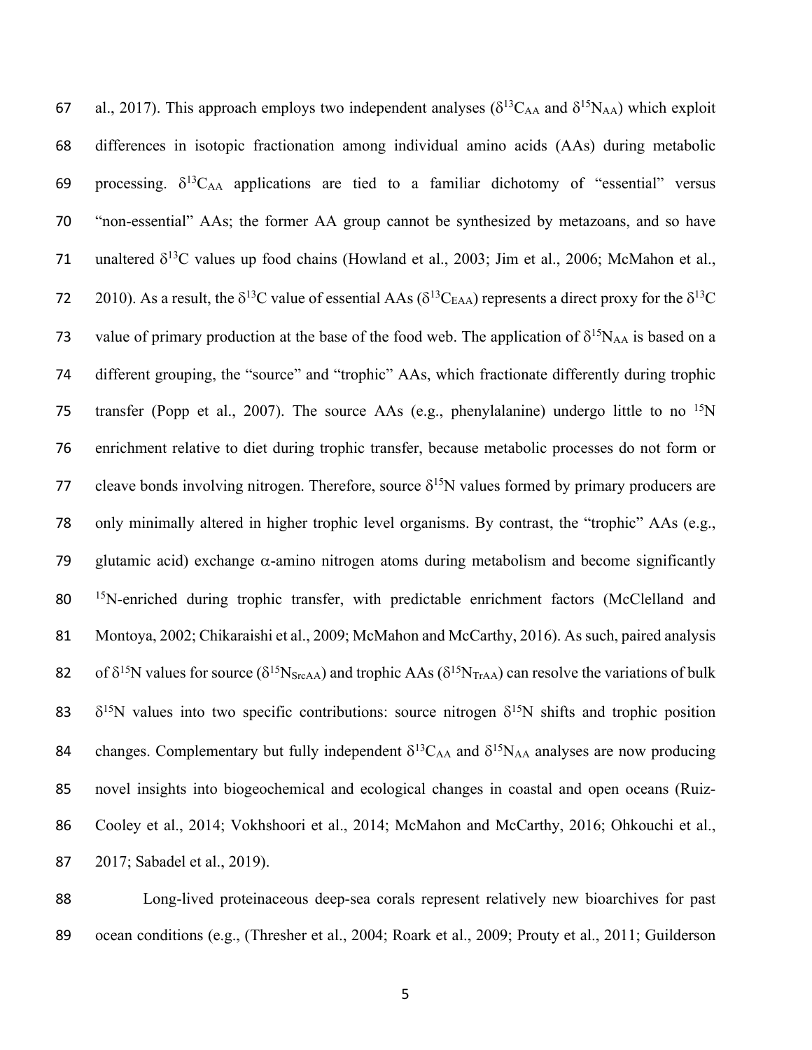al., 2017). This approach employs two independent analyses ($\delta^{13}C_{AA}$ and $\delta^{15}N_{AA}$) which exploit differences in isotopic fractionation among individual amino acids (AAs) during metabolic processing. $\delta^{13}C_{AA}$ applications are tied to a familiar dichotomy of "essential" versus "non-essential" AAs; the former AA group cannot be synthesized by metazoans, and so have unaltered $\delta^{13}C$ values up food chains (Howland et al., 2003; Jim et al., 2006; McMahon et al., 2010). As a result, the $\delta^{13}C$ value of essential AAs ($\delta^{13}C_{EAA}$) represents a direct proxy for the $\delta^{13}C$ value of primary production at the base of the food web. The application of $\delta^{15}N_{AA}$ is based on a different grouping, the "source" and "trophic" AAs, which fractionate differently during trophic transfer (Popp et al., 2007). The source AAs (e.g., phenylalanine) undergo little to no $^{15}N$ enrichment relative to diet during trophic transfer, because metabolic processes do not form or cleave bonds involving nitrogen. Therefore, source $\delta^{15}N$ values formed by primary producers are only minimally altered in higher trophic level organisms. By contrast, the "trophic" AAs (e.g., glutamic acid) exchange $\alpha$-amino nitrogen atoms during metabolism and become significantly $^{15}N$-enriched during trophic transfer, with predictable enrichment factors (McClelland and Montoya, 2002; Chikaraishi et al., 2009; McMahon and McCarthy, 2016). As such, paired analysis of $\delta^{15}N$ values for source ($\delta^{15}N_{SrcAA}$) and trophic AAs ($\delta^{15}N_{TrAA}$) can resolve the variations of bulk $\delta^{15}N$ values into two specific contributions: source nitrogen $\delta^{15}N$ shifts and trophic position changes. Complementary but fully independent $\delta^{13}C_{AA}$ and $\delta^{15}N_{AA}$ analyses are now producing novel insights into biogeochemical and ecological changes in coastal and open oceans (Ruiz-Cooley et al., 2014; Vokhshoori et al., 2014; McMahon and McCarthy, 2016; Ohkouchi et al., 2017; Sabadel et al., 2019).

Long-lived proteinaceous deep-sea corals represent relatively new bioarchives for past ocean conditions (e.g., (Thresher et al., 2004; Roark et al., 2009; Prouty et al., 2011; Guilderson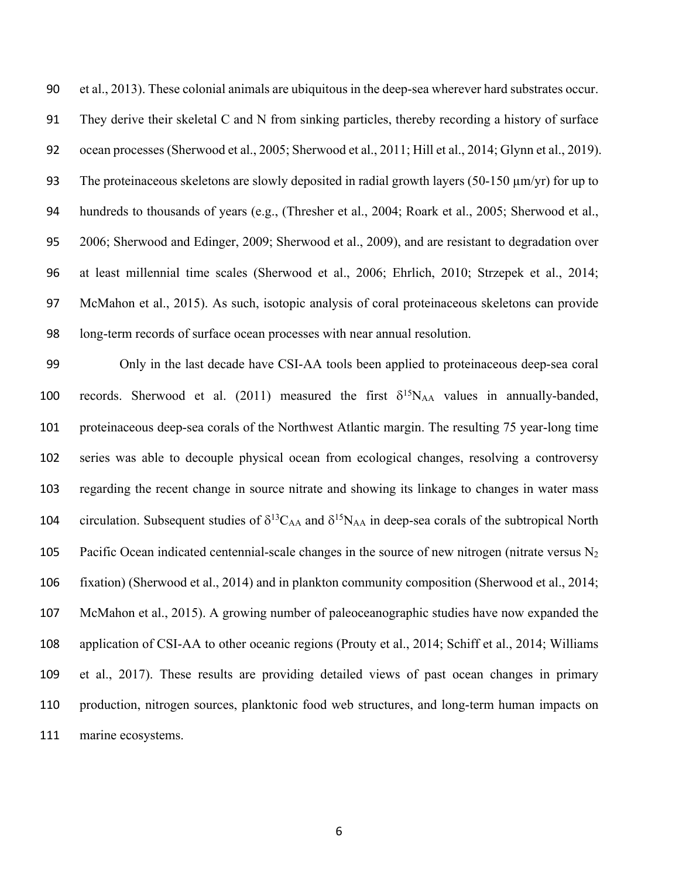et al., 2013). These colonial animals are ubiquitous in the deep-sea wherever hard substrates occur. They derive their skeletal C and N from sinking particles, thereby recording a history of surface ocean processes (Sherwood et al., 2005; Sherwood et al., 2011; Hill et al., 2014; Glynn et al., 2019). The proteinaceous skeletons are slowly deposited in radial growth layers (50-150 μm/yr) for up to hundreds to thousands of years (e.g., (Thresher et al., 2004; Roark et al., 2005; Sherwood et al., 2006; Sherwood and Edinger, 2009; Sherwood et al., 2009), and are resistant to degradation over at least millennial time scales (Sherwood et al., 2006; Ehrlich, 2010; Strzepek et al., 2014; McMahon et al., 2015). As such, isotopic analysis of coral proteinaceous skeletons can provide long-term records of surface ocean processes with near annual resolution.

Only in the last decade have CSI-AA tools been applied to proteinaceous deep-sea coral records. Sherwood et al. (2011) measured the first $\delta^{15}N_{AA}$ values in annually-banded, proteinaceous deep-sea corals of the Northwest Atlantic margin. The resulting 75 year-long time series was able to decouple physical ocean from ecological changes, resolving a controversy regarding the recent change in source nitrate and showing its linkage to changes in water mass circulation. Subsequent studies of $\delta^{13}C_{AA}$ and $\delta^{15}N_{AA}$ in deep-sea corals of the subtropical North Pacific Ocean indicated centennial-scale changes in the source of new nitrogen (nitrate versus $N_2$ fixation) (Sherwood et al., 2014) and in plankton community composition (Sherwood et al., 2014; McMahon et al., 2015). A growing number of paleoceanographic studies have now expanded the application of CSI-AA to other oceanic regions (Prouty et al., 2014; Schiff et al., 2014; Williams et al., 2017). These results are providing detailed views of past ocean changes in primary production, nitrogen sources, planktonic food web structures, and long-term human impacts on marine ecosystems.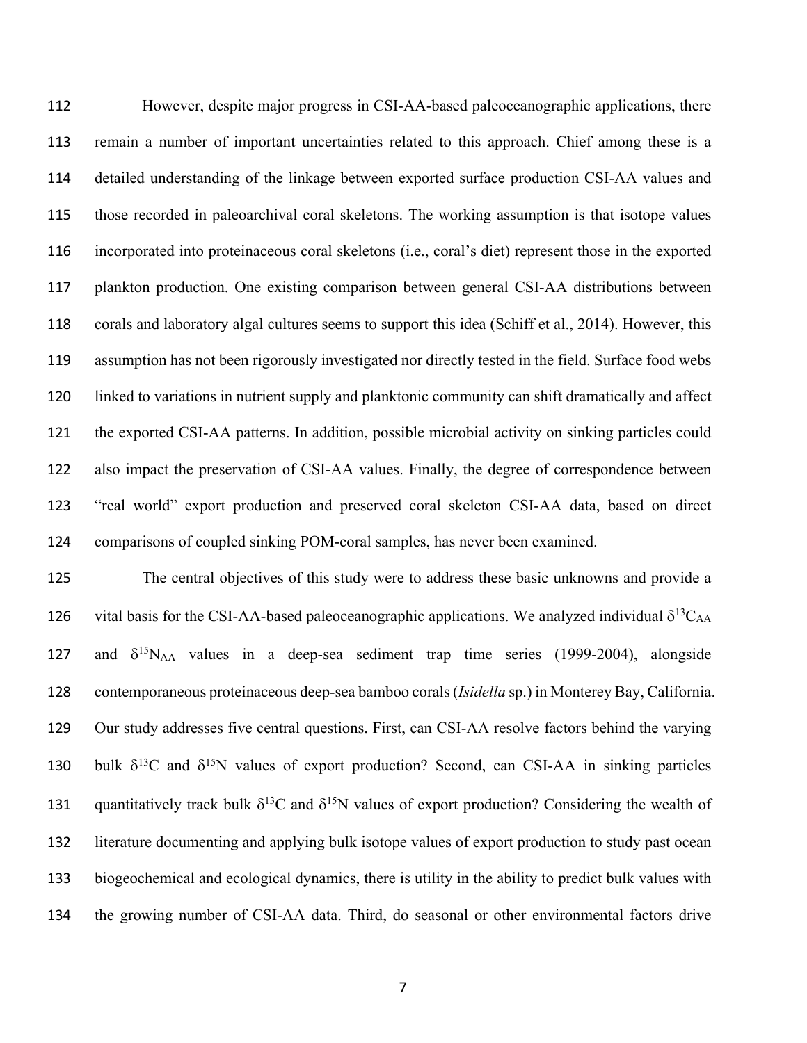However, despite major progress in CSI-AA-based paleoceanographic applications, there remain a number of important uncertainties related to this approach. Chief among these is a detailed understanding of the linkage between exported surface production CSI-AA values and those recorded in paleoarchival coral skeletons. The working assumption is that isotope values incorporated into proteinaceous coral skeletons (i.e., coral's diet) represent those in the exported plankton production. One existing comparison between general CSI-AA distributions between corals and laboratory algal cultures seems to support this idea (Schiff et al., 2014). However, this assumption has not been rigorously investigated nor directly tested in the field. Surface food webs linked to variations in nutrient supply and planktonic community can shift dramatically and affect the exported CSI-AA patterns. In addition, possible microbial activity on sinking particles could also impact the preservation of CSI-AA values. Finally, the degree of correspondence between "real world" export production and preserved coral skeleton CSI-AA data, based on direct comparisons of coupled sinking POM-coral samples, has never been examined.

The central objectives of this study were to address these basic unknowns and provide a vital basis for the CSI-AA-based paleoceanographic applications. We analyzed individual $\delta^{13}C_{AA}$ and $\delta^{15}N_{AA}$ values in a deep-sea sediment trap time series (1999-2004), alongside contemporaneous proteinaceous deep-sea bamboo corals (*Isidella* sp.) in Monterey Bay, California. Our study addresses five central questions. First, can CSI-AA resolve factors behind the varying bulk $\delta^{13}C$ and $\delta^{15}N$ values of export production? Second, can CSI-AA in sinking particles quantitatively track bulk $\delta^{13}C$ and $\delta^{15}N$ values of export production? Considering the wealth of literature documenting and applying bulk isotope values of export production to study past ocean biogeochemical and ecological dynamics, there is utility in the ability to predict bulk values with the growing number of CSI-AA data. Third, do seasonal or other environmental factors drive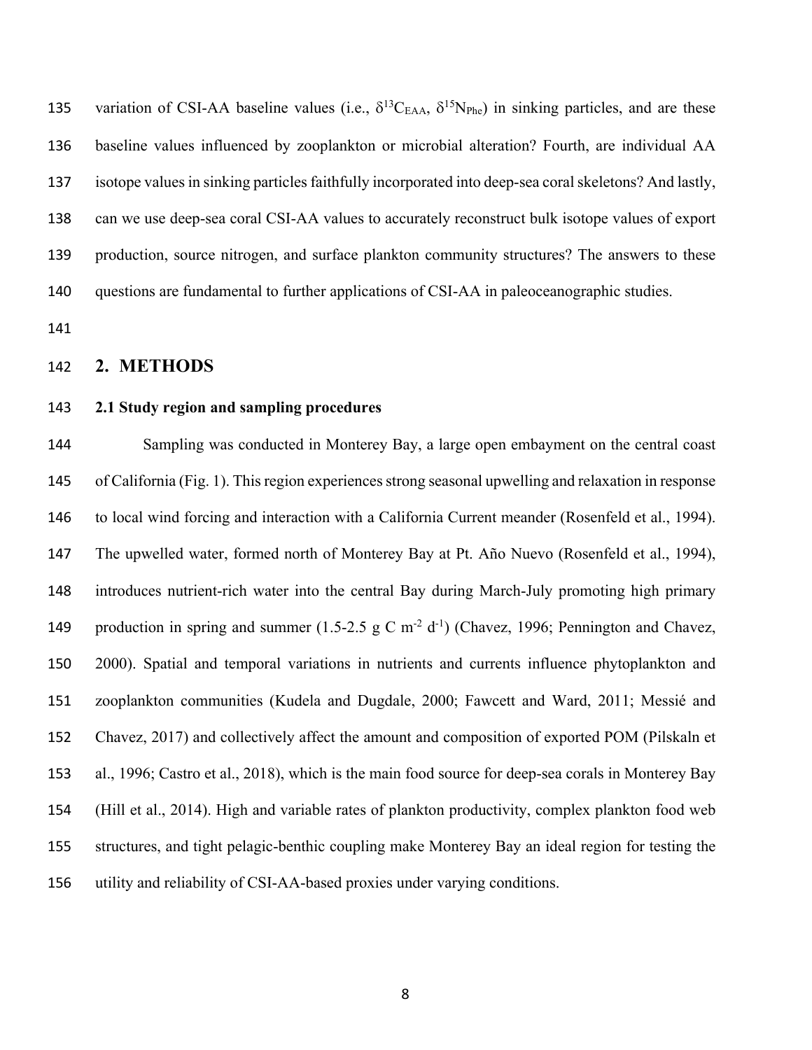variation of CSI-AA baseline values (i.e., $\delta^{13}C_{EAA}$, $\delta^{15}N_{Phe}$) in sinking particles, and are these baseline values influenced by zooplankton or microbial alteration? Fourth, are individual AA isotope values in sinking particles faithfully incorporated into deep-sea coral skeletons? And lastly, can we use deep-sea coral CSI-AA values to accurately reconstruct bulk isotope values of export production, source nitrogen, and surface plankton community structures? The answers to these questions are fundamental to further applications of CSI-AA in paleoceanographic studies.

## 2. METHODS

### 2.1 Study region and sampling procedures

Sampling was conducted in Monterey Bay, a large open embayment on the central coast of California (Fig. 1). This region experiences strong seasonal upwelling and relaxation in response to local wind forcing and interaction with a California Current meander (Rosenfeld et al., 1994). The upwelled water, formed north of Monterey Bay at Pt. Año Nuevo (Rosenfeld et al., 1994), introduces nutrient-rich water into the central Bay during March-July promoting high primary production in spring and summer (1.5-2.5 g C $m^{-2}$ $d^{-1}$) (Chavez, 1996; Pennington and Chavez, 2000). Spatial and temporal variations in nutrients and currents influence phytoplankton and zooplankton communities (Kudela and Dugdale, 2000; Fawcett and Ward, 2011; Messié and Chavez, 2017) and collectively affect the amount and composition of exported POM (Pilskaln et al., 1996; Castro et al., 2018), which is the main food source for deep-sea corals in Monterey Bay (Hill et al., 2014). High and variable rates of plankton productivity, complex plankton food web structures, and tight pelagic-benthic coupling make Monterey Bay an ideal region for testing the utility and reliability of CSI-AA-based proxies under varying conditions.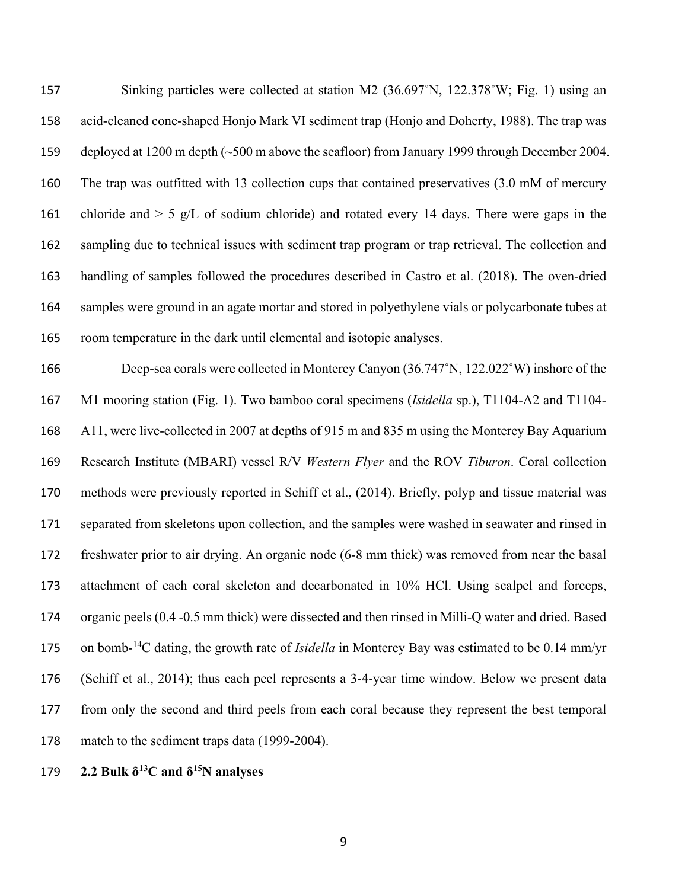Sinking particles were collected at station M2 (36.697˚N, 122.378˚W; Fig. 1) using an acid-cleaned cone-shaped Honjo Mark VI sediment trap (Honjo and Doherty, 1988). The trap was deployed at 1200 m depth (~500 m above the seafloor) from January 1999 through December 2004. The trap was outfitted with 13 collection cups that contained preservatives (3.0 mM of mercury chloride and > 5 g/L of sodium chloride) and rotated every 14 days. There were gaps in the sampling due to technical issues with sediment trap program or trap retrieval. The collection and handling of samples followed the procedures described in Castro et al. (2018). The oven-dried samples were ground in an agate mortar and stored in polyethylene vials or polycarbonate tubes at room temperature in the dark until elemental and isotopic analyses.

Deep-sea corals were collected in Monterey Canyon (36.747˚N, 122.022˚W) inshore of the M1 mooring station (Fig. 1). Two bamboo coral specimens (*Isidella* sp.), T1104-A2 and T1104-A11, were live-collected in 2007 at depths of 915 m and 835 m using the Monterey Bay Aquarium Research Institute (MBARI) vessel R/V *Western Flyer* and the ROV *Tiburon*. Coral collection methods were previously reported in Schiff et al., (2014). Briefly, polyp and tissue material was separated from skeletons upon collection, and the samples were washed in seawater and rinsed in freshwater prior to air drying. An organic node (6-8 mm thick) was removed from near the basal attachment of each coral skeleton and decarbonated in 10% HCl. Using scalpel and forceps, organic peels (0.4 -0.5 mm thick) were dissected and then rinsed in Milli-Q water and dried. Based on bomb-$^{14}C$ dating, the growth rate of *Isidella* in Monterey Bay was estimated to be 0.14 mm/yr (Schiff et al., 2014); thus each peel represents a 3-4-year time window. Below we present data from only the second and third peels from each coral because they represent the best temporal match to the sediment traps data (1999-2004).

### 2.2 Bulk $\delta^{13}C$ and $\delta^{15}N$ analyses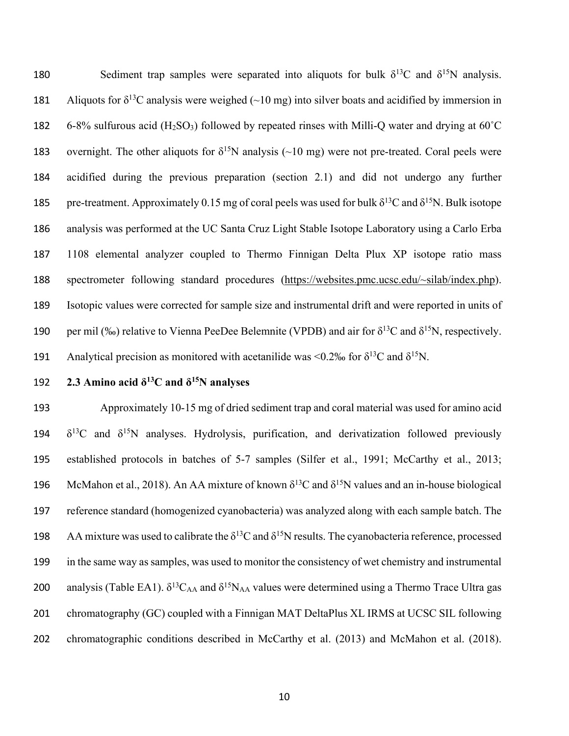Sediment trap samples were separated into aliquots for bulk $\delta^{13}C$ and $\delta^{15}N$ analysis. Aliquots for $\delta^{13}C$ analysis were weighed (~10 mg) into silver boats and acidified by immersion in 6-8% sulfurous acid ($H_2SO_3$) followed by repeated rinses with Milli-Q water and drying at 60˚C overnight. The other aliquots for $\delta^{15}N$ analysis (~10 mg) were not pre-treated. Coral peels were acidified during the previous preparation (section 2.1) and did not undergo any further pre-treatment. Approximately 0.15 mg of coral peels was used for bulk $\delta^{13}C$ and $\delta^{15}N$. Bulk isotope analysis was performed at the UC Santa Cruz Light Stable Isotope Laboratory using a Carlo Erba 1108 elemental analyzer coupled to Thermo Finnigan Delta Plux XP isotope ratio mass spectrometer following standard procedures (https://websites.pmc.ucsc.edu/~silab/index.php). Isotopic values were corrected for sample size and instrumental drift and were reported in units of per mil (‰) relative to Vienna PeeDee Belemnite (VPDB) and air for $\delta^{13}C$ and $\delta^{15}N$, respectively. Analytical precision as monitored with acetanilide was <0.2‰ for $\delta^{13}C$ and $\delta^{15}N$.

### 2.3 Amino acid $\delta^{13}C$ and $\delta^{15}N$ analyses

Approximately 10-15 mg of dried sediment trap and coral material was used for amino acid $\delta^{13}C$ and $\delta^{15}N$ analyses. Hydrolysis, purification, and derivatization followed previously established protocols in batches of 5-7 samples (Silfer et al., 1991; McCarthy et al., 2013; McMahon et al., 2018). An AA mixture of known $\delta^{13}C$ and $\delta^{15}N$ values and an in-house biological reference standard (homogenized cyanobacteria) was analyzed along with each sample batch. The AA mixture was used to calibrate the $\delta^{13}C$ and $\delta^{15}N$ results. The cyanobacteria reference, processed in the same way as samples, was used to monitor the consistency of wet chemistry and instrumental analysis (Table EA1). $\delta^{13}C_{AA}$ and $\delta^{15}N_{AA}$ values were determined using a Thermo Trace Ultra gas chromatography (GC) coupled with a Finnigan MAT DeltaPlus XL IRMS at UCSC SIL following chromatographic conditions described in McCarthy et al. (2013) and McMahon et al. (2018).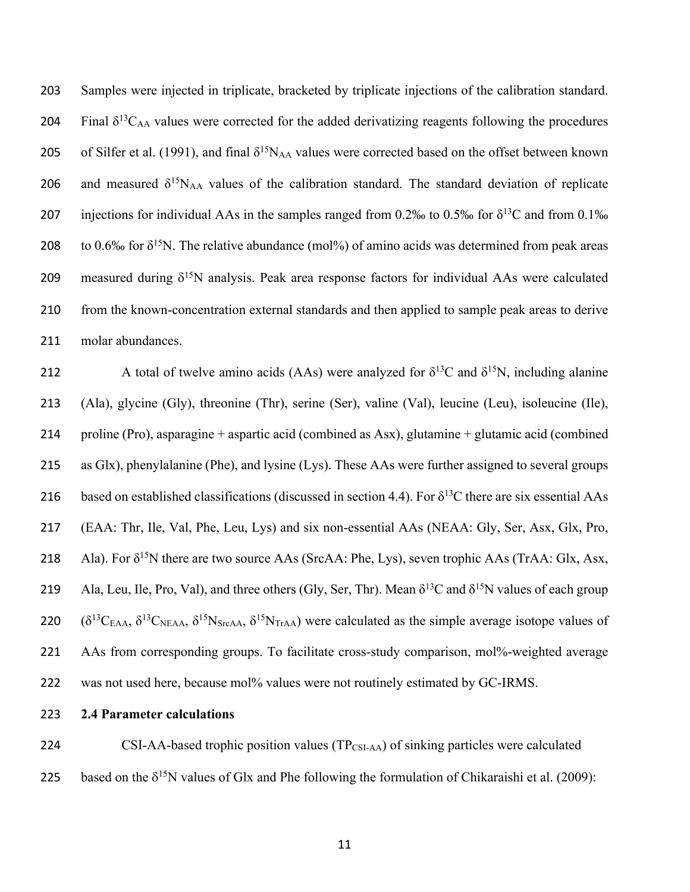Samples were injected in triplicate, bracketed by triplicate injections of the calibration standard. Final $\delta^{13}C_{AA}$ values were corrected for the added derivatizing reagents following the procedures of Silfer et al. (1991), and final $\delta^{15}N_{AA}$ values were corrected based on the offset between known and measured $\delta^{15}N_{AA}$ values of the calibration standard. The standard deviation of replicate injections for individual AAs in the samples ranged from 0.2‰ to 0.5‰ for $\delta^{13}C$ and from 0.1‰ to 0.6‰ for $\delta^{15}N$. The relative abundance (mol%) of amino acids was determined from peak areas measured during $\delta^{15}N$ analysis. Peak area response factors for individual AAs were calculated from the known-concentration external standards and then applied to sample peak areas to derive molar abundances.

A total of twelve amino acids (AAs) were analyzed for $\delta^{13}C$ and $\delta^{15}N$, including alanine (Ala), glycine (Gly), threonine (Thr), serine (Ser), valine (Val), leucine (Leu), isoleucine (Ile), proline (Pro), asparagine + aspartic acid (combined as Asx), glutamine + glutamic acid (combined as Glx), phenylalanine (Phe), and lysine (Lys). These AAs were further assigned to several groups based on established classifications (discussed in section 4.4). For $\delta^{13}C$ there are six essential AAs (EAA: Thr, Ile, Val, Phe, Leu, Lys) and six non-essential AAs (NEAA: Gly, Ser, Asx, Glx, Pro, Ala). For $\delta^{15}N$ there are two source AAs (SrcAA: Phe, Lys), seven trophic AAs (TrAA: Glx, Asx, Ala, Leu, Ile, Pro, Val), and three others (Gly, Ser, Thr). Mean $\delta^{13}C$ and $\delta^{15}N$ values of each group ($\delta^{13}C_{EAA}$, $\delta^{13}C_{NEAA}$, $\delta^{15}N_{SrcAA}$, $\delta^{15}N_{TrAA}$) were calculated as the simple average isotope values of AAs from corresponding groups. To facilitate cross-study comparison, mol%-weighted average was not used here, because mol% values were not routinely estimated by GC-IRMS.

## 2.4 Parameter calculations

CSI-AA-based trophic position values ($TP_{CSI\text{-}AA}$) of sinking particles were calculated based on the $\delta^{15}N$ values of Glx and Phe following the formulation of Chikaraishi et al. (2009):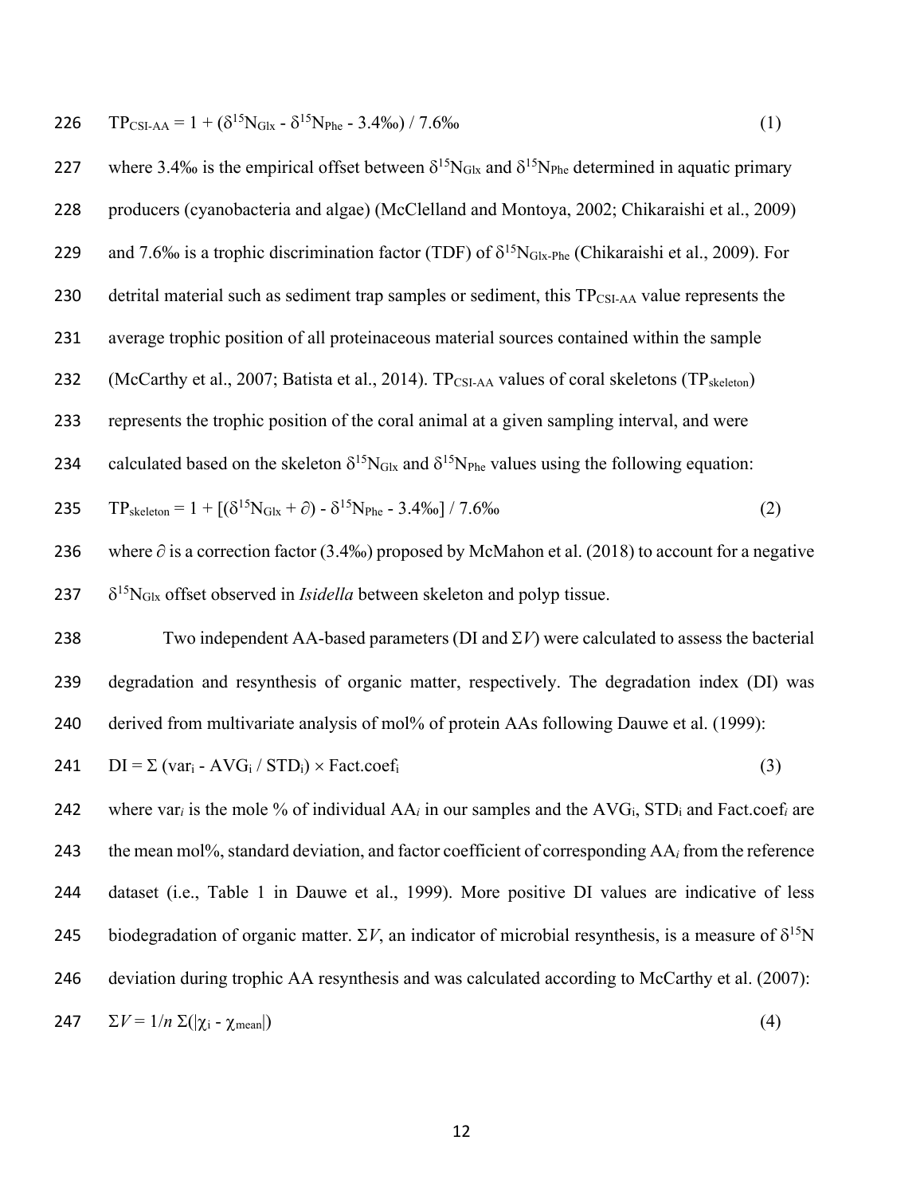$$TP_{CSI\text{-}AA} = 1 + (\delta^{15}N_{Glx} - \delta^{15}N_{Phe} - 3.4‰) / 7.6‰ \quad (1)$$

where 3.4‰ is the empirical offset between $\delta^{15}N_{Glx}$ and $\delta^{15}N_{Phe}$ determined in aquatic primary producers (cyanobacteria and algae) (McClelland and Montoya, 2002; Chikaraishi et al., 2009) and 7.6‰ is a trophic discrimination factor (TDF) of $\delta^{15}N_{Glx\text{-}Phe}$ (Chikaraishi et al., 2009). For detrital material such as sediment trap samples or sediment, this $TP_{CSI\text{-}AA}$ value represents the average trophic position of all proteinaceous material sources contained within the sample (McCarthy et al., 2007; Batista et al., 2014). $TP_{CSI\text{-}AA}$ values of coral skeletons ($TP_{skeleton}$) represents the trophic position of the coral animal at a given sampling interval, and were calculated based on the skeleton $\delta^{15}N_{Glx}$ and $\delta^{15}N_{Phe}$ values using the following equation:

$$TP_{skeleton} = 1 + [(\delta^{15}N_{Glx} + \partial) - \delta^{15}N_{Phe} - 3.4‰] / 7.6‰ \quad (2)$$

where $\partial$ is a correction factor (3.4‰) proposed by McMahon et al. (2018) to account for a negative $\delta^{15}N_{Glx}$ offset observed in *Isidella* between skeleton and polyp tissue.

Two independent AA-based parameters (DI and $\Sigma V$) were calculated to assess the bacterial degradation and resynthesis of organic matter, respectively. The degradation index (DI) was derived from multivariate analysis of mol% of protein AAs following Dauwe et al. (1999):

$$DI = \Sigma\, (var_i - AVG_i / STD_i) \times Fact.coef_i \quad (3)$$

where $var_i$ is the mole % of individual $AA_i$ in our samples and the $AVG_i$, $STD_i$ and $Fact.coef_i$ are the mean mol%, standard deviation, and factor coefficient of corresponding $AA_i$ from the reference dataset (i.e., Table 1 in Dauwe et al., 1999). More positive DI values are indicative of less biodegradation of organic matter. $\Sigma V$, an indicator of microbial resynthesis, is a measure of $\delta^{15}N$ deviation during trophic AA resynthesis and was calculated according to McCarthy et al. (2007):

$$\Sigma V = 1/n\, \Sigma(|\chi_i - \chi_{mean}|) \quad (4)$$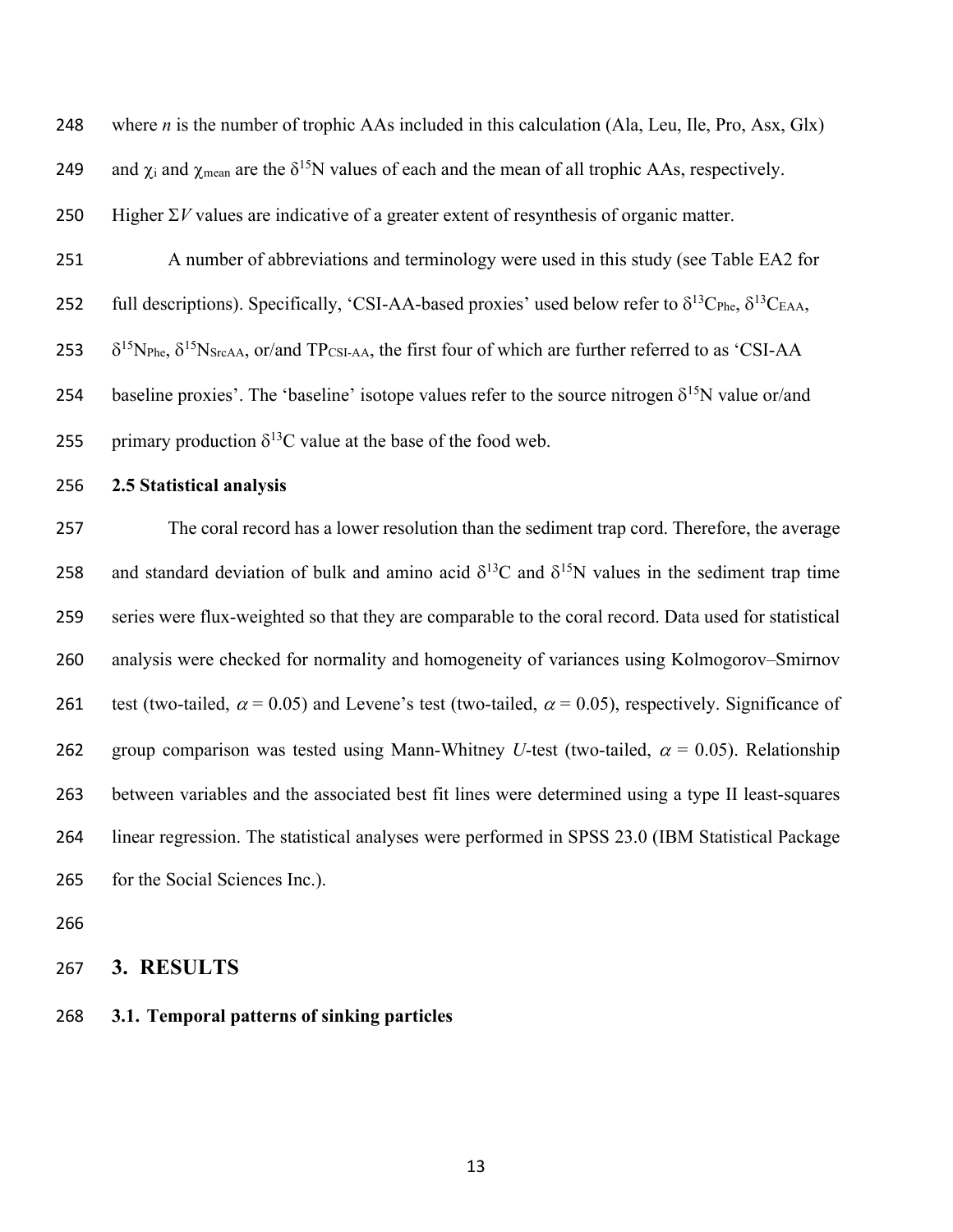where $n$ is the number of trophic AAs included in this calculation (Ala, Leu, Ile, Pro, Asx, Glx) and $\chi_i$ and $\chi_{mean}$ are the $\delta^{15}N$ values of each and the mean of all trophic AAs, respectively. Higher $\Sigma V$ values are indicative of a greater extent of resynthesis of organic matter.

A number of abbreviations and terminology were used in this study (see Table EA2 for full descriptions). Specifically, 'CSI-AA-based proxies' used below refer to $\delta^{13}C_{Phe}$, $\delta^{13}C_{EAA}$, $\delta^{15}N_{Phe}$, $\delta^{15}N_{SrcAA}$, or/and $TP_{CSI\text{-}AA}$, the first four of which are further referred to as 'CSI-AA baseline proxies'. The 'baseline' isotope values refer to the source nitrogen $\delta^{15}N$ value or/and primary production $\delta^{13}C$ value at the base of the food web.

### 2.5 Statistical analysis

The coral record has a lower resolution than the sediment trap cord. Therefore, the average and standard deviation of bulk and amino acid $\delta^{13}C$ and $\delta^{15}N$ values in the sediment trap time series were flux-weighted so that they are comparable to the coral record. Data used for statistical analysis were checked for normality and homogeneity of variances using Kolmogorov–Smirnov test (two-tailed, $\alpha = 0.05$) and Levene's test (two-tailed, $\alpha = 0.05$), respectively. Significance of group comparison was tested using Mann-Whitney $U$-test (two-tailed, $\alpha = 0.05$). Relationship between variables and the associated best fit lines were determined using a type II least-squares linear regression. The statistical analyses were performed in SPSS 23.0 (IBM Statistical Package for the Social Sciences Inc.).

## 3. RESULTS

### 3.1. Temporal patterns of sinking particles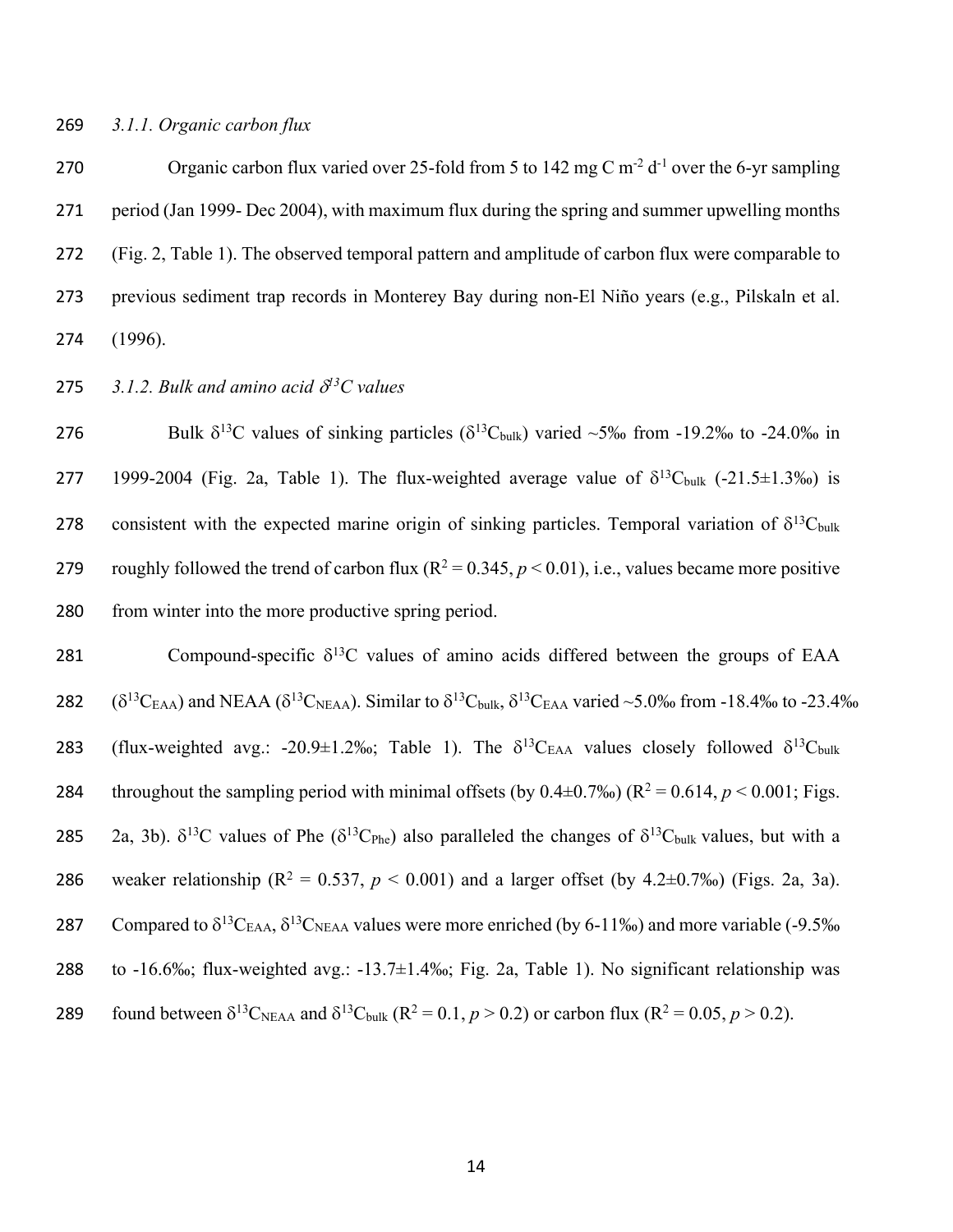### *3.1.1. Organic carbon flux*

Organic carbon flux varied over 25-fold from 5 to 142 mg C $m^{-2}$ $d^{-1}$ over the 6-yr sampling period (Jan 1999- Dec 2004), with maximum flux during the spring and summer upwelling months (Fig. 2, Table 1). The observed temporal pattern and amplitude of carbon flux were comparable to previous sediment trap records in Monterey Bay during non-El Niño years (e.g., Pilskaln et al. (1996).

### *3.1.2. Bulk and amino acid $\delta^{13}C$ values*

Bulk $\delta^{13}C$ values of sinking particles ($\delta^{13}C_{bulk}$) varied ~5‰ from -19.2‰ to -24.0‰ in 1999-2004 (Fig. 2a, Table 1). The flux-weighted average value of $\delta^{13}C_{bulk}$ (-21.5±1.3‰) is consistent with the expected marine origin of sinking particles. Temporal variation of $\delta^{13}C_{bulk}$ roughly followed the trend of carbon flux ($R^2 = 0.345$, $p < 0.01$), i.e., values became more positive from winter into the more productive spring period.

Compound-specific $\delta^{13}C$ values of amino acids differed between the groups of EAA ($\delta^{13}C_{EAA}$) and NEAA ($\delta^{13}C_{NEAA}$). Similar to $\delta^{13}C_{bulk}$, $\delta^{13}C_{EAA}$ varied ~5.0‰ from -18.4‰ to -23.4‰ (flux-weighted avg.: -20.9±1.2‰; Table 1). The $\delta^{13}C_{EAA}$ values closely followed $\delta^{13}C_{bulk}$ throughout the sampling period with minimal offsets (by 0.4±0.7‰) ($R^2 = 0.614$, $p < 0.001$; Figs. 2a, 3b). $\delta^{13}C$ values of Phe ($\delta^{13}C_{Phe}$) also paralleled the changes of $\delta^{13}C_{bulk}$ values, but with a weaker relationship ($R^2 = 0.537$, $p < 0.001$) and a larger offset (by 4.2±0.7‰) (Figs. 2a, 3a). Compared to $\delta^{13}C_{EAA}$, $\delta^{13}C_{NEAA}$ values were more enriched (by 6-11‰) and more variable (-9.5‰ to -16.6‰; flux-weighted avg.: -13.7±1.4‰; Fig. 2a, Table 1). No significant relationship was found between $\delta^{13}C_{NEAA}$ and $\delta^{13}C_{bulk}$ ($R^2 = 0.1$, $p > 0.2$) or carbon flux ($R^2 = 0.05$, $p > 0.2$).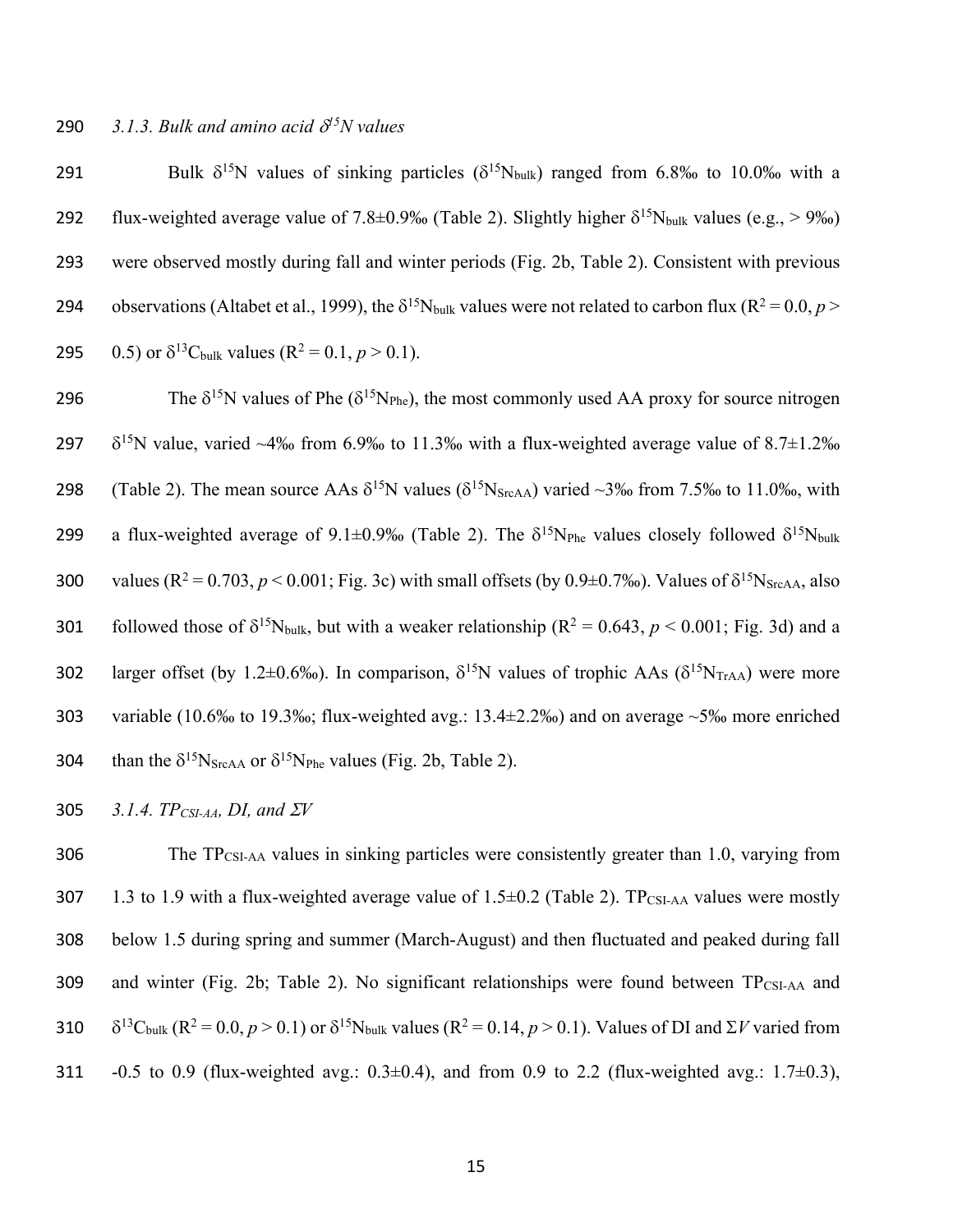*3.1.3. Bulk and amino acid $\delta^{15}N$ values*

Bulk $\delta^{15}N$ values of sinking particles ($\delta^{15}N_{bulk}$) ranged from 6.8‰ to 10.0‰ with a flux-weighted average value of 7.8±0.9‰ (Table 2). Slightly higher $\delta^{15}N_{bulk}$ values (e.g., > 9‰) were observed mostly during fall and winter periods (Fig. 2b, Table 2). Consistent with previous observations (Altabet et al., 1999), the $\delta^{15}N_{bulk}$ values were not related to carbon flux ($R^2 = 0.0$, $p > 0.5$) or $\delta^{13}C_{bulk}$ values ($R^2 = 0.1$, $p > 0.1$).

The $\delta^{15}N$ values of Phe ($\delta^{15}N_{Phe}$), the most commonly used AA proxy for source nitrogen $\delta^{15}N$ value, varied ~4‰ from 6.9‰ to 11.3‰ with a flux-weighted average value of 8.7±1.2‰ (Table 2). The mean source AAs $\delta^{15}N$ values ($\delta^{15}N_{SrcAA}$) varied ~3‰ from 7.5‰ to 11.0‰, with a flux-weighted average of 9.1±0.9‰ (Table 2). The $\delta^{15}N_{Phe}$ values closely followed $\delta^{15}N_{bulk}$ values ($R^2 = 0.703$, $p < 0.001$; Fig. 3c) with small offsets (by 0.9±0.7‰). Values of $\delta^{15}N_{SrcAA}$, also followed those of $\delta^{15}N_{bulk}$, but with a weaker relationship ($R^2 = 0.643$, $p < 0.001$; Fig. 3d) and a larger offset (by 1.2±0.6‰). In comparison, $\delta^{15}N$ values of trophic AAs ($\delta^{15}N_{TrAA}$) were more variable (10.6‰ to 19.3‰; flux-weighted avg.: 13.4±2.2‰) and on average ~5‰ more enriched than the $\delta^{15}N_{SrcAA}$ or $\delta^{15}N_{Phe}$ values (Fig. 2b, Table 2).

*3.1.4. $TP_{CSI\text{-}AA}$, DI, and $\Sigma V$*

The $TP_{CSI\text{-}AA}$ values in sinking particles were consistently greater than 1.0, varying from 1.3 to 1.9 with a flux-weighted average value of 1.5±0.2 (Table 2). $TP_{CSI\text{-}AA}$ values were mostly below 1.5 during spring and summer (March-August) and then fluctuated and peaked during fall and winter (Fig. 2b; Table 2). No significant relationships were found between $TP_{CSI\text{-}AA}$ and $\delta^{13}C_{bulk}$ ($R^2 = 0.0$, $p > 0.1$) or $\delta^{15}N_{bulk}$ values ($R^2 = 0.14$, $p > 0.1$). Values of DI and $\Sigma V$ varied from -0.5 to 0.9 (flux-weighted avg.: 0.3±0.4), and from 0.9 to 2.2 (flux-weighted avg.: 1.7±0.3),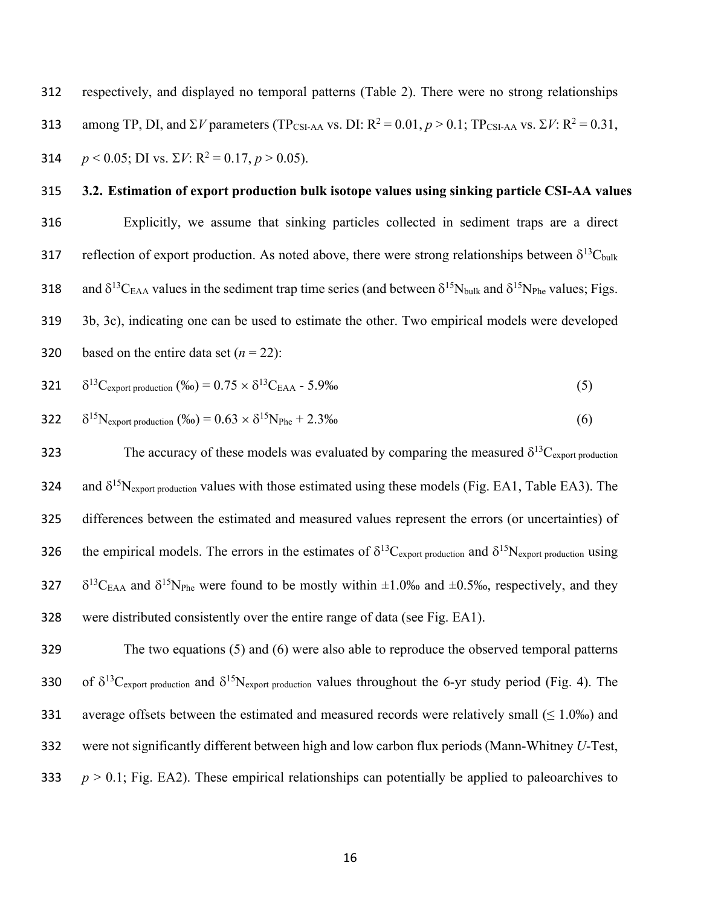respectively, and displayed no temporal patterns (Table 2). There were no strong relationships among TP, DI, and $\Sigma V$ parameters ($TP_{CSI\text{-}AA}$ vs. DI: $R^2 = 0.01$, $p > 0.1$; $TP_{CSI\text{-}AA}$ vs. $\Sigma V$: $R^2 = 0.31$, $p < 0.05$; DI vs. $\Sigma V$: $R^2 = 0.17$, $p > 0.05$).

### 3.2. Estimation of export production bulk isotope values using sinking particle CSI-AA values

Explicitly, we assume that sinking particles collected in sediment traps are a direct reflection of export production. As noted above, there were strong relationships between $\delta^{13}C_{bulk}$ and $\delta^{13}C_{EAA}$ values in the sediment trap time series (and between $\delta^{15}N_{bulk}$ and $\delta^{15}N_{Phe}$ values; Figs. 3b, 3c), indicating one can be used to estimate the other. Two empirical models were developed based on the entire data set ($n = 22$):

$$\delta^{13}C_{\text{export production}} \text{ (‰)} = 0.75 \times \delta^{13}C_{EAA} - 5.9\text{‰} \tag{5}$$

$$\delta^{15}N_{\text{export production}} \text{ (‰)} = 0.63 \times \delta^{15}N_{Phe} + 2.3\text{‰} \tag{6}$$

The accuracy of these models was evaluated by comparing the measured $\delta^{13}C_{\text{export production}}$ and $\delta^{15}N_{\text{export production}}$ values with those estimated using these models (Fig. EA1, Table EA3). The differences between the estimated and measured values represent the errors (or uncertainties) of the empirical models. The errors in the estimates of $\delta^{13}C_{\text{export production}}$ and $\delta^{15}N_{\text{export production}}$ using $\delta^{13}C_{EAA}$ and $\delta^{15}N_{Phe}$ were found to be mostly within ±1.0‰ and ±0.5‰, respectively, and they were distributed consistently over the entire range of data (see Fig. EA1).

The two equations (5) and (6) were also able to reproduce the observed temporal patterns of $\delta^{13}C_{\text{export production}}$ and $\delta^{15}N_{\text{export production}}$ values throughout the 6-yr study period (Fig. 4). The average offsets between the estimated and measured records were relatively small (≤ 1.0‰) and were not significantly different between high and low carbon flux periods (Mann-Whitney *U*-Test, $p > 0.1$; Fig. EA2). These empirical relationships can potentially be applied to paleoarchives to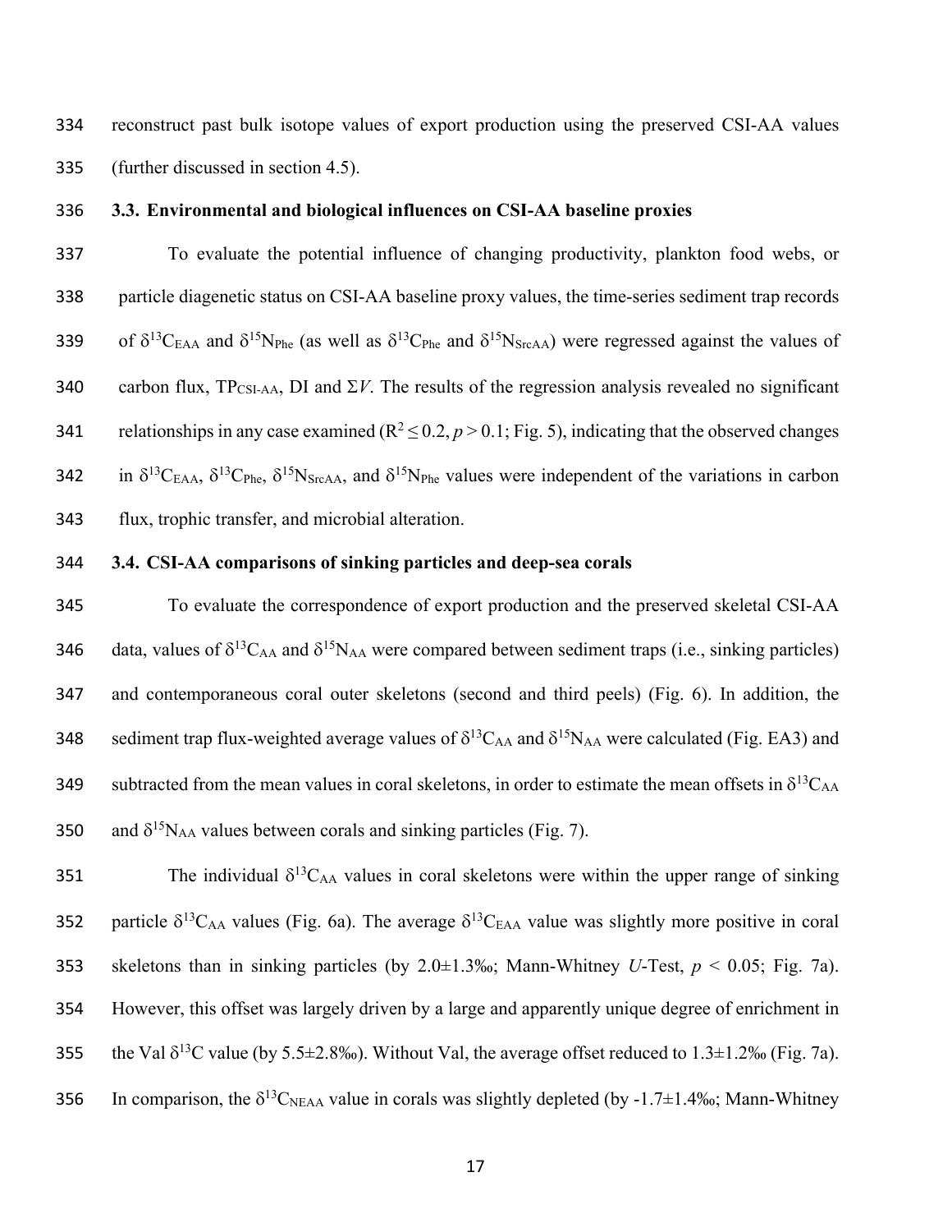reconstruct past bulk isotope values of export production using the preserved CSI-AA values (further discussed in section 4.5).

### 3.3. Environmental and biological influences on CSI-AA baseline proxies

To evaluate the potential influence of changing productivity, plankton food webs, or particle diagenetic status on CSI-AA baseline proxy values, the time-series sediment trap records of $\delta^{13}C_{EAA}$ and $\delta^{15}N_{Phe}$ (as well as $\delta^{13}C_{Phe}$ and $\delta^{15}N_{SrcAA}$) were regressed against the values of carbon flux, $TP_{CSI\text{-}AA}$, DI and $\Sigma V$. The results of the regression analysis revealed no significant relationships in any case examined ($R^2 \leq 0.2$, $p > 0.1$; Fig. 5), indicating that the observed changes in $\delta^{13}C_{EAA}$, $\delta^{13}C_{Phe}$, $\delta^{15}N_{SrcAA}$, and $\delta^{15}N_{Phe}$ values were independent of the variations in carbon flux, trophic transfer, and microbial alteration.

### 3.4. CSI-AA comparisons of sinking particles and deep-sea corals

To evaluate the correspondence of export production and the preserved skeletal CSI-AA data, values of $\delta^{13}C_{AA}$ and $\delta^{15}N_{AA}$ were compared between sediment traps (i.e., sinking particles) and contemporaneous coral outer skeletons (second and third peels) (Fig. 6). In addition, the sediment trap flux-weighted average values of $\delta^{13}C_{AA}$ and $\delta^{15}N_{AA}$ were calculated (Fig. EA3) and subtracted from the mean values in coral skeletons, in order to estimate the mean offsets in $\delta^{13}C_{AA}$ and $\delta^{15}N_{AA}$ values between corals and sinking particles (Fig. 7).

The individual $\delta^{13}C_{AA}$ values in coral skeletons were within the upper range of sinking particle $\delta^{13}C_{AA}$ values (Fig. 6a). The average $\delta^{13}C_{EAA}$ value was slightly more positive in coral skeletons than in sinking particles (by 2.0±1.3‰; Mann-Whitney *U*-Test, $p < 0.05$; Fig. 7a). However, this offset was largely driven by a large and apparently unique degree of enrichment in the Val $\delta^{13}C$ value (by 5.5±2.8‰). Without Val, the average offset reduced to 1.3±1.2‰ (Fig. 7a). In comparison, the $\delta^{13}C_{NEAA}$ value in corals was slightly depleted (by -1.7±1.4‰; Mann-Whitney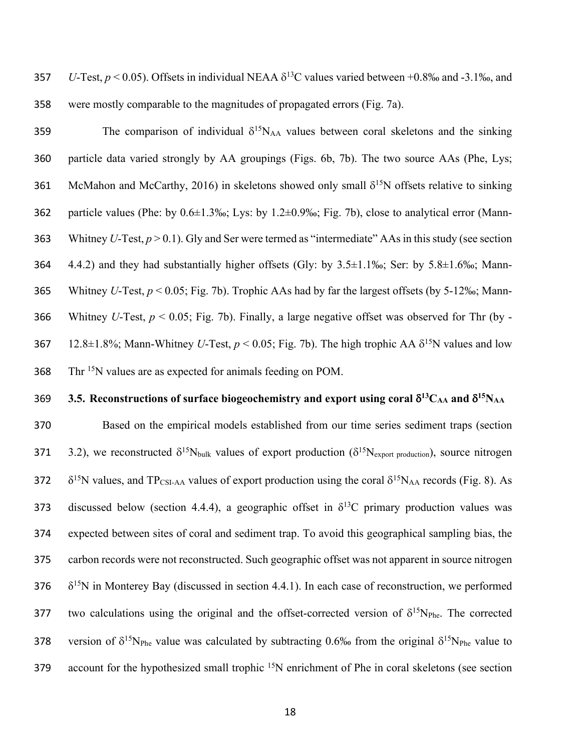*U*-Test, $p < 0.05$). Offsets in individual NEAA $\delta^{13}C$ values varied between +0.8‰ and -3.1‰, and were mostly comparable to the magnitudes of propagated errors (Fig. 7a).

The comparison of individual $\delta^{15}N_{AA}$ values between coral skeletons and the sinking particle data varied strongly by AA groupings (Figs. 6b, 7b). The two source AAs (Phe, Lys; McMahon and McCarthy, 2016) in skeletons showed only small $\delta^{15}N$ offsets relative to sinking particle values (Phe: by 0.6±1.3‰; Lys: by 1.2±0.9‰; Fig. 7b), close to analytical error (Mann-Whitney *U*-Test, $p > 0.1$). Gly and Ser were termed as "intermediate" AAs in this study (see section 4.4.2) and they had substantially higher offsets (Gly: by 3.5±1.1‰; Ser: by 5.8±1.6‰; Mann-Whitney *U*-Test, $p < 0.05$; Fig. 7b). Trophic AAs had by far the largest offsets (by 5-12‰; Mann-Whitney *U*-Test, $p < 0.05$; Fig. 7b). Finally, a large negative offset was observed for Thr (by -12.8±1.8%; Mann-Whitney *U*-Test, $p < 0.05$; Fig. 7b). The high trophic AA $\delta^{15}N$ values and low Thr $^{15}N$ values are as expected for animals feeding on POM.

### 3.5. Reconstructions of surface biogeochemistry and export using coral $\delta^{13}C_{AA}$ and $\delta^{15}N_{AA}$

Based on the empirical models established from our time series sediment traps (section 3.2), we reconstructed $\delta^{15}N_{bulk}$ values of export production ($\delta^{15}N_{export\ production}$), source nitrogen $\delta^{15}N$ values, and $TP_{CSI\text{-}AA}$ values of export production using the coral $\delta^{15}N_{AA}$ records (Fig. 8). As discussed below (section 4.4.4), a geographic offset in $\delta^{13}C$ primary production values was expected between sites of coral and sediment trap. To avoid this geographical sampling bias, the carbon records were not reconstructed. Such geographic offset was not apparent in source nitrogen $\delta^{15}N$ in Monterey Bay (discussed in section 4.4.1). In each case of reconstruction, we performed two calculations using the original and the offset-corrected version of $\delta^{15}N_{Phe}$. The corrected version of $\delta^{15}N_{Phe}$ value was calculated by subtracting 0.6‰ from the original $\delta^{15}N_{Phe}$ value to account for the hypothesized small trophic $^{15}N$ enrichment of Phe in coral skeletons (see section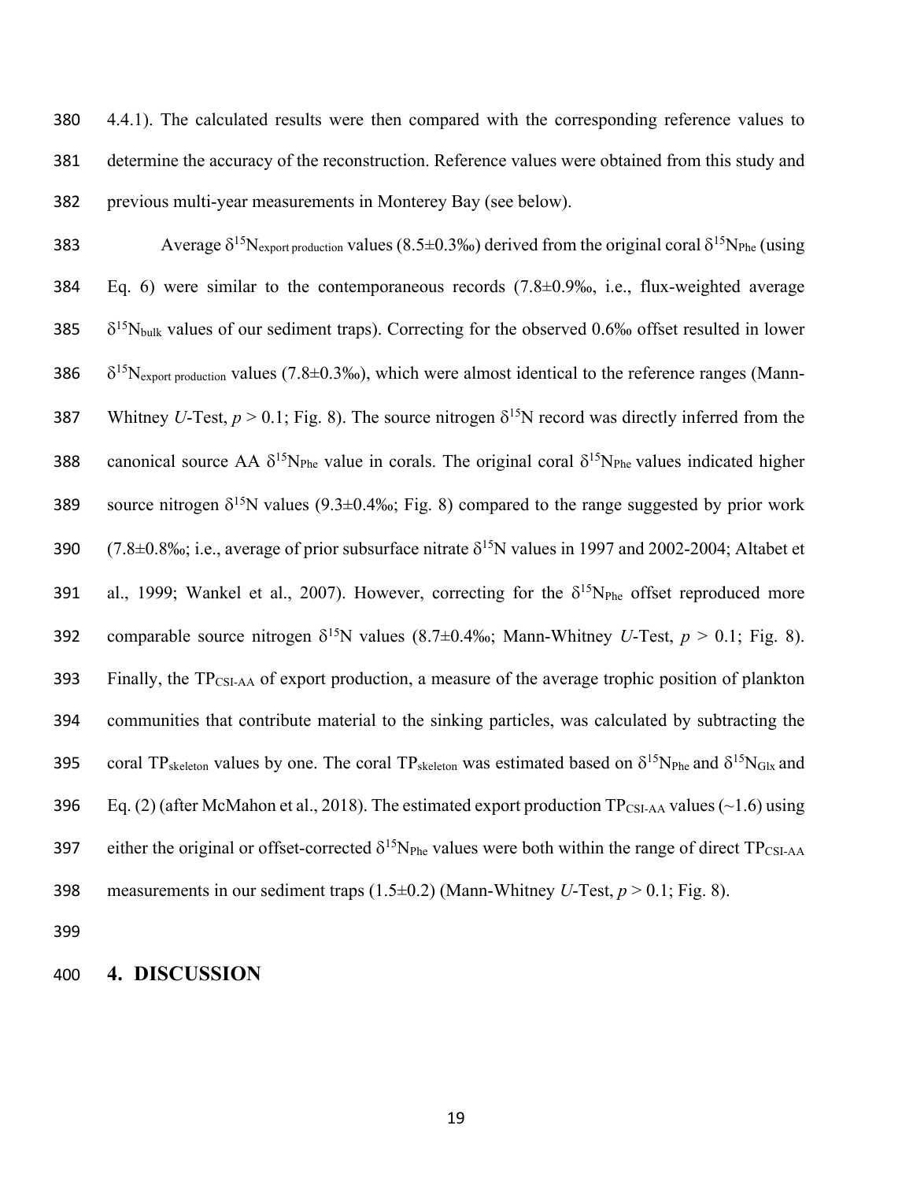4.4.1). The calculated results were then compared with the corresponding reference values to determine the accuracy of the reconstruction. Reference values were obtained from this study and previous multi-year measurements in Monterey Bay (see below).

Average $\delta^{15}N_{export\ production}$ values (8.5±0.3‰) derived from the original coral $\delta^{15}N_{Phe}$ (using Eq. 6) were similar to the contemporaneous records (7.8±0.9‰, i.e., flux-weighted average $\delta^{15}N_{bulk}$ values of our sediment traps). Correcting for the observed 0.6‰ offset resulted in lower $\delta^{15}N_{export\ production}$ values (7.8±0.3‰), which were almost identical to the reference ranges (Mann-Whitney *U*-Test, $p > 0.1$; Fig. 8). The source nitrogen $\delta^{15}N$ record was directly inferred from the canonical source AA $\delta^{15}N_{Phe}$ value in corals. The original coral $\delta^{15}N_{Phe}$ values indicated higher source nitrogen $\delta^{15}N$ values (9.3±0.4‰; Fig. 8) compared to the range suggested by prior work (7.8±0.8‰; i.e., average of prior subsurface nitrate $\delta^{15}N$ values in 1997 and 2002-2004; Altabet et al., 1999; Wankel et al., 2007). However, correcting for the $\delta^{15}N_{Phe}$ offset reproduced more comparable source nitrogen $\delta^{15}N$ values (8.7±0.4‰; Mann-Whitney *U*-Test, $p > 0.1$; Fig. 8). Finally, the $TP_{CSI\text{-}AA}$ of export production, a measure of the average trophic position of plankton communities that contribute material to the sinking particles, was calculated by subtracting the coral $TP_{skeleton}$ values by one. The coral $TP_{skeleton}$ was estimated based on $\delta^{15}N_{Phe}$ and $\delta^{15}N_{Glx}$ and Eq. (2) (after McMahon et al., 2018). The estimated export production $TP_{CSI\text{-}AA}$ values (~1.6) using either the original or offset-corrected $\delta^{15}N_{Phe}$ values were both within the range of direct $TP_{CSI\text{-}AA}$ measurements in our sediment traps (1.5±0.2) (Mann-Whitney *U*-Test, $p > 0.1$; Fig. 8).

# 4. DISCUSSION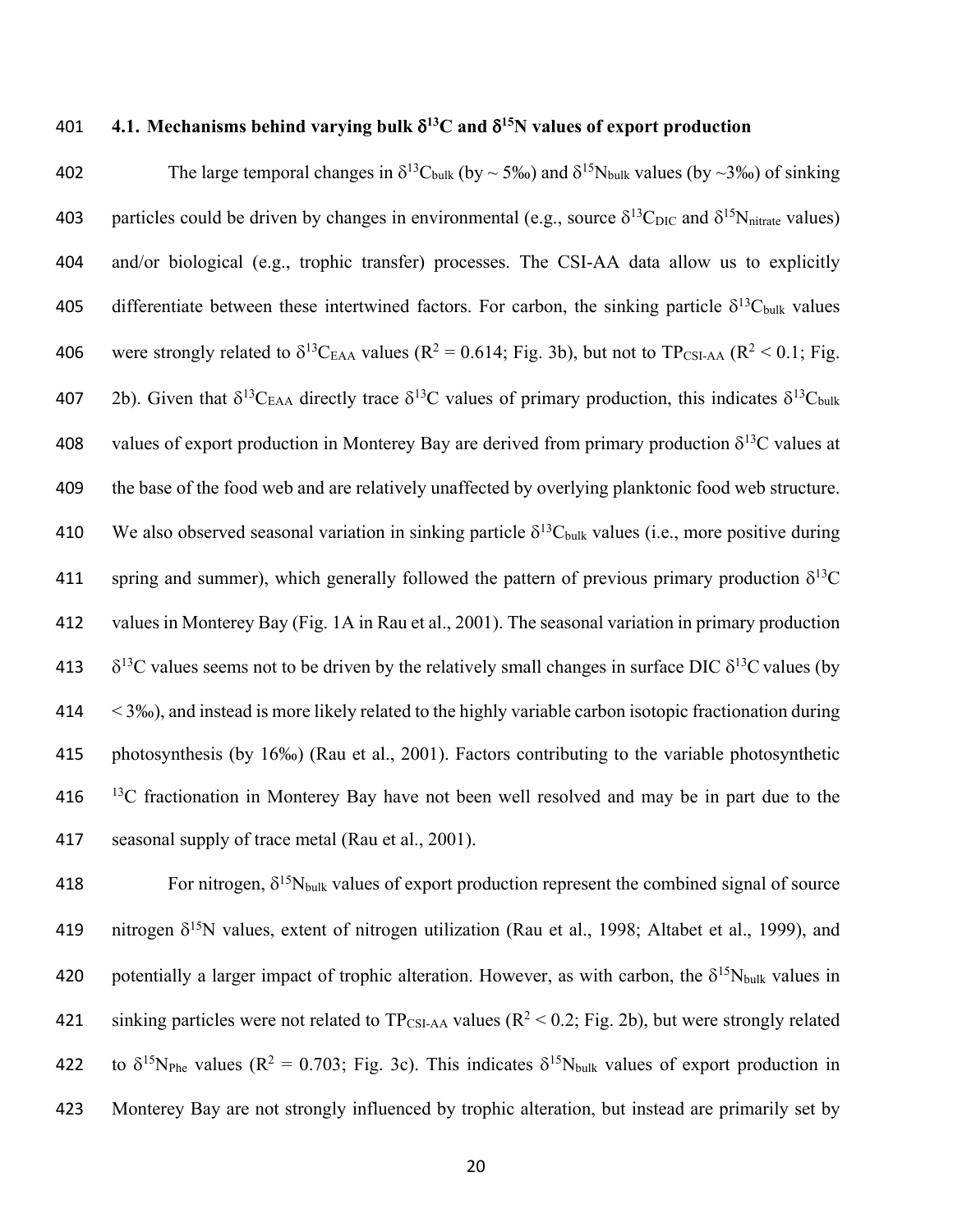### 4.1. Mechanisms behind varying bulk $\delta^{13}C$ and $\delta^{15}N$ values of export production

The large temporal changes in $\delta^{13}C_{bulk}$ (by ~ 5‰) and $\delta^{15}N_{bulk}$ values (by ~3‰) of sinking particles could be driven by changes in environmental (e.g., source $\delta^{13}C_{DIC}$ and $\delta^{15}N_{nitrate}$ values) and/or biological (e.g., trophic transfer) processes. The CSI-AA data allow us to explicitly differentiate between these intertwined factors. For carbon, the sinking particle $\delta^{13}C_{bulk}$ values were strongly related to $\delta^{13}C_{EAA}$ values ($R^2 = 0.614$; Fig. 3b), but not to $TP_{CSI-AA}$ ($R^2 < 0.1$; Fig. 2b). Given that $\delta^{13}C_{EAA}$ directly trace $\delta^{13}C$ values of primary production, this indicates $\delta^{13}C_{bulk}$ values of export production in Monterey Bay are derived from primary production $\delta^{13}C$ values at the base of the food web and are relatively unaffected by overlying planktonic food web structure. We also observed seasonal variation in sinking particle $\delta^{13}C_{bulk}$ values (i.e., more positive during spring and summer), which generally followed the pattern of previous primary production $\delta^{13}C$ values in Monterey Bay (Fig. 1A in Rau et al., 2001). The seasonal variation in primary production $\delta^{13}C$ values seems not to be driven by the relatively small changes in surface DIC $\delta^{13}C$ values (by < 3‰), and instead is more likely related to the highly variable carbon isotopic fractionation during photosynthesis (by 16‰) (Rau et al., 2001). Factors contributing to the variable photosynthetic $^{13}C$ fractionation in Monterey Bay have not been well resolved and may be in part due to the seasonal supply of trace metal (Rau et al., 2001).

For nitrogen, $\delta^{15}N_{bulk}$ values of export production represent the combined signal of source nitrogen $\delta^{15}N$ values, extent of nitrogen utilization (Rau et al., 1998; Altabet et al., 1999), and potentially a larger impact of trophic alteration. However, as with carbon, the $\delta^{15}N_{bulk}$ values in sinking particles were not related to $TP_{CSI-AA}$ values ($R^2 < 0.2$; Fig. 2b), but were strongly related to $\delta^{15}N_{Phe}$ values ($R^2 = 0.703$; Fig. 3c). This indicates $\delta^{15}N_{bulk}$ values of export production in Monterey Bay are not strongly influenced by trophic alteration, but instead are primarily set by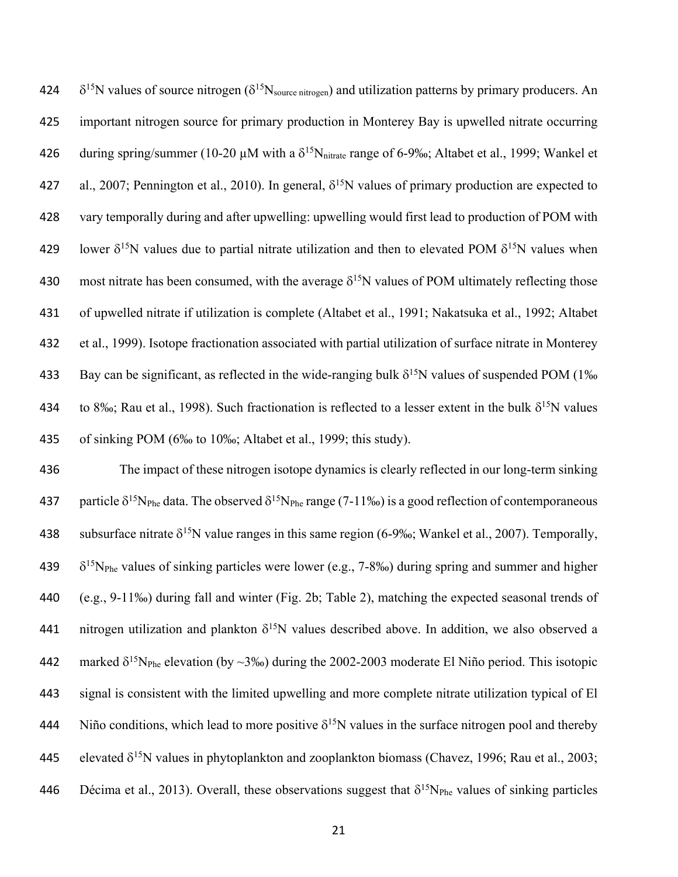$\delta^{15}N$ values of source nitrogen ($\delta^{15}N_{source\ nitrogen}$) and utilization patterns by primary producers. An important nitrogen source for primary production in Monterey Bay is upwelled nitrate occurring during spring/summer (10-20 μM with a $\delta^{15}N_{nitrate}$ range of 6-9‰; Altabet et al., 1999; Wankel et al., 2007; Pennington et al., 2010). In general, $\delta^{15}N$ values of primary production are expected to vary temporally during and after upwelling: upwelling would first lead to production of POM with lower $\delta^{15}N$ values due to partial nitrate utilization and then to elevated POM $\delta^{15}N$ values when most nitrate has been consumed, with the average $\delta^{15}N$ values of POM ultimately reflecting those of upwelled nitrate if utilization is complete (Altabet et al., 1991; Nakatsuka et al., 1992; Altabet et al., 1999). Isotope fractionation associated with partial utilization of surface nitrate in Monterey Bay can be significant, as reflected in the wide-ranging bulk $\delta^{15}N$ values of suspended POM (1‰ to 8‰; Rau et al., 1998). Such fractionation is reflected to a lesser extent in the bulk $\delta^{15}N$ values of sinking POM (6‰ to 10‰; Altabet et al., 1999; this study).

The impact of these nitrogen isotope dynamics is clearly reflected in our long-term sinking particle $\delta^{15}N_{Phe}$ data. The observed $\delta^{15}N_{Phe}$ range (7-11‰) is a good reflection of contemporaneous subsurface nitrate $\delta^{15}N$ value ranges in this same region (6-9‰; Wankel et al., 2007). Temporally, $\delta^{15}N_{Phe}$ values of sinking particles were lower (e.g., 7-8‰) during spring and summer and higher (e.g., 9-11‰) during fall and winter (Fig. 2b; Table 2), matching the expected seasonal trends of nitrogen utilization and plankton $\delta^{15}N$ values described above. In addition, we also observed a marked $\delta^{15}N_{Phe}$ elevation (by ~3‰) during the 2002-2003 moderate El Niño period. This isotopic signal is consistent with the limited upwelling and more complete nitrate utilization typical of El Niño conditions, which lead to more positive $\delta^{15}N$ values in the surface nitrogen pool and thereby elevated $\delta^{15}N$ values in phytoplankton and zooplankton biomass (Chavez, 1996; Rau et al., 2003; Décima et al., 2013). Overall, these observations suggest that $\delta^{15}N_{Phe}$ values of sinking particles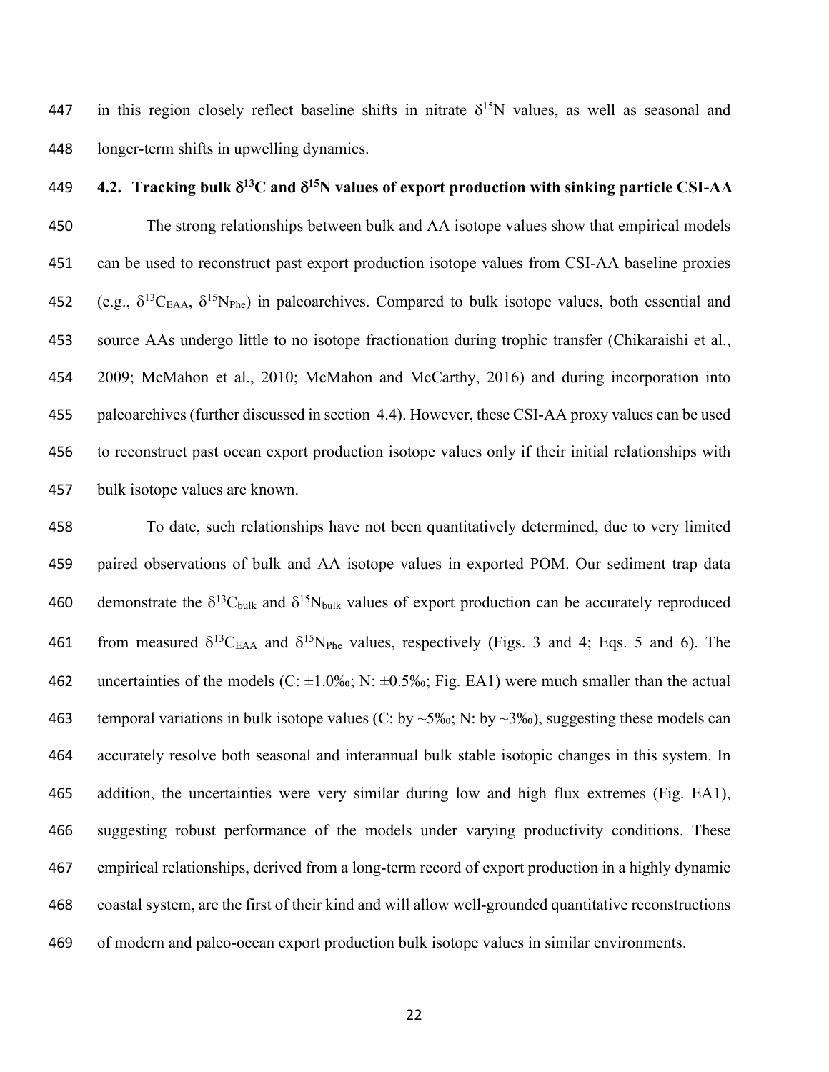in this region closely reflect baseline shifts in nitrate $\delta^{15}N$ values, as well as seasonal and longer-term shifts in upwelling dynamics.

### 4.2. Tracking bulk $\delta^{13}C$ and $\delta^{15}N$ values of export production with sinking particle CSI-AA

The strong relationships between bulk and AA isotope values show that empirical models can be used to reconstruct past export production isotope values from CSI-AA baseline proxies (e.g., $\delta^{13}C_{EAA}$, $\delta^{15}N_{Phe}$) in paleoarchives. Compared to bulk isotope values, both essential and source AAs undergo little to no isotope fractionation during trophic transfer (Chikaraishi et al., 2009; McMahon et al., 2010; McMahon and McCarthy, 2016) and during incorporation into paleoarchives (further discussed in section 4.4). However, these CSI-AA proxy values can be used to reconstruct past ocean export production isotope values only if their initial relationships with bulk isotope values are known.

To date, such relationships have not been quantitatively determined, due to very limited paired observations of bulk and AA isotope values in exported POM. Our sediment trap data demonstrate the $\delta^{13}C_{bulk}$ and $\delta^{15}N_{bulk}$ values of export production can be accurately reproduced from measured $\delta^{13}C_{EAA}$ and $\delta^{15}N_{Phe}$ values, respectively (Figs. 3 and 4; Eqs. 5 and 6). The uncertainties of the models (C: ±1.0‰; N: ±0.5‰; Fig. EA1) were much smaller than the actual temporal variations in bulk isotope values (C: by ~5‰; N: by ~3‰), suggesting these models can accurately resolve both seasonal and interannual bulk stable isotopic changes in this system. In addition, the uncertainties were very similar during low and high flux extremes (Fig. EA1), suggesting robust performance of the models under varying productivity conditions. These empirical relationships, derived from a long-term record of export production in a highly dynamic coastal system, are the first of their kind and will allow well-grounded quantitative reconstructions of modern and paleo-ocean export production bulk isotope values in similar environments.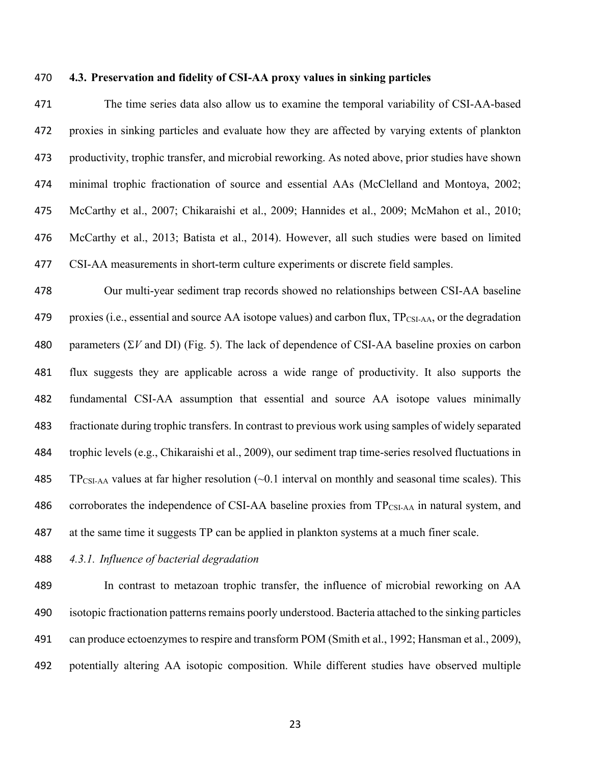### 4.3. Preservation and fidelity of CSI-AA proxy values in sinking particles

The time series data also allow us to examine the temporal variability of CSI-AA-based proxies in sinking particles and evaluate how they are affected by varying extents of plankton productivity, trophic transfer, and microbial reworking. As noted above, prior studies have shown minimal trophic fractionation of source and essential AAs (McClelland and Montoya, 2002; McCarthy et al., 2007; Chikaraishi et al., 2009; Hannides et al., 2009; McMahon et al., 2010; McCarthy et al., 2013; Batista et al., 2014). However, all such studies were based on limited CSI-AA measurements in short-term culture experiments or discrete field samples.

Our multi-year sediment trap records showed no relationships between CSI-AA baseline proxies (i.e., essential and source AA isotope values) and carbon flux, $TP_{CSI\text{-}AA}$, or the degradation parameters ($\Sigma V$ and DI) (Fig. 5). The lack of dependence of CSI-AA baseline proxies on carbon flux suggests they are applicable across a wide range of productivity. It also supports the fundamental CSI-AA assumption that essential and source AA isotope values minimally fractionate during trophic transfers. In contrast to previous work using samples of widely separated trophic levels (e.g., Chikaraishi et al., 2009), our sediment trap time-series resolved fluctuations in $TP_{CSI\text{-}AA}$ values at far higher resolution (~0.1 interval on monthly and seasonal time scales). This corroborates the independence of CSI-AA baseline proxies from $TP_{CSI\text{-}AA}$ in natural system, and at the same time it suggests TP can be applied in plankton systems at a much finer scale.

#### *4.3.1. Influence of bacterial degradation*

In contrast to metazoan trophic transfer, the influence of microbial reworking on AA isotopic fractionation patterns remains poorly understood. Bacteria attached to the sinking particles can produce ectoenzymes to respire and transform POM (Smith et al., 1992; Hansman et al., 2009), potentially altering AA isotopic composition. While different studies have observed multiple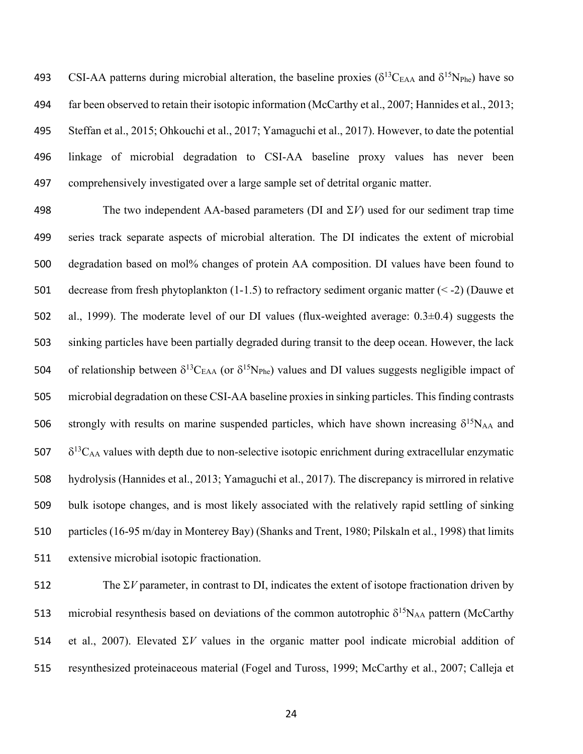CSI-AA patterns during microbial alteration, the baseline proxies ($\delta^{13}C_{EAA}$ and $\delta^{15}N_{Phe}$) have so far been observed to retain their isotopic information (McCarthy et al., 2007; Hannides et al., 2013; Steffan et al., 2015; Ohkouchi et al., 2017; Yamaguchi et al., 2017). However, to date the potential linkage of microbial degradation to CSI-AA baseline proxy values has never been comprehensively investigated over a large sample set of detrital organic matter.

The two independent AA-based parameters (DI and $\Sigma V$) used for our sediment trap time series track separate aspects of microbial alteration. The DI indicates the extent of microbial degradation based on mol% changes of protein AA composition. DI values have been found to decrease from fresh phytoplankton (1-1.5) to refractory sediment organic matter (< -2) (Dauwe et al., 1999). The moderate level of our DI values (flux-weighted average: 0.3±0.4) suggests the sinking particles have been partially degraded during transit to the deep ocean. However, the lack of relationship between $\delta^{13}C_{EAA}$ (or $\delta^{15}N_{Phe}$) values and DI values suggests negligible impact of microbial degradation on these CSI-AA baseline proxies in sinking particles. This finding contrasts strongly with results on marine suspended particles, which have shown increasing $\delta^{15}N_{AA}$ and $\delta^{13}C_{AA}$ values with depth due to non-selective isotopic enrichment during extracellular enzymatic hydrolysis (Hannides et al., 2013; Yamaguchi et al., 2017). The discrepancy is mirrored in relative bulk isotope changes, and is most likely associated with the relatively rapid settling of sinking particles (16-95 m/day in Monterey Bay) (Shanks and Trent, 1980; Pilskaln et al., 1998) that limits extensive microbial isotopic fractionation.

The $\Sigma V$ parameter, in contrast to DI, indicates the extent of isotope fractionation driven by microbial resynthesis based on deviations of the common autotrophic $\delta^{15}N_{AA}$ pattern (McCarthy et al., 2007). Elevated $\Sigma V$ values in the organic matter pool indicate microbial addition of resynthesized proteinaceous material (Fogel and Tuross, 1999; McCarthy et al., 2007; Calleja et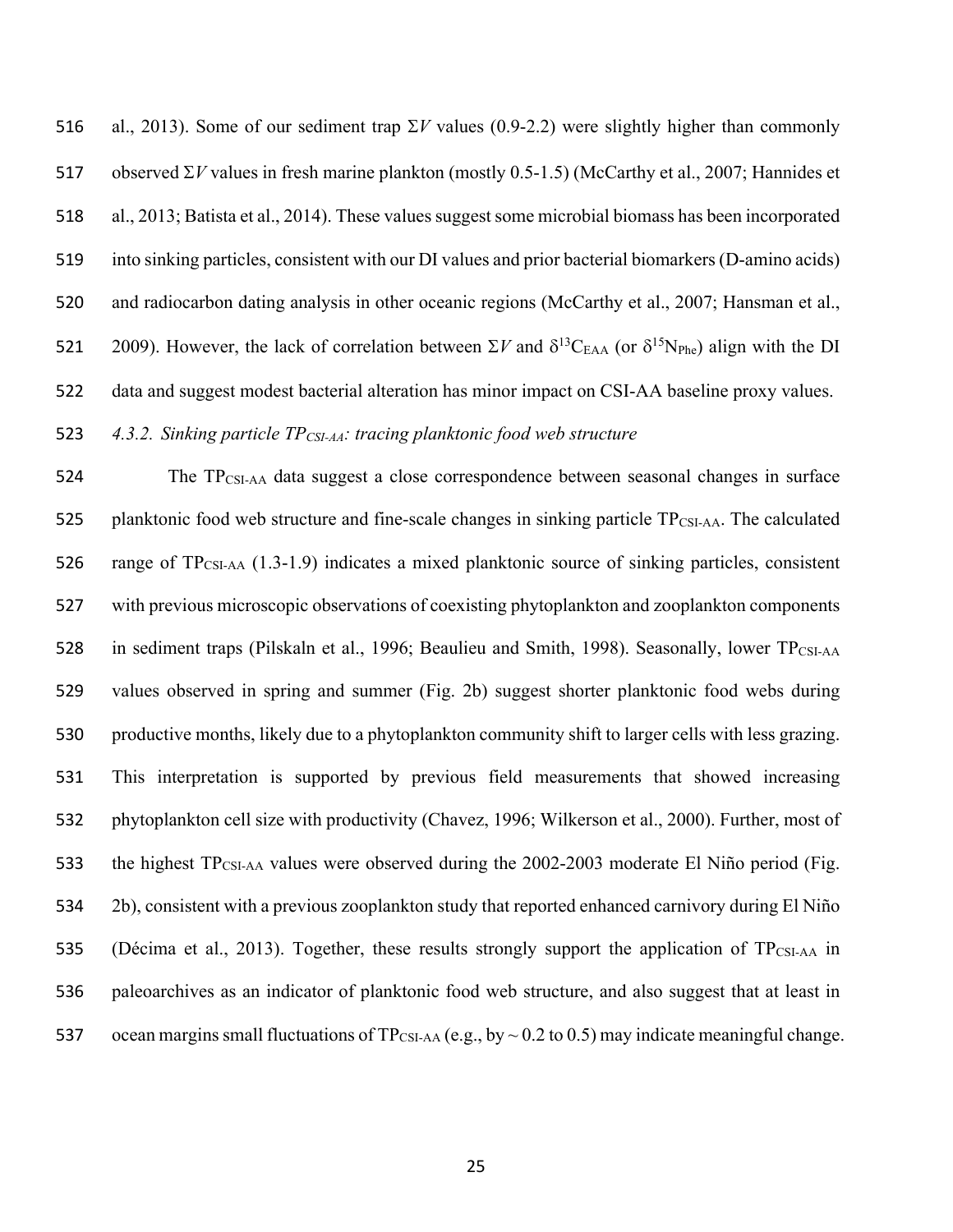al., 2013). Some of our sediment trap $\Sigma V$ values (0.9-2.2) were slightly higher than commonly observed $\Sigma V$ values in fresh marine plankton (mostly 0.5-1.5) (McCarthy et al., 2007; Hannides et al., 2013; Batista et al., 2014). These values suggest some microbial biomass has been incorporated into sinking particles, consistent with our DI values and prior bacterial biomarkers (D-amino acids) and radiocarbon dating analysis in other oceanic regions (McCarthy et al., 2007; Hansman et al., 2009). However, the lack of correlation between $\Sigma V$ and $\delta^{13}C_{EAA}$ (or $\delta^{15}N_{Phe}$) align with the DI data and suggest modest bacterial alteration has minor impact on CSI-AA baseline proxy values.

*4.3.2. Sinking particle $TP_{CSI\text{-}AA}$: tracing planktonic food web structure*

The $TP_{CSI\text{-}AA}$ data suggest a close correspondence between seasonal changes in surface planktonic food web structure and fine-scale changes in sinking particle $TP_{CSI\text{-}AA}$. The calculated range of $TP_{CSI\text{-}AA}$ (1.3-1.9) indicates a mixed planktonic source of sinking particles, consistent with previous microscopic observations of coexisting phytoplankton and zooplankton components in sediment traps (Pilskaln et al., 1996; Beaulieu and Smith, 1998). Seasonally, lower $TP_{CSI\text{-}AA}$ values observed in spring and summer (Fig. 2b) suggest shorter planktonic food webs during productive months, likely due to a phytoplankton community shift to larger cells with less grazing. This interpretation is supported by previous field measurements that showed increasing phytoplankton cell size with productivity (Chavez, 1996; Wilkerson et al., 2000). Further, most of the highest $TP_{CSI\text{-}AA}$ values were observed during the 2002-2003 moderate El Niño period (Fig. 2b), consistent with a previous zooplankton study that reported enhanced carnivory during El Niño (Décima et al., 2013). Together, these results strongly support the application of $TP_{CSI\text{-}AA}$ in paleoarchives as an indicator of planktonic food web structure, and also suggest that at least in ocean margins small fluctuations of $TP_{CSI\text{-}AA}$ (e.g., by ~ 0.2 to 0.5) may indicate meaningful change.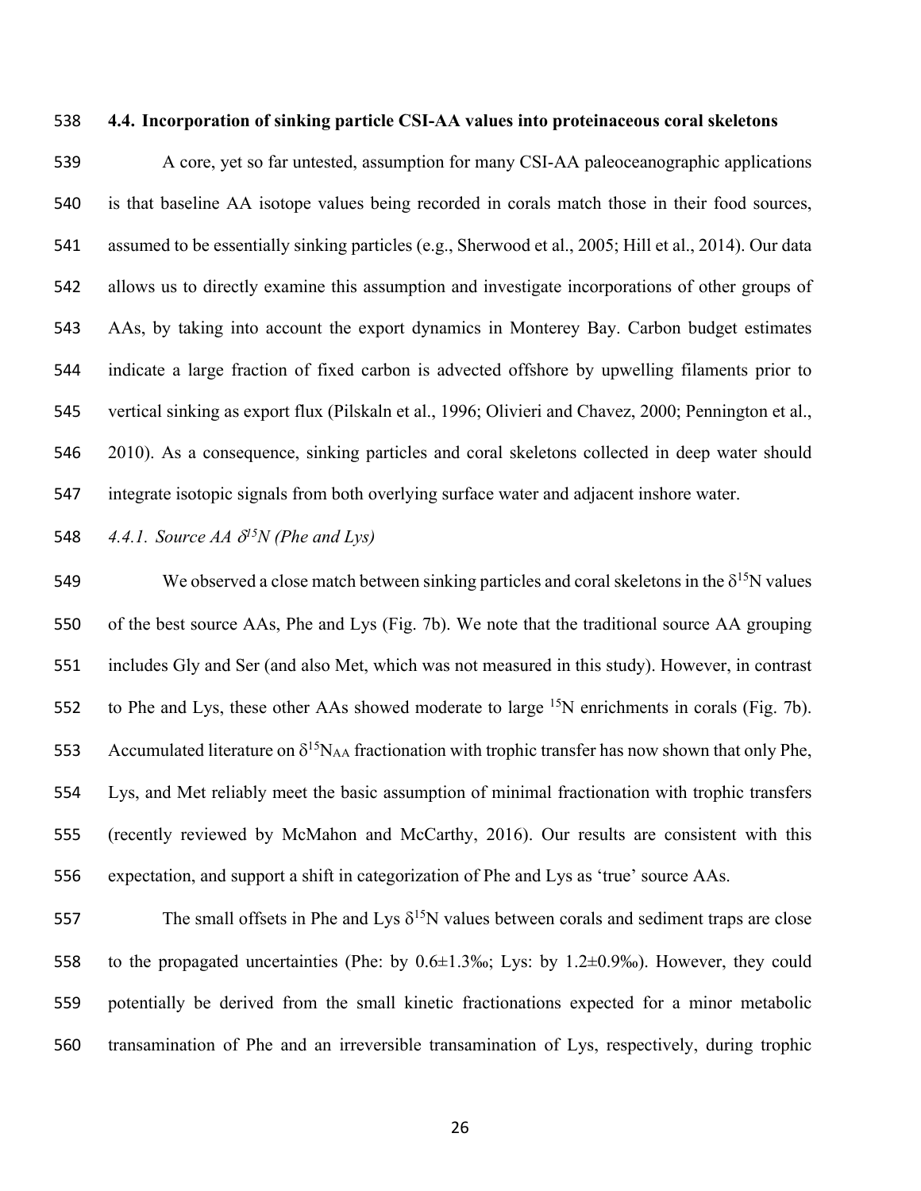### 4.4. Incorporation of sinking particle CSI-AA values into proteinaceous coral skeletons

A core, yet so far untested, assumption for many CSI-AA paleoceanographic applications is that baseline AA isotope values being recorded in corals match those in their food sources, assumed to be essentially sinking particles (e.g., Sherwood et al., 2005; Hill et al., 2014). Our data allows us to directly examine this assumption and investigate incorporations of other groups of AAs, by taking into account the export dynamics in Monterey Bay. Carbon budget estimates indicate a large fraction of fixed carbon is advected offshore by upwelling filaments prior to vertical sinking as export flux (Pilskaln et al., 1996; Olivieri and Chavez, 2000; Pennington et al., 2010). As a consequence, sinking particles and coral skeletons collected in deep water should integrate isotopic signals from both overlying surface water and adjacent inshore water.

#### *4.4.1. Source AA $\delta^{15}N$ (Phe and Lys)*

We observed a close match between sinking particles and coral skeletons in the $\delta^{15}N$ values of the best source AAs, Phe and Lys (Fig. 7b). We note that the traditional source AA grouping includes Gly and Ser (and also Met, which was not measured in this study). However, in contrast to Phe and Lys, these other AAs showed moderate to large $^{15}N$ enrichments in corals (Fig. 7b). Accumulated literature on $\delta^{15}N_{AA}$ fractionation with trophic transfer has now shown that only Phe, Lys, and Met reliably meet the basic assumption of minimal fractionation with trophic transfers (recently reviewed by McMahon and McCarthy, 2016). Our results are consistent with this expectation, and support a shift in categorization of Phe and Lys as 'true' source AAs.

The small offsets in Phe and Lys $\delta^{15}N$ values between corals and sediment traps are close to the propagated uncertainties (Phe: by 0.6±1.3‰; Lys: by 1.2±0.9‰). However, they could potentially be derived from the small kinetic fractionations expected for a minor metabolic transamination of Phe and an irreversible transamination of Lys, respectively, during trophic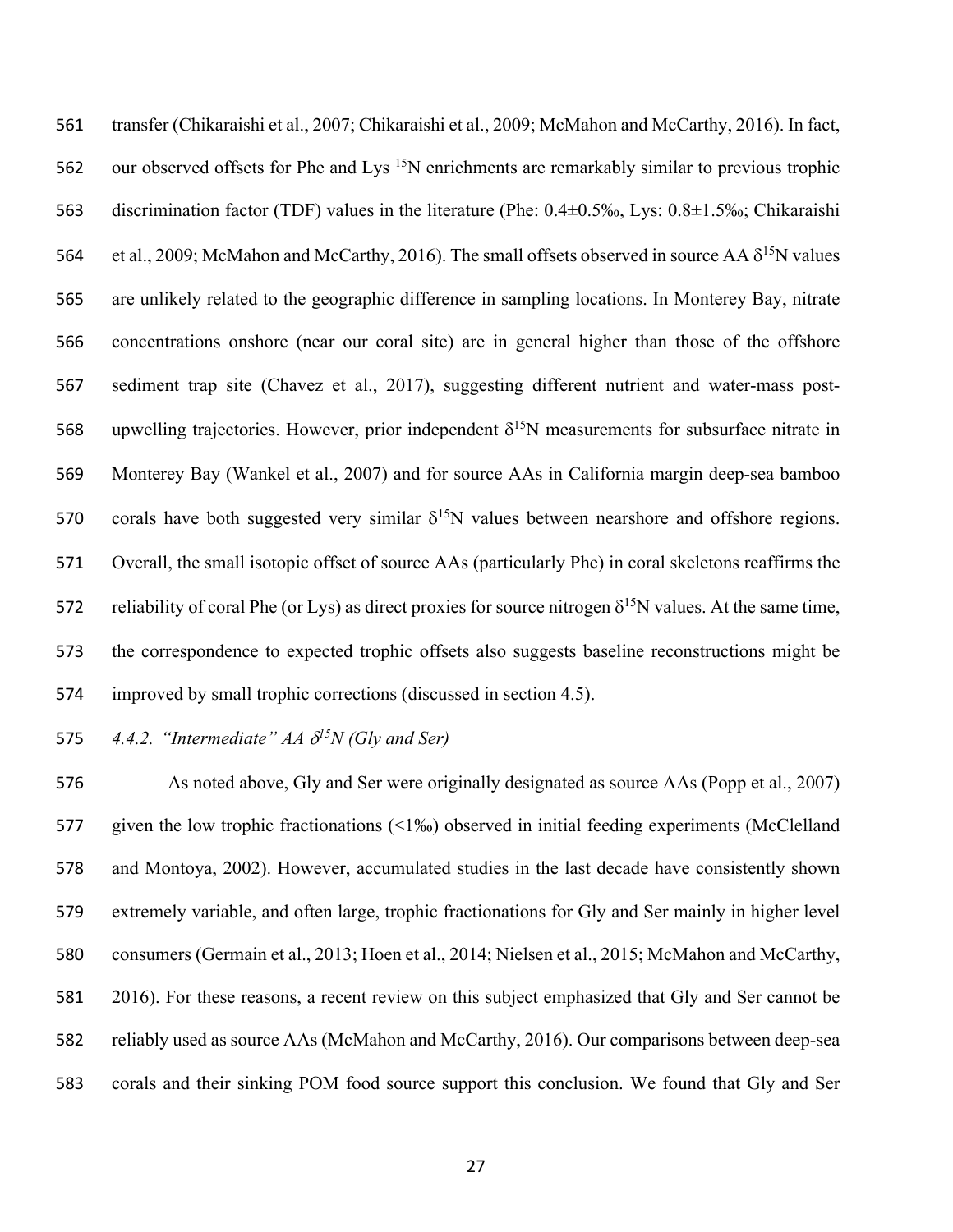transfer (Chikaraishi et al., 2007; Chikaraishi et al., 2009; McMahon and McCarthy, 2016). In fact, our observed offsets for Phe and Lys $^{15}$N enrichments are remarkably similar to previous trophic discrimination factor (TDF) values in the literature (Phe: 0.4±0.5‰, Lys: 0.8±1.5‰; Chikaraishi et al., 2009; McMahon and McCarthy, 2016). The small offsets observed in source AA $\delta^{15}$N values are unlikely related to the geographic difference in sampling locations. In Monterey Bay, nitrate concentrations onshore (near our coral site) are in general higher than those of the offshore sediment trap site (Chavez et al., 2017), suggesting different nutrient and water-mass post-upwelling trajectories. However, prior independent $\delta^{15}$N measurements for subsurface nitrate in Monterey Bay (Wankel et al., 2007) and for source AAs in California margin deep-sea bamboo corals have both suggested very similar $\delta^{15}$N values between nearshore and offshore regions. Overall, the small isotopic offset of source AAs (particularly Phe) in coral skeletons reaffirms the reliability of coral Phe (or Lys) as direct proxies for source nitrogen $\delta^{15}$N values. At the same time, the correspondence to expected trophic offsets also suggests baseline reconstructions might be improved by small trophic corrections (discussed in section 4.5).

#### *4.4.2. "Intermediate" AA $\delta^{15}$N (Gly and Ser)*

As noted above, Gly and Ser were originally designated as source AAs (Popp et al., 2007) given the low trophic fractionations (<1‰) observed in initial feeding experiments (McClelland and Montoya, 2002). However, accumulated studies in the last decade have consistently shown extremely variable, and often large, trophic fractionations for Gly and Ser mainly in higher level consumers (Germain et al., 2013; Hoen et al., 2014; Nielsen et al., 2015; McMahon and McCarthy, 2016). For these reasons, a recent review on this subject emphasized that Gly and Ser cannot be reliably used as source AAs (McMahon and McCarthy, 2016). Our comparisons between deep-sea corals and their sinking POM food source support this conclusion. We found that Gly and Ser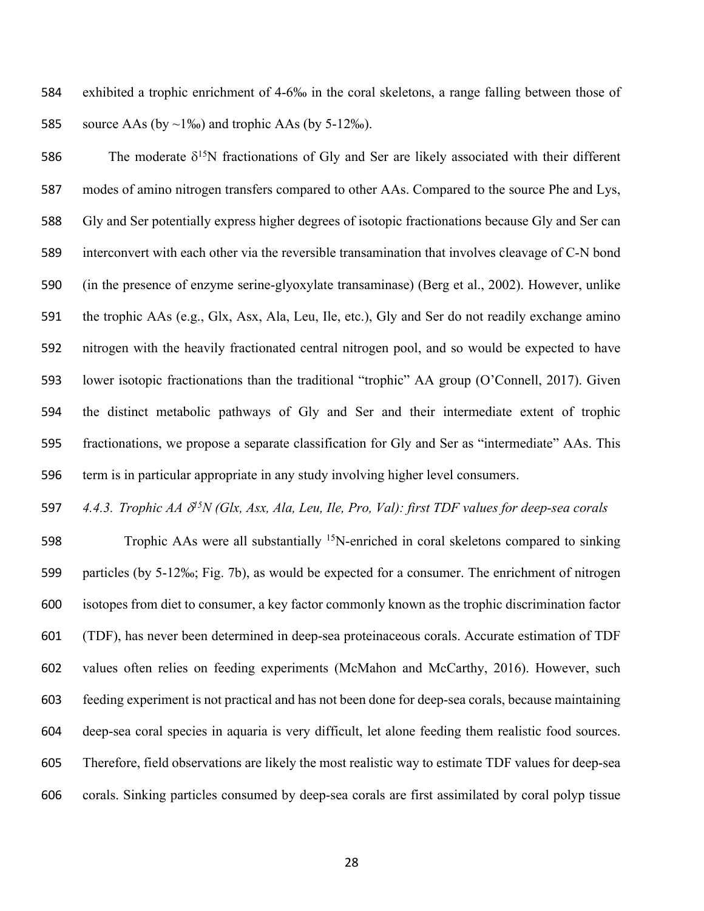exhibited a trophic enrichment of 4-6‰ in the coral skeletons, a range falling between those of source AAs (by ~1‰) and trophic AAs (by 5-12‰).

The moderate $\delta^{15}N$ fractionations of Gly and Ser are likely associated with their different modes of amino nitrogen transfers compared to other AAs. Compared to the source Phe and Lys, Gly and Ser potentially express higher degrees of isotopic fractionations because Gly and Ser can interconvert with each other via the reversible transamination that involves cleavage of C-N bond (in the presence of enzyme serine-glyoxylate transaminase) (Berg et al., 2002). However, unlike the trophic AAs (e.g., Glx, Asx, Ala, Leu, Ile, etc.), Gly and Ser do not readily exchange amino nitrogen with the heavily fractionated central nitrogen pool, and so would be expected to have lower isotopic fractionations than the traditional "trophic" AA group (O'Connell, 2017). Given the distinct metabolic pathways of Gly and Ser and their intermediate extent of trophic fractionations, we propose a separate classification for Gly and Ser as "intermediate" AAs. This term is in particular appropriate in any study involving higher level consumers.

#### *4.4.3. Trophic AA $\delta^{15}N$ (Glx, Asx, Ala, Leu, Ile, Pro, Val): first TDF values for deep-sea corals*

Trophic AAs were all substantially $^{15}N$-enriched in coral skeletons compared to sinking particles (by 5-12‰; Fig. 7b), as would be expected for a consumer. The enrichment of nitrogen isotopes from diet to consumer, a key factor commonly known as the trophic discrimination factor (TDF), has never been determined in deep-sea proteinaceous corals. Accurate estimation of TDF values often relies on feeding experiments (McMahon and McCarthy, 2016). However, such feeding experiment is not practical and has not been done for deep-sea corals, because maintaining deep-sea coral species in aquaria is very difficult, let alone feeding them realistic food sources. Therefore, field observations are likely the most realistic way to estimate TDF values for deep-sea corals. Sinking particles consumed by deep-sea corals are first assimilated by coral polyp tissue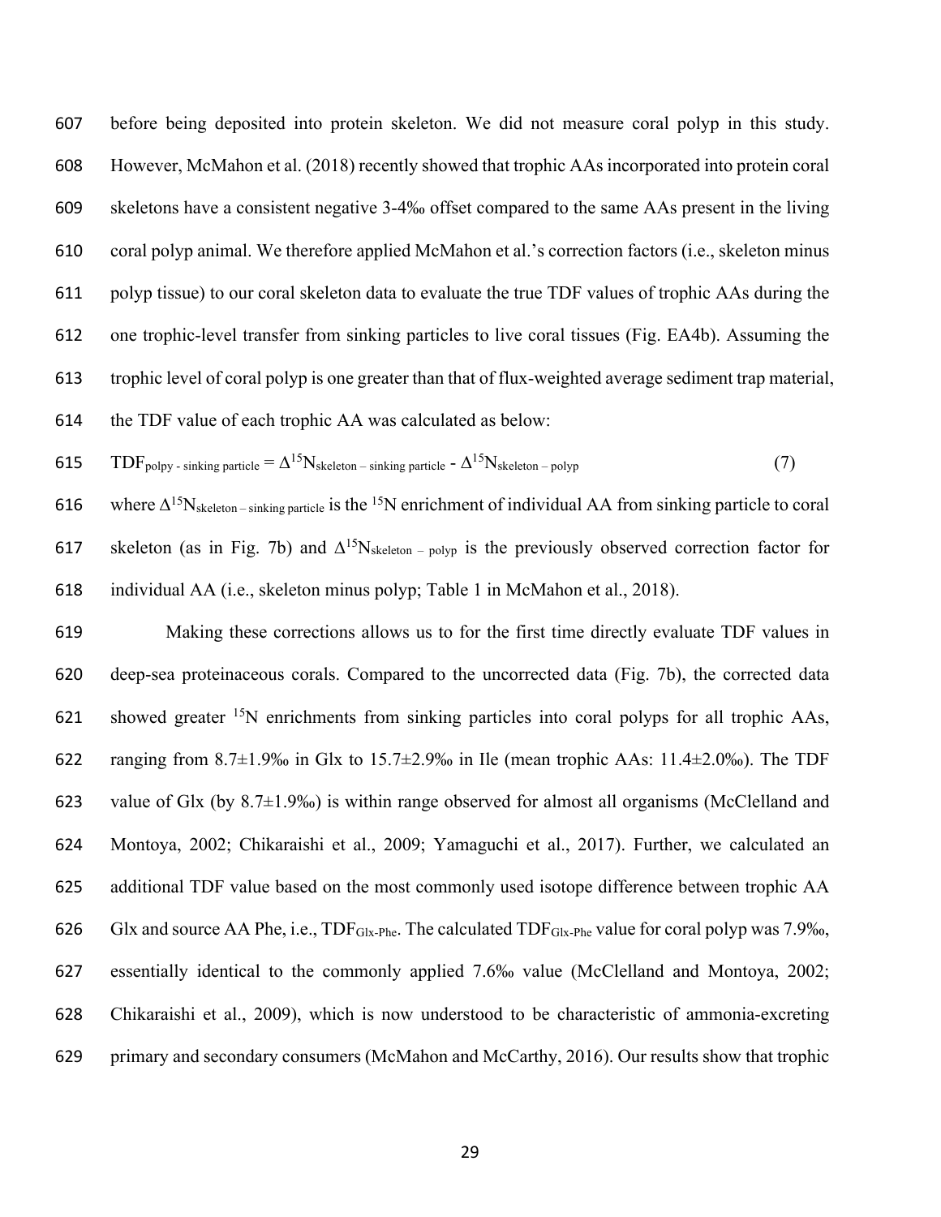before being deposited into protein skeleton. We did not measure coral polyp in this study. However, McMahon et al. (2018) recently showed that trophic AAs incorporated into protein coral skeletons have a consistent negative 3-4‰ offset compared to the same AAs present in the living coral polyp animal. We therefore applied McMahon et al.'s correction factors (i.e., skeleton minus polyp tissue) to our coral skeleton data to evaluate the true TDF values of trophic AAs during the one trophic-level transfer from sinking particles to live coral tissues (Fig. EA4b). Assuming the trophic level of coral polyp is one greater than that of flux-weighted average sediment trap material, the TDF value of each trophic AA was calculated as below:

$$TDF_{\text{polpy - sinking particle}} = \Delta^{15}N_{\text{skeleton – sinking particle}} - \Delta^{15}N_{\text{skeleton – polyp}} \quad (7)$$

where $\Delta^{15}N_{\text{skeleton – sinking particle}}$ is the $^{15}N$ enrichment of individual AA from sinking particle to coral skeleton (as in Fig. 7b) and $\Delta^{15}N_{\text{skeleton – polyp}}$ is the previously observed correction factor for individual AA (i.e., skeleton minus polyp; Table 1 in McMahon et al., 2018).

Making these corrections allows us to for the first time directly evaluate TDF values in deep-sea proteinaceous corals. Compared to the uncorrected data (Fig. 7b), the corrected data showed greater $^{15}N$ enrichments from sinking particles into coral polyps for all trophic AAs, ranging from 8.7±1.9‰ in Glx to 15.7±2.9‰ in Ile (mean trophic AAs: 11.4±2.0‰). The TDF value of Glx (by 8.7±1.9‰) is within range observed for almost all organisms (McClelland and Montoya, 2002; Chikaraishi et al., 2009; Yamaguchi et al., 2017). Further, we calculated an additional TDF value based on the most commonly used isotope difference between trophic AA Glx and source AA Phe, i.e., $TDF_{\text{Glx-Phe}}$. The calculated $TDF_{\text{Glx-Phe}}$ value for coral polyp was 7.9‰, essentially identical to the commonly applied 7.6‰ value (McClelland and Montoya, 2002; Chikaraishi et al., 2009), which is now understood to be characteristic of ammonia-excreting primary and secondary consumers (McMahon and McCarthy, 2016). Our results show that trophic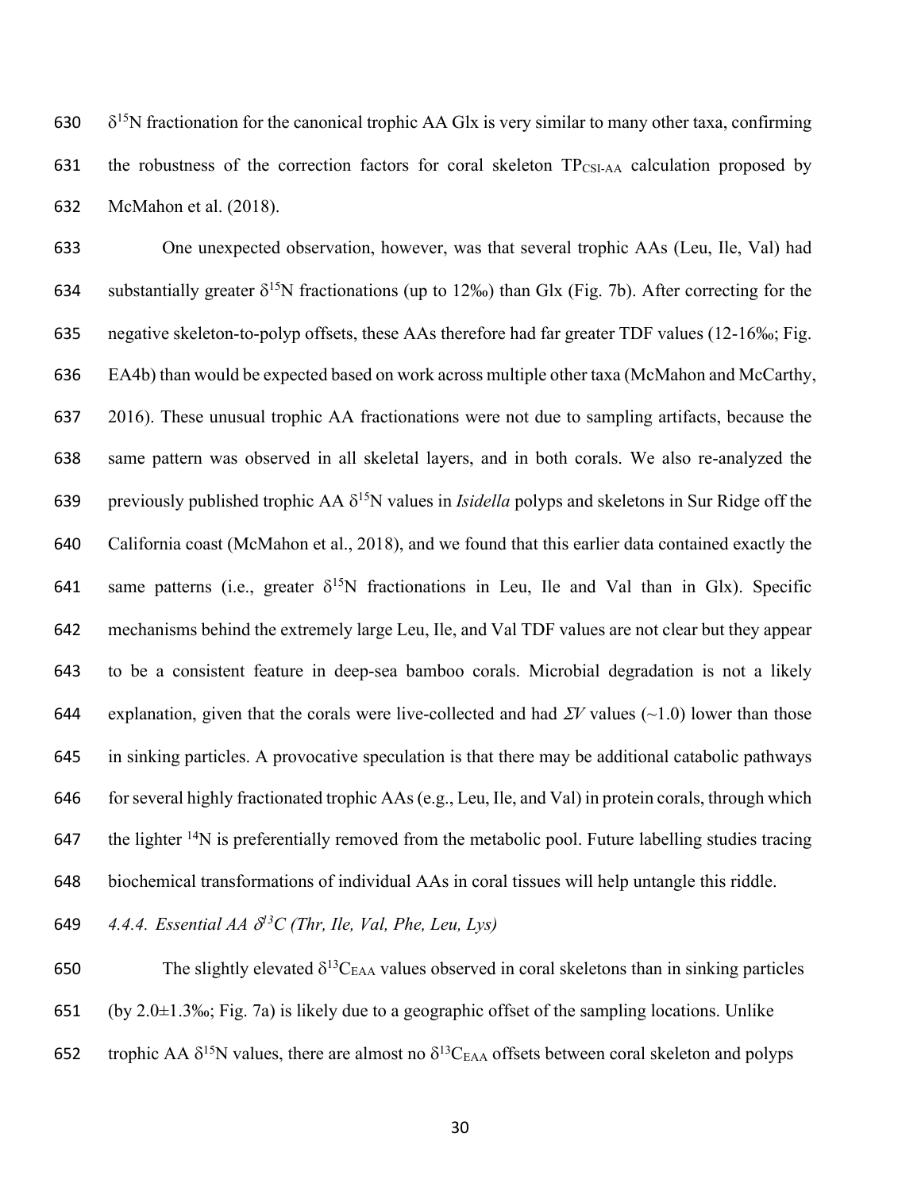$\delta^{15}N$ fractionation for the canonical trophic AA Glx is very similar to many other taxa, confirming the robustness of the correction factors for coral skeleton $TP_{CSI\text{-}AA}$ calculation proposed by McMahon et al. (2018).

One unexpected observation, however, was that several trophic AAs (Leu, Ile, Val) had substantially greater $\delta^{15}N$ fractionations (up to 12‰) than Glx (Fig. 7b). After correcting for the negative skeleton-to-polyp offsets, these AAs therefore had far greater TDF values (12-16‰; Fig. EA4b) than would be expected based on work across multiple other taxa (McMahon and McCarthy, 2016). These unusual trophic AA fractionations were not due to sampling artifacts, because the same pattern was observed in all skeletal layers, and in both corals. We also re-analyzed the previously published trophic AA $\delta^{15}N$ values in *Isidella* polyps and skeletons in Sur Ridge off the California coast (McMahon et al., 2018), and we found that this earlier data contained exactly the same patterns (i.e., greater $\delta^{15}N$ fractionations in Leu, Ile and Val than in Glx). Specific mechanisms behind the extremely large Leu, Ile, and Val TDF values are not clear but they appear to be a consistent feature in deep-sea bamboo corals. Microbial degradation is not a likely explanation, given that the corals were live-collected and had $\Sigma V$ values (~1.0) lower than those in sinking particles. A provocative speculation is that there may be additional catabolic pathways for several highly fractionated trophic AAs (e.g., Leu, Ile, and Val) in protein corals, through which the lighter $^{14}N$ is preferentially removed from the metabolic pool. Future labelling studies tracing biochemical transformations of individual AAs in coral tissues will help untangle this riddle.

#### *4.4.4. Essential AA $\delta^{13}C$ (Thr, Ile, Val, Phe, Leu, Lys)*

The slightly elevated $\delta^{13}C_{EAA}$ values observed in coral skeletons than in sinking particles (by 2.0±1.3‰; Fig. 7a) is likely due to a geographic offset of the sampling locations. Unlike trophic AA $\delta^{15}N$ values, there are almost no $\delta^{13}C_{EAA}$ offsets between coral skeleton and polyps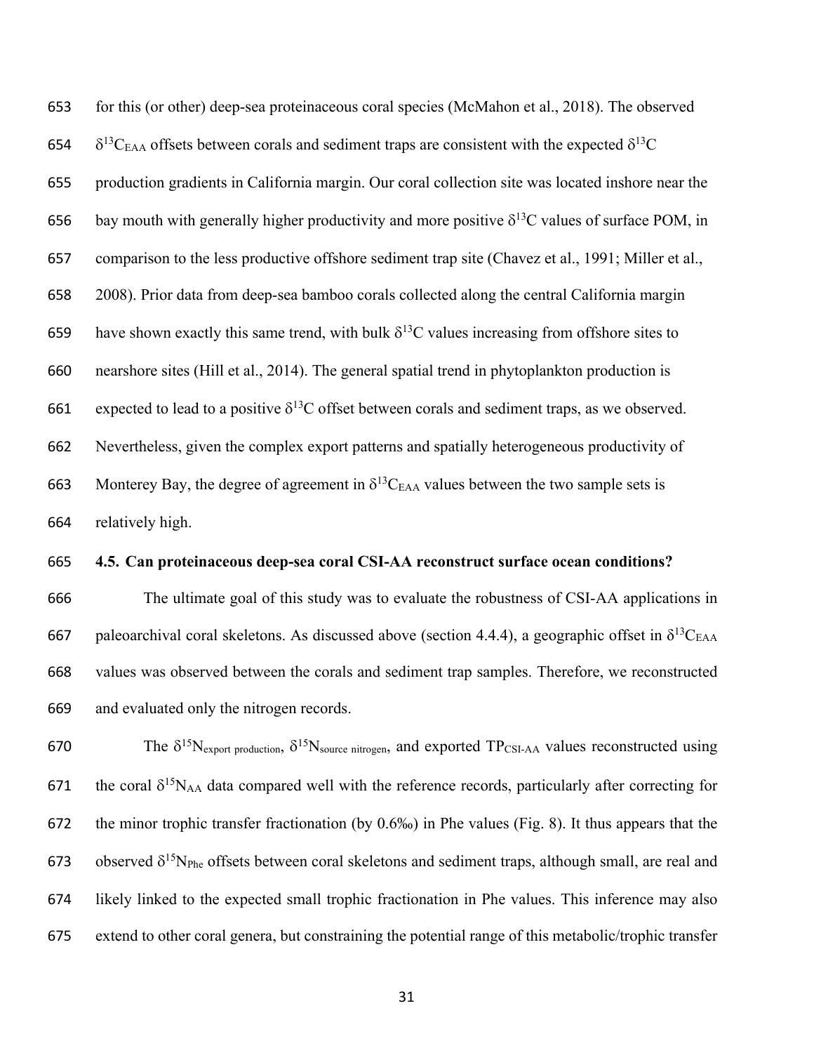for this (or other) deep-sea proteinaceous coral species (McMahon et al., 2018). The observed $\delta^{13}C_{EAA}$ offsets between corals and sediment traps are consistent with the expected $\delta^{13}C$ production gradients in California margin. Our coral collection site was located inshore near the bay mouth with generally higher productivity and more positive $\delta^{13}C$ values of surface POM, in comparison to the less productive offshore sediment trap site (Chavez et al., 1991; Miller et al., 2008). Prior data from deep-sea bamboo corals collected along the central California margin have shown exactly this same trend, with bulk $\delta^{13}C$ values increasing from offshore sites to nearshore sites (Hill et al., 2014). The general spatial trend in phytoplankton production is expected to lead to a positive $\delta^{13}C$ offset between corals and sediment traps, as we observed. Nevertheless, given the complex export patterns and spatially heterogeneous productivity of Monterey Bay, the degree of agreement in $\delta^{13}C_{EAA}$ values between the two sample sets is relatively high.

### 4.5. Can proteinaceous deep-sea coral CSI-AA reconstruct surface ocean conditions?

The ultimate goal of this study was to evaluate the robustness of CSI-AA applications in paleoarchival coral skeletons. As discussed above (section 4.4.4), a geographic offset in $\delta^{13}C_{EAA}$ values was observed between the corals and sediment trap samples. Therefore, we reconstructed and evaluated only the nitrogen records.

The $\delta^{15}N_{\text{export production}}$, $\delta^{15}N_{\text{source nitrogen}}$, and exported $TP_{CSI\text{-}AA}$ values reconstructed using the coral $\delta^{15}N_{AA}$ data compared well with the reference records, particularly after correcting for the minor trophic transfer fractionation (by 0.6‰) in Phe values (Fig. 8). It thus appears that the observed $\delta^{15}N_{Phe}$ offsets between coral skeletons and sediment traps, although small, are real and likely linked to the expected small trophic fractionation in Phe values. This inference may also extend to other coral genera, but constraining the potential range of this metabolic/trophic transfer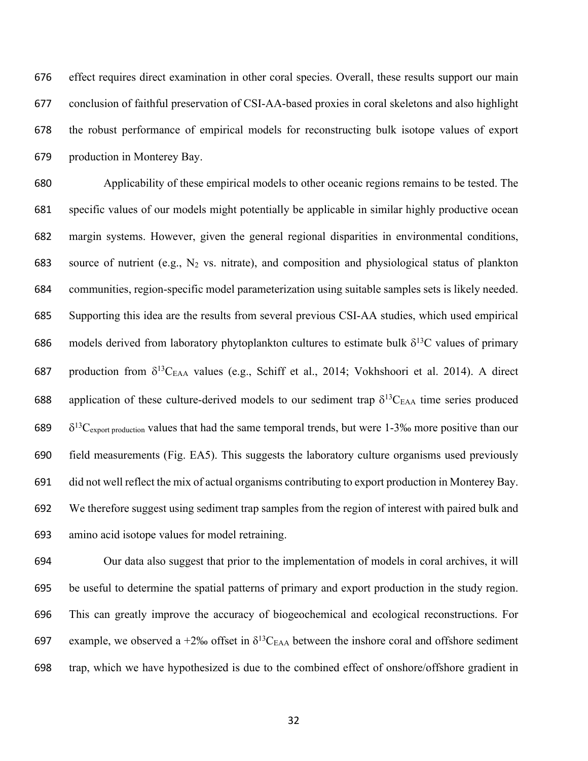effect requires direct examination in other coral species. Overall, these results support our main conclusion of faithful preservation of CSI-AA-based proxies in coral skeletons and also highlight the robust performance of empirical models for reconstructing bulk isotope values of export production in Monterey Bay.

Applicability of these empirical models to other oceanic regions remains to be tested. The specific values of our models might potentially be applicable in similar highly productive ocean margin systems. However, given the general regional disparities in environmental conditions, source of nutrient (e.g., $N_2$ vs. nitrate), and composition and physiological status of plankton communities, region-specific model parameterization using suitable samples sets is likely needed. Supporting this idea are the results from several previous CSI-AA studies, which used empirical models derived from laboratory phytoplankton cultures to estimate bulk $\delta^{13}C$ values of primary production from $\delta^{13}C_{EAA}$ values (e.g., Schiff et al., 2014; Vokhshoori et al. 2014). A direct application of these culture-derived models to our sediment trap $\delta^{13}C_{EAA}$ time series produced $\delta^{13}C_{export\ production}$ values that had the same temporal trends, but were 1-3‰ more positive than our field measurements (Fig. EA5). This suggests the laboratory culture organisms used previously did not well reflect the mix of actual organisms contributing to export production in Monterey Bay. We therefore suggest using sediment trap samples from the region of interest with paired bulk and amino acid isotope values for model retraining.

Our data also suggest that prior to the implementation of models in coral archives, it will be useful to determine the spatial patterns of primary and export production in the study region. This can greatly improve the accuracy of biogeochemical and ecological reconstructions. For example, we observed a +2‰ offset in $\delta^{13}C_{EAA}$ between the inshore coral and offshore sediment trap, which we have hypothesized is due to the combined effect of onshore/offshore gradient in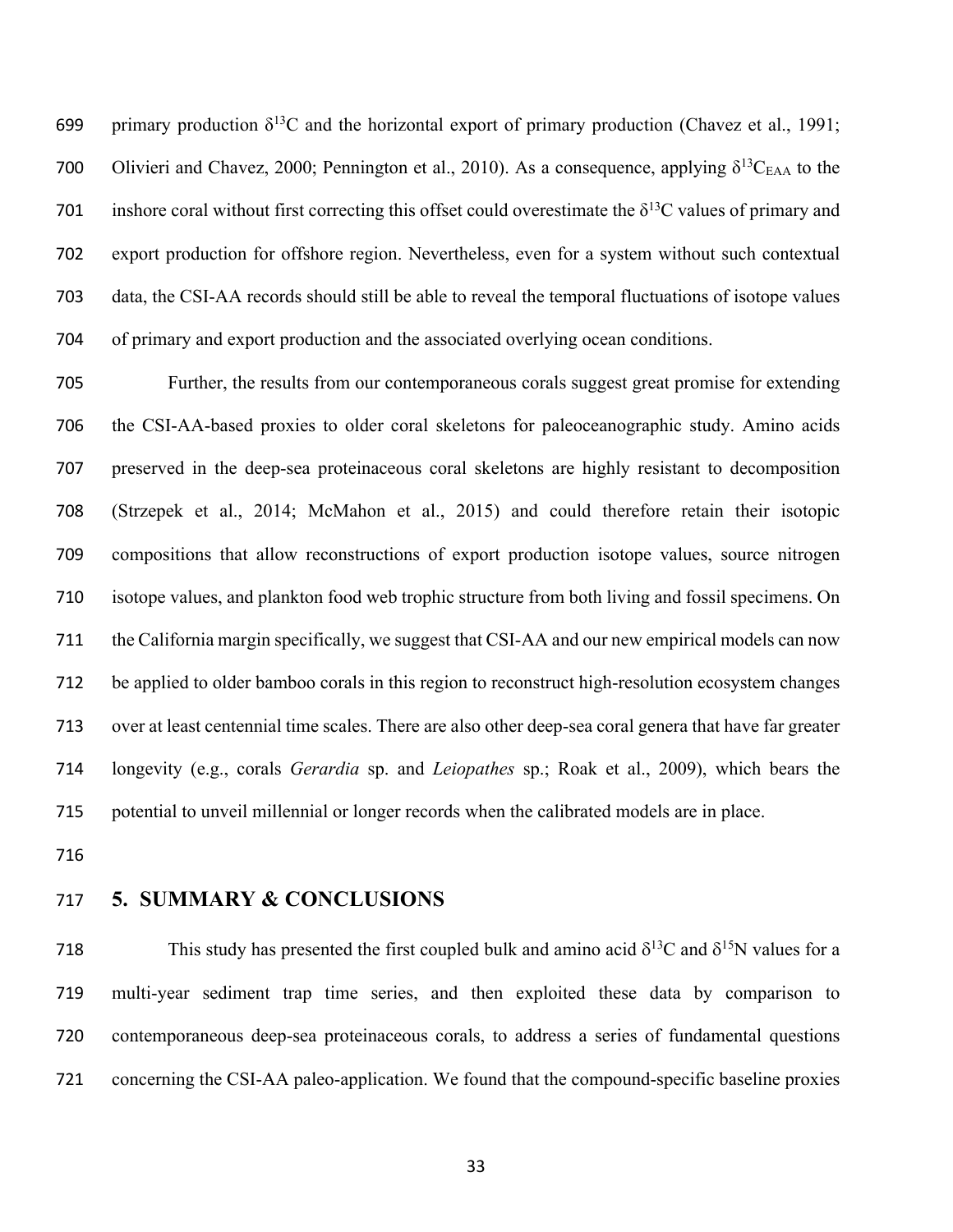primary production $\delta^{13}C$ and the horizontal export of primary production (Chavez et al., 1991; Olivieri and Chavez, 2000; Pennington et al., 2010). As a consequence, applying $\delta^{13}C_{EAA}$ to the inshore coral without first correcting this offset could overestimate the $\delta^{13}C$ values of primary and export production for offshore region. Nevertheless, even for a system without such contextual data, the CSI-AA records should still be able to reveal the temporal fluctuations of isotope values of primary and export production and the associated overlying ocean conditions.

Further, the results from our contemporaneous corals suggest great promise for extending the CSI-AA-based proxies to older coral skeletons for paleoceanographic study. Amino acids preserved in the deep-sea proteinaceous coral skeletons are highly resistant to decomposition (Strzepek et al., 2014; McMahon et al., 2015) and could therefore retain their isotopic compositions that allow reconstructions of export production isotope values, source nitrogen isotope values, and plankton food web trophic structure from both living and fossil specimens. On the California margin specifically, we suggest that CSI-AA and our new empirical models can now be applied to older bamboo corals in this region to reconstruct high-resolution ecosystem changes over at least centennial time scales. There are also other deep-sea coral genera that have far greater longevity (e.g., corals *Gerardia* sp. and *Leiopathes* sp.; Roak et al., 2009), which bears the potential to unveil millennial or longer records when the calibrated models are in place.

## 5. SUMMARY & CONCLUSIONS

This study has presented the first coupled bulk and amino acid $\delta^{13}C$ and $\delta^{15}N$ values for a multi-year sediment trap time series, and then exploited these data by comparison to contemporaneous deep-sea proteinaceous corals, to address a series of fundamental questions concerning the CSI-AA paleo-application. We found that the compound-specific baseline proxies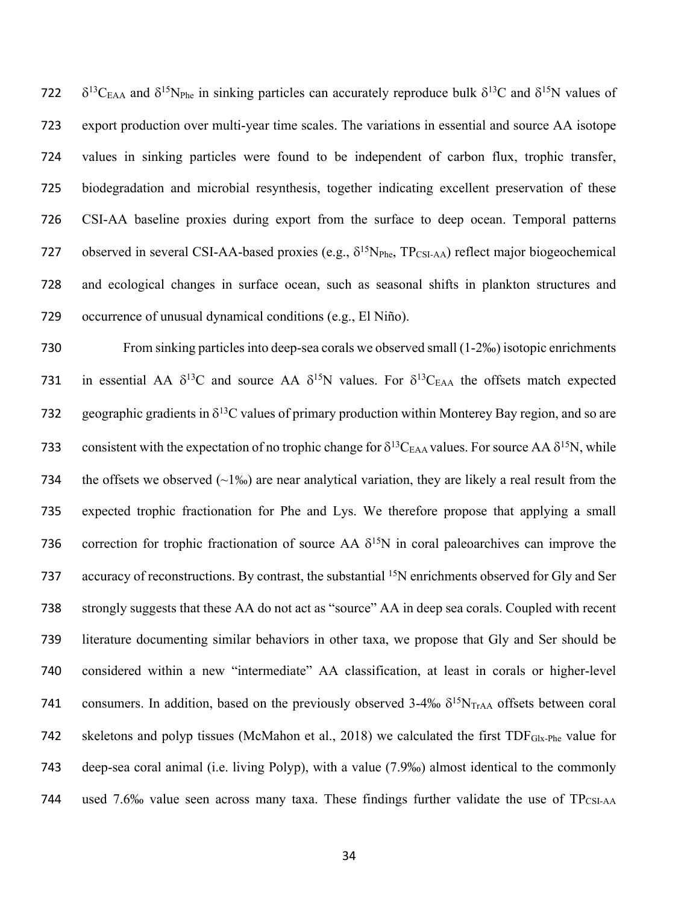$\delta^{13}C_{EAA}$ and $\delta^{15}N_{Phe}$ in sinking particles can accurately reproduce bulk $\delta^{13}C$ and $\delta^{15}N$ values of export production over multi-year time scales. The variations in essential and source AA isotope values in sinking particles were found to be independent of carbon flux, trophic transfer, biodegradation and microbial resynthesis, together indicating excellent preservation of these CSI-AA baseline proxies during export from the surface to deep ocean. Temporal patterns observed in several CSI-AA-based proxies (e.g., $\delta^{15}N_{Phe}$, $TP_{CSI\text{-}AA}$) reflect major biogeochemical and ecological changes in surface ocean, such as seasonal shifts in plankton structures and occurrence of unusual dynamical conditions (e.g., El Niño).

From sinking particles into deep-sea corals we observed small (1-2‰) isotopic enrichments in essential AA $\delta^{13}C$ and source AA $\delta^{15}N$ values. For $\delta^{13}C_{EAA}$ the offsets match expected geographic gradients in $\delta^{13}C$ values of primary production within Monterey Bay region, and so are consistent with the expectation of no trophic change for $\delta^{13}C_{EAA}$ values. For source AA $\delta^{15}N$, while the offsets we observed (~1‰) are near analytical variation, they are likely a real result from the expected trophic fractionation for Phe and Lys. We therefore propose that applying a small correction for trophic fractionation of source AA $\delta^{15}N$ in coral paleoarchives can improve the accuracy of reconstructions. By contrast, the substantial $^{15}N$ enrichments observed for Gly and Ser strongly suggests that these AA do not act as "source" AA in deep sea corals. Coupled with recent literature documenting similar behaviors in other taxa, we propose that Gly and Ser should be considered within a new "intermediate" AA classification, at least in corals or higher-level consumers. In addition, based on the previously observed 3-4‰ $\delta^{15}N_{TrAA}$ offsets between coral skeletons and polyp tissues (McMahon et al., 2018) we calculated the first $TDF_{Glx\text{-}Phe}$ value for deep-sea coral animal (i.e. living Polyp), with a value (7.9‰) almost identical to the commonly used 7.6‰ value seen across many taxa. These findings further validate the use of $TP_{CSI\text{-}AA}$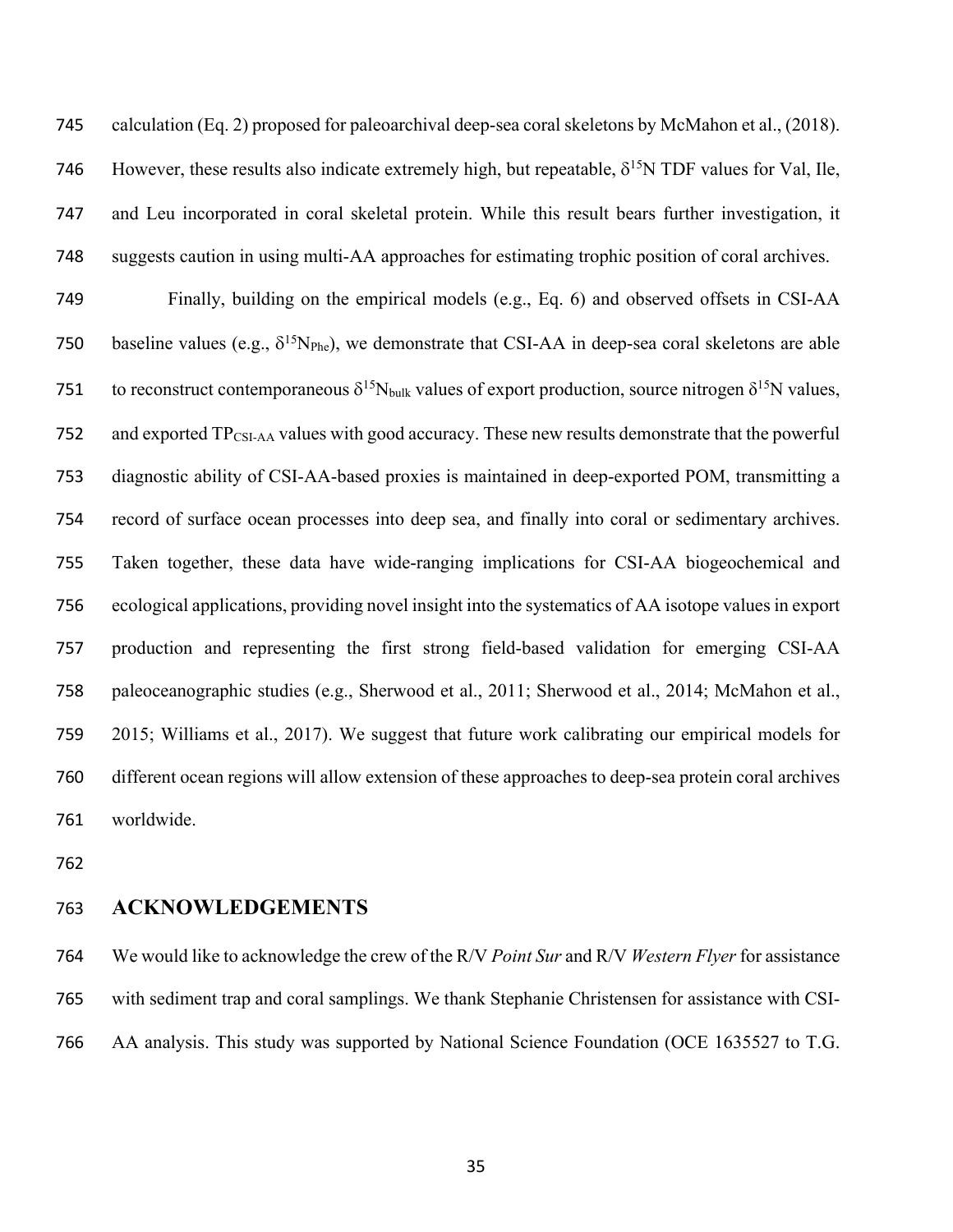calculation (Eq. 2) proposed for paleoarchival deep-sea coral skeletons by McMahon et al., (2018). However, these results also indicate extremely high, but repeatable, $\delta^{15}$N TDF values for Val, Ile, and Leu incorporated in coral skeletal protein. While this result bears further investigation, it suggests caution in using multi-AA approaches for estimating trophic position of coral archives.

Finally, building on the empirical models (e.g., Eq. 6) and observed offsets in CSI-AA baseline values (e.g., $\delta^{15}N_{Phe}$), we demonstrate that CSI-AA in deep-sea coral skeletons are able to reconstruct contemporaneous $\delta^{15}N_{bulk}$ values of export production, source nitrogen $\delta^{15}$N values, and exported $TP_{CSI\text{-}AA}$ values with good accuracy. These new results demonstrate that the powerful diagnostic ability of CSI-AA-based proxies is maintained in deep-exported POM, transmitting a record of surface ocean processes into deep sea, and finally into coral or sedimentary archives. Taken together, these data have wide-ranging implications for CSI-AA biogeochemical and ecological applications, providing novel insight into the systematics of AA isotope values in export production and representing the first strong field-based validation for emerging CSI-AA paleoceanographic studies (e.g., Sherwood et al., 2011; Sherwood et al., 2014; McMahon et al., 2015; Williams et al., 2017). We suggest that future work calibrating our empirical models for different ocean regions will allow extension of these approaches to deep-sea protein coral archives worldwide.

## ACKNOWLEDGEMENTS

We would like to acknowledge the crew of the R/V *Point Sur* and R/V *Western Flyer* for assistance with sediment trap and coral samplings. We thank Stephanie Christensen for assistance with CSI-AA analysis. This study was supported by National Science Foundation (OCE 1635527 to T.G.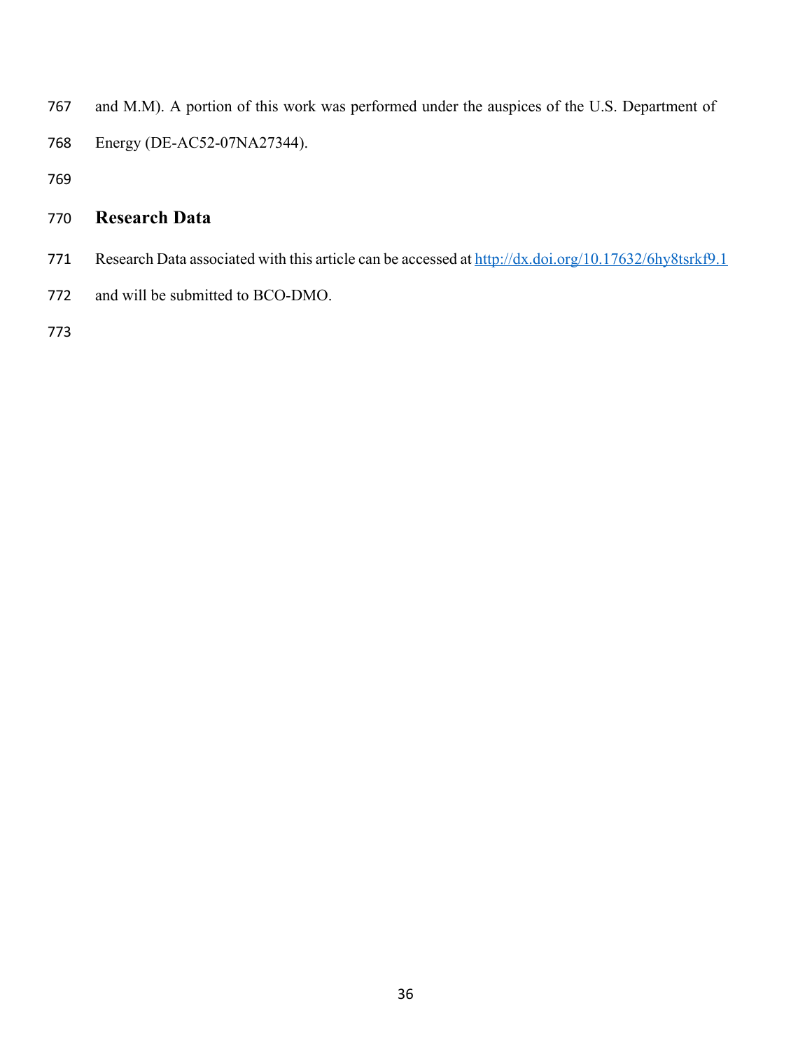and M.M). A portion of this work was performed under the auspices of the U.S. Department of Energy (DE-AC52-07NA27344).

## Research Data

Research Data associated with this article can be accessed at http://dx.doi.org/10.17632/6hy8tsrkf9.1 and will be submitted to BCO-DMO.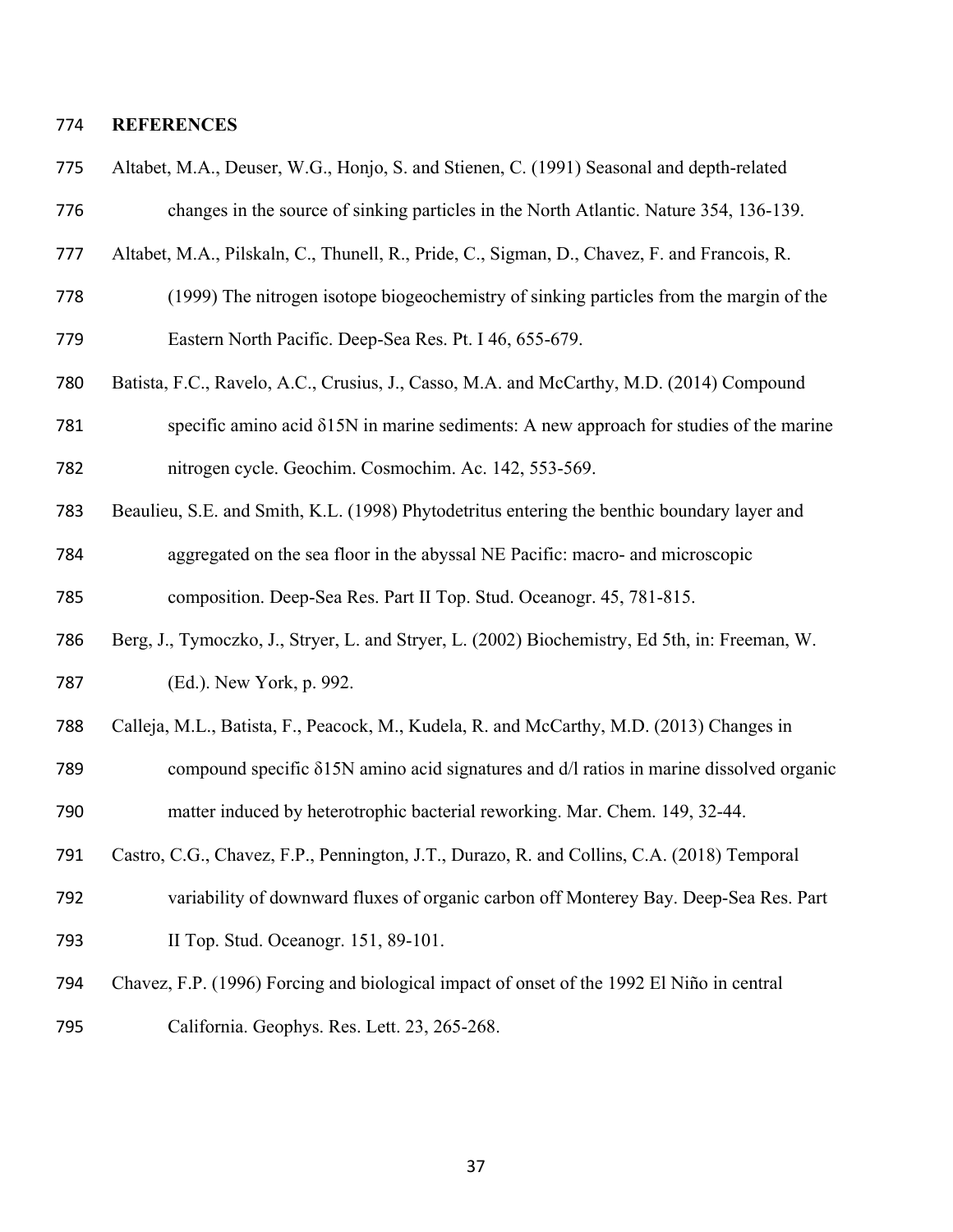# REFERENCES

Altabet, M.A., Deuser, W.G., Honjo, S. and Stienen, C. (1991) Seasonal and depth-related changes in the source of sinking particles in the North Atlantic. Nature 354, 136-139.

Altabet, M.A., Pilskaln, C., Thunell, R., Pride, C., Sigman, D., Chavez, F. and Francois, R. (1999) The nitrogen isotope biogeochemistry of sinking particles from the margin of the Eastern North Pacific. Deep-Sea Res. Pt. I 46, 655-679.

Batista, F.C., Ravelo, A.C., Crusius, J., Casso, M.A. and McCarthy, M.D. (2014) Compound specific amino acid δ15N in marine sediments: A new approach for studies of the marine nitrogen cycle. Geochim. Cosmochim. Ac. 142, 553-569.

Beaulieu, S.E. and Smith, K.L. (1998) Phytodetritus entering the benthic boundary layer and aggregated on the sea floor in the abyssal NE Pacific: macro- and microscopic composition. Deep-Sea Res. Part II Top. Stud. Oceanogr. 45, 781-815.

Berg, J., Tymoczko, J., Stryer, L. and Stryer, L. (2002) Biochemistry, Ed 5th, in: Freeman, W. (Ed.). New York, p. 992.

Calleja, M.L., Batista, F., Peacock, M., Kudela, R. and McCarthy, M.D. (2013) Changes in compound specific δ15N amino acid signatures and d/l ratios in marine dissolved organic matter induced by heterotrophic bacterial reworking. Mar. Chem. 149, 32-44.

Castro, C.G., Chavez, F.P., Pennington, J.T., Durazo, R. and Collins, C.A. (2018) Temporal variability of downward fluxes of organic carbon off Monterey Bay. Deep-Sea Res. Part II Top. Stud. Oceanogr. 151, 89-101.

Chavez, F.P. (1996) Forcing and biological impact of onset of the 1992 El Niño in central California. Geophys. Res. Lett. 23, 265-268.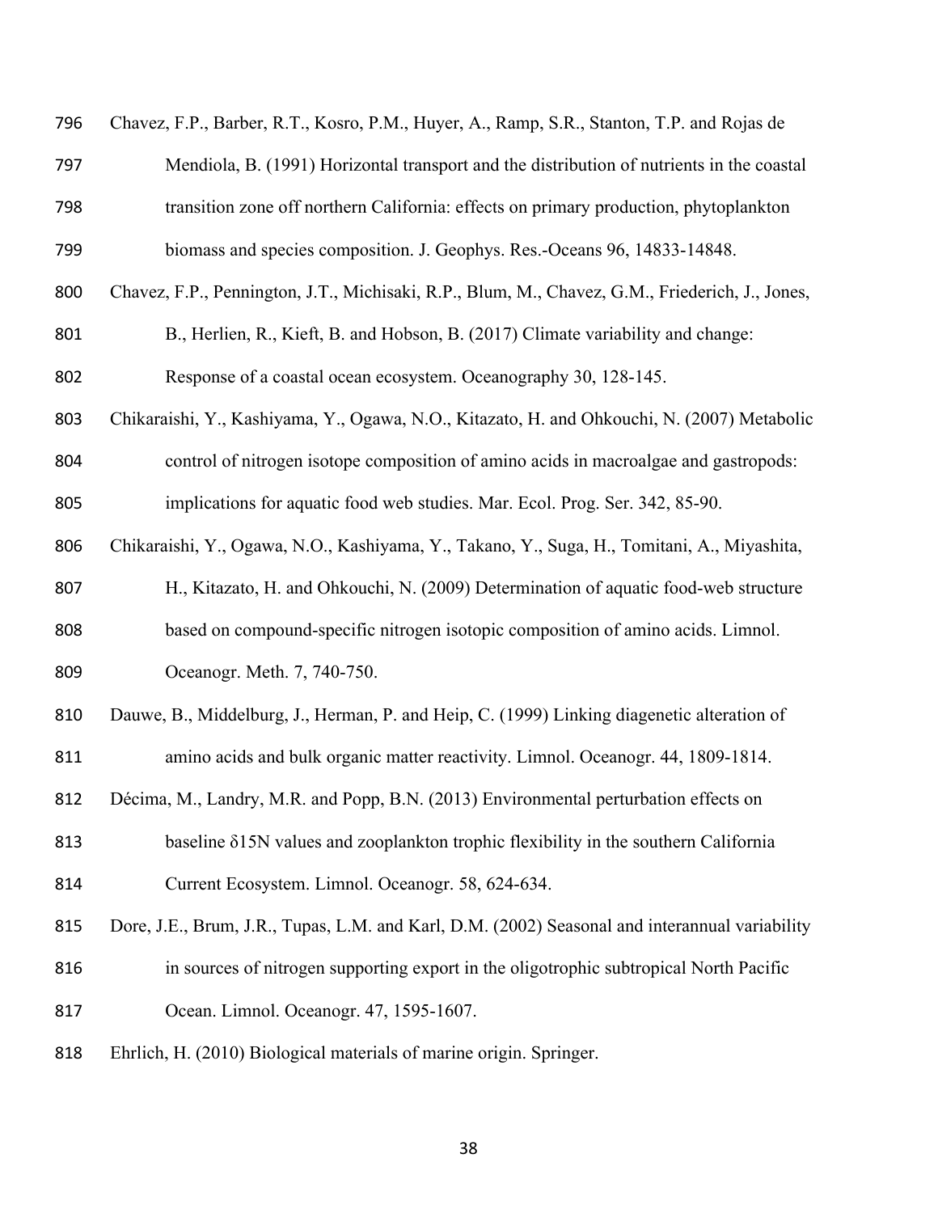Chavez, F.P., Barber, R.T., Kosro, P.M., Huyer, A., Ramp, S.R., Stanton, T.P. and Rojas de Mendiola, B. (1991) Horizontal transport and the distribution of nutrients in the coastal transition zone off northern California: effects on primary production, phytoplankton biomass and species composition. J. Geophys. Res.-Oceans 96, 14833-14848.

Chavez, F.P., Pennington, J.T., Michisaki, R.P., Blum, M., Chavez, G.M., Friederich, J., Jones, B., Herlien, R., Kieft, B. and Hobson, B. (2017) Climate variability and change: Response of a coastal ocean ecosystem. Oceanography 30, 128-145.

Chikaraishi, Y., Kashiyama, Y., Ogawa, N.O., Kitazato, H. and Ohkouchi, N. (2007) Metabolic control of nitrogen isotope composition of amino acids in macroalgae and gastropods: implications for aquatic food web studies. Mar. Ecol. Prog. Ser. 342, 85-90.

Chikaraishi, Y., Ogawa, N.O., Kashiyama, Y., Takano, Y., Suga, H., Tomitani, A., Miyashita, H., Kitazato, H. and Ohkouchi, N. (2009) Determination of aquatic food-web structure based on compound-specific nitrogen isotopic composition of amino acids. Limnol. Oceanogr. Meth. 7, 740-750.

Dauwe, B., Middelburg, J., Herman, P. and Heip, C. (1999) Linking diagenetic alteration of amino acids and bulk organic matter reactivity. Limnol. Oceanogr. 44, 1809-1814.

Décima, M., Landry, M.R. and Popp, B.N. (2013) Environmental perturbation effects on baseline $\delta^{15}N$ values and zooplankton trophic flexibility in the southern California Current Ecosystem. Limnol. Oceanogr. 58, 624-634.

Dore, J.E., Brum, J.R., Tupas, L.M. and Karl, D.M. (2002) Seasonal and interannual variability in sources of nitrogen supporting export in the oligotrophic subtropical North Pacific Ocean. Limnol. Oceanogr. 47, 1595-1607.

Ehrlich, H. (2010) Biological materials of marine origin. Springer.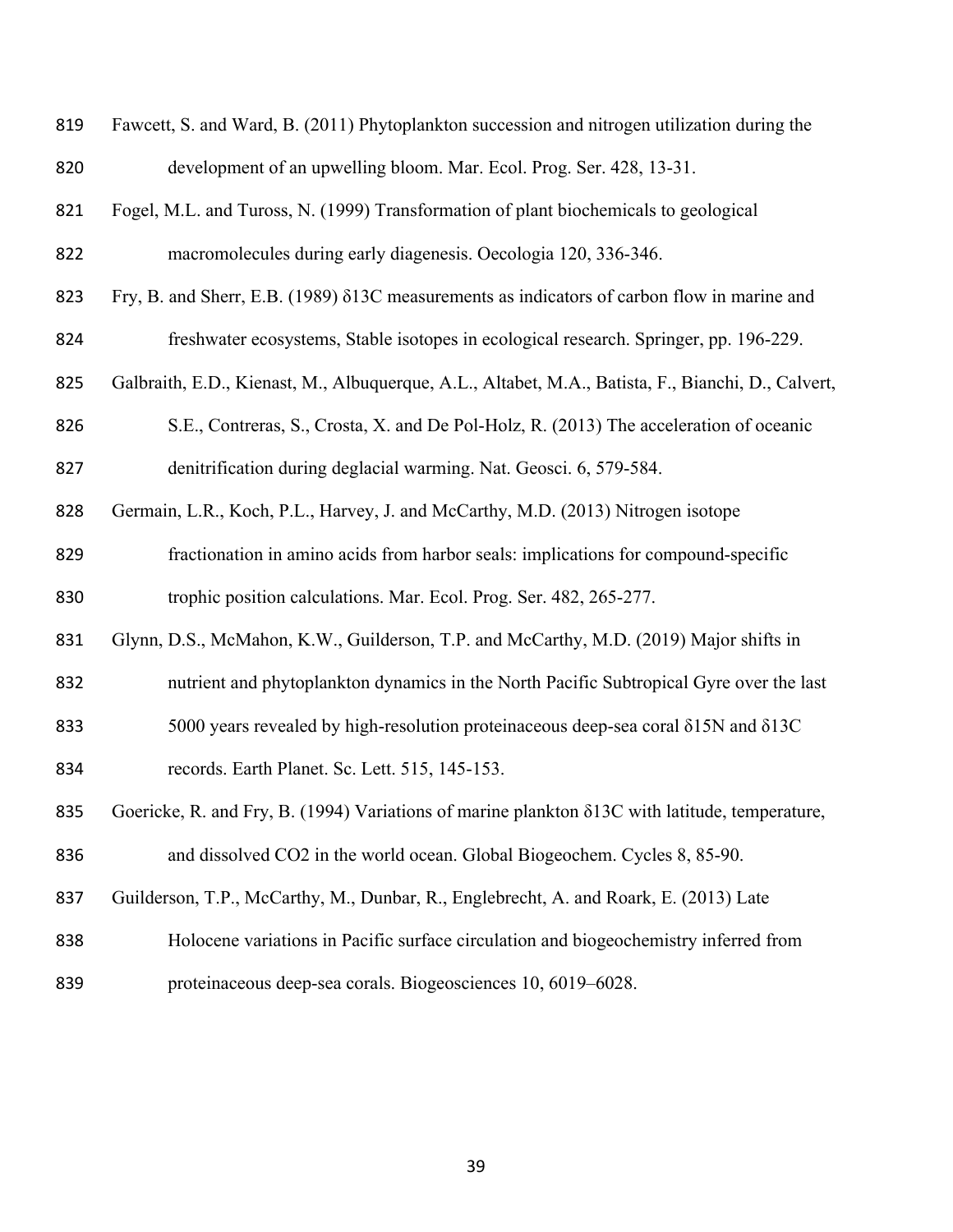Fawcett, S. and Ward, B. (2011) Phytoplankton succession and nitrogen utilization during the development of an upwelling bloom. Mar. Ecol. Prog. Ser. 428, 13-31.

Fogel, M.L. and Tuross, N. (1999) Transformation of plant biochemicals to geological macromolecules during early diagenesis. Oecologia 120, 336-346.

Fry, B. and Sherr, E.B. (1989) $\delta^{13}C$ measurements as indicators of carbon flow in marine and freshwater ecosystems, Stable isotopes in ecological research. Springer, pp. 196-229.

Galbraith, E.D., Kienast, M., Albuquerque, A.L., Altabet, M.A., Batista, F., Bianchi, D., Calvert, S.E., Contreras, S., Crosta, X. and De Pol-Holz, R. (2013) The acceleration of oceanic denitrification during deglacial warming. Nat. Geosci. 6, 579-584.

Germain, L.R., Koch, P.L., Harvey, J. and McCarthy, M.D. (2013) Nitrogen isotope fractionation in amino acids from harbor seals: implications for compound-specific trophic position calculations. Mar. Ecol. Prog. Ser. 482, 265-277.

Glynn, D.S., McMahon, K.W., Guilderson, T.P. and McCarthy, M.D. (2019) Major shifts in nutrient and phytoplankton dynamics in the North Pacific Subtropical Gyre over the last 5000 years revealed by high-resolution proteinaceous deep-sea coral $\delta^{15}N$ and $\delta^{13}C$ records. Earth Planet. Sc. Lett. 515, 145-153.

Goericke, R. and Fry, B. (1994) Variations of marine plankton $\delta^{13}C$ with latitude, temperature, and dissolved $CO_2$ in the world ocean. Global Biogeochem. Cycles 8, 85-90.

Guilderson, T.P., McCarthy, M., Dunbar, R., Englebrecht, A. and Roark, E. (2013) Late Holocene variations in Pacific surface circulation and biogeochemistry inferred from proteinaceous deep-sea corals. Biogeosciences 10, 6019–6028.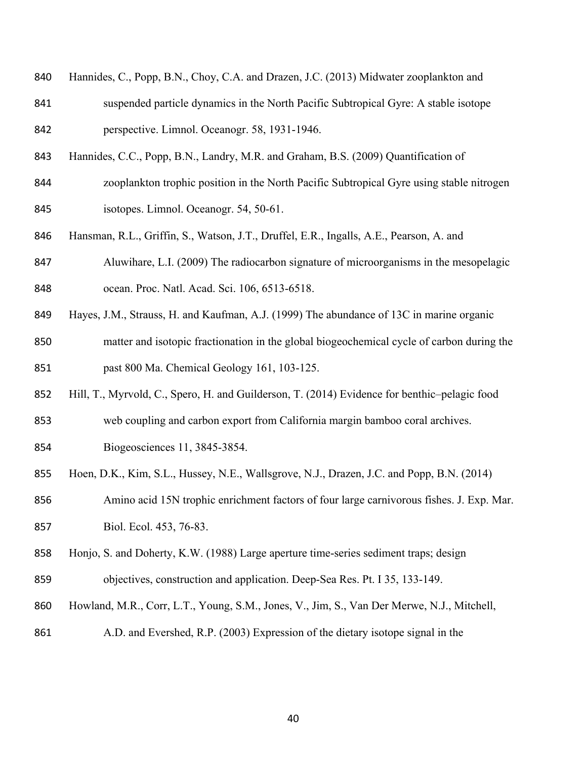Hannides, C., Popp, B.N., Choy, C.A. and Drazen, J.C. (2013) Midwater zooplankton and suspended particle dynamics in the North Pacific Subtropical Gyre: A stable isotope perspective. Limnol. Oceanogr. 58, 1931-1946.

Hannides, C.C., Popp, B.N., Landry, M.R. and Graham, B.S. (2009) Quantification of zooplankton trophic position in the North Pacific Subtropical Gyre using stable nitrogen isotopes. Limnol. Oceanogr. 54, 50-61.

Hansman, R.L., Griffin, S., Watson, J.T., Druffel, E.R., Ingalls, A.E., Pearson, A. and Aluwihare, L.I. (2009) The radiocarbon signature of microorganisms in the mesopelagic ocean. Proc. Natl. Acad. Sci. 106, 6513-6518.

Hayes, J.M., Strauss, H. and Kaufman, A.J. (1999) The abundance of 13C in marine organic matter and isotopic fractionation in the global biogeochemical cycle of carbon during the past 800 Ma. Chemical Geology 161, 103-125.

Hill, T., Myrvold, C., Spero, H. and Guilderson, T. (2014) Evidence for benthic–pelagic food web coupling and carbon export from California margin bamboo coral archives. Biogeosciences 11, 3845-3854.

Hoen, D.K., Kim, S.L., Hussey, N.E., Wallsgrove, N.J., Drazen, J.C. and Popp, B.N. (2014) Amino acid 15N trophic enrichment factors of four large carnivorous fishes. J. Exp. Mar. Biol. Ecol. 453, 76-83.

Honjo, S. and Doherty, K.W. (1988) Large aperture time-series sediment traps; design objectives, construction and application. Deep-Sea Res. Pt. I 35, 133-149.

Howland, M.R., Corr, L.T., Young, S.M., Jones, V., Jim, S., Van Der Merwe, N.J., Mitchell, A.D. and Evershed, R.P. (2003) Expression of the dietary isotope signal in the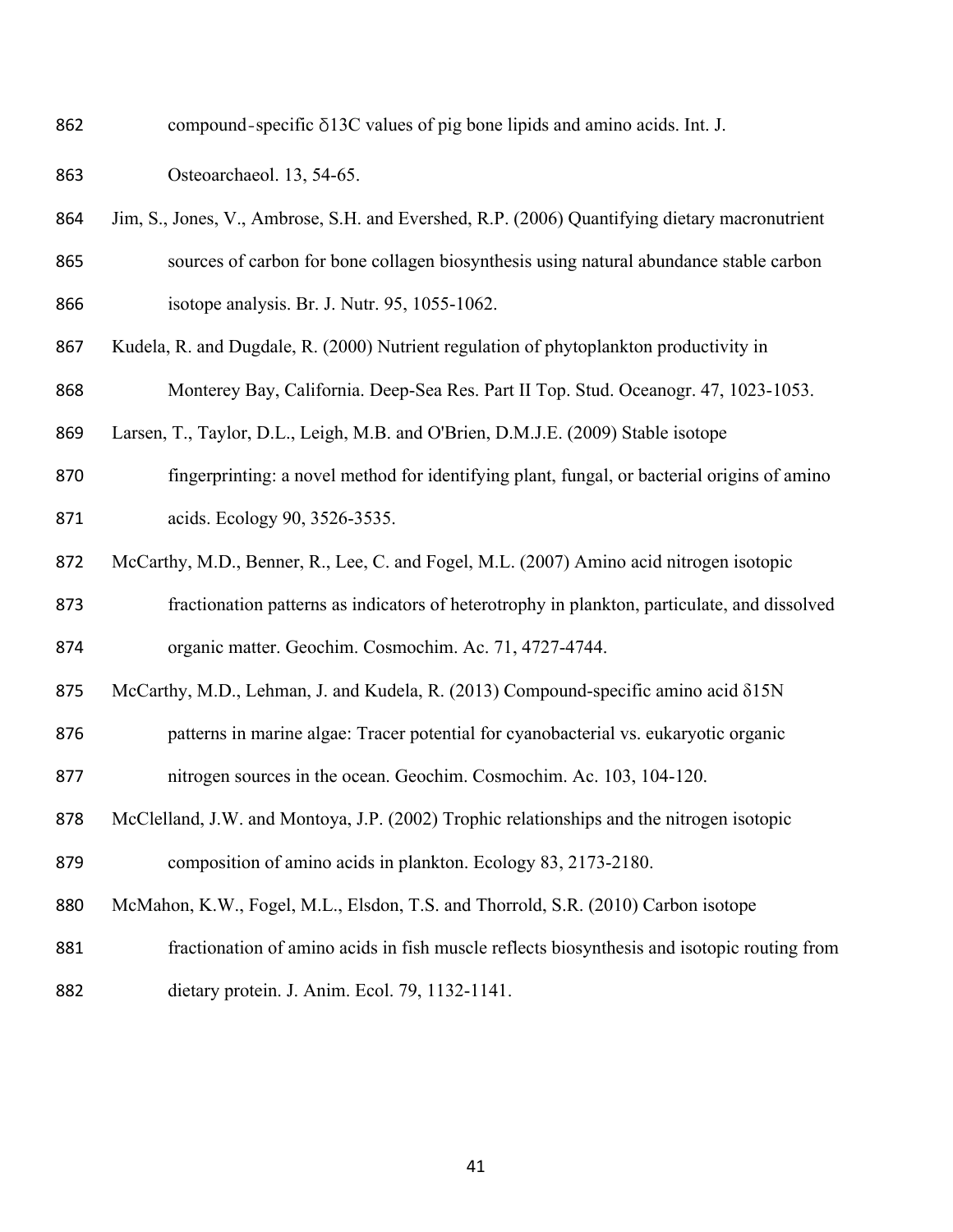compound-specific δ13C values of pig bone lipids and amino acids. Int. J. Osteoarchaeol. 13, 54-65.

Jim, S., Jones, V., Ambrose, S.H. and Evershed, R.P. (2006) Quantifying dietary macronutrient sources of carbon for bone collagen biosynthesis using natural abundance stable carbon isotope analysis. Br. J. Nutr. 95, 1055-1062.

Kudela, R. and Dugdale, R. (2000) Nutrient regulation of phytoplankton productivity in Monterey Bay, California. Deep-Sea Res. Part II Top. Stud. Oceanogr. 47, 1023-1053.

Larsen, T., Taylor, D.L., Leigh, M.B. and O'Brien, D.M.J.E. (2009) Stable isotope fingerprinting: a novel method for identifying plant, fungal, or bacterial origins of amino acids. Ecology 90, 3526-3535.

McCarthy, M.D., Benner, R., Lee, C. and Fogel, M.L. (2007) Amino acid nitrogen isotopic fractionation patterns as indicators of heterotrophy in plankton, particulate, and dissolved organic matter. Geochim. Cosmochim. Ac. 71, 4727-4744.

McCarthy, M.D., Lehman, J. and Kudela, R. (2013) Compound-specific amino acid δ15N patterns in marine algae: Tracer potential for cyanobacterial vs. eukaryotic organic nitrogen sources in the ocean. Geochim. Cosmochim. Ac. 103, 104-120.

McClelland, J.W. and Montoya, J.P. (2002) Trophic relationships and the nitrogen isotopic composition of amino acids in plankton. Ecology 83, 2173-2180.

McMahon, K.W., Fogel, M.L., Elsdon, T.S. and Thorrold, S.R. (2010) Carbon isotope fractionation of amino acids in fish muscle reflects biosynthesis and isotopic routing from dietary protein. J. Anim. Ecol. 79, 1132-1141.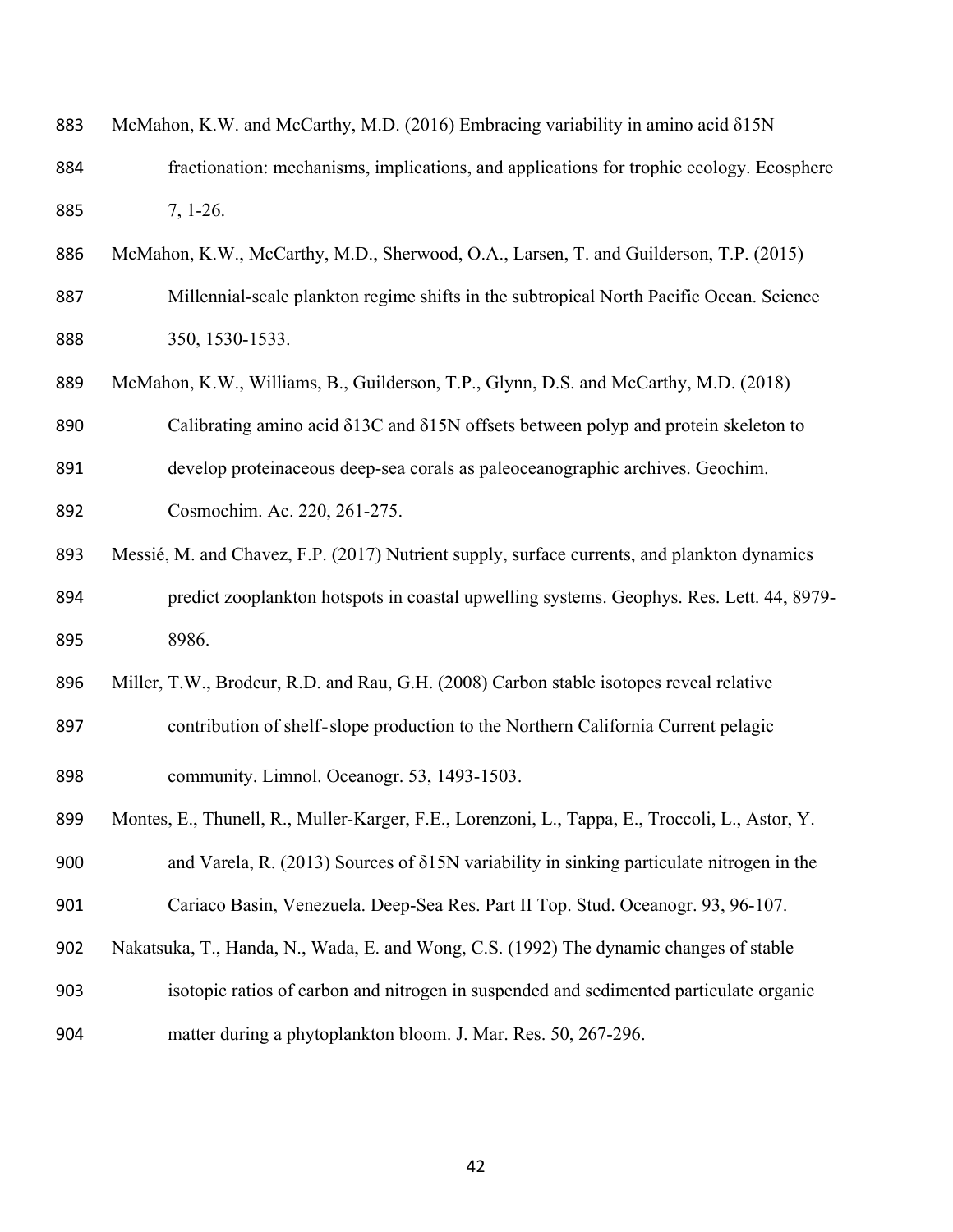McMahon, K.W. and McCarthy, M.D. (2016) Embracing variability in amino acid δ15N fractionation: mechanisms, implications, and applications for trophic ecology. Ecosphere 7, 1-26.

McMahon, K.W., McCarthy, M.D., Sherwood, O.A., Larsen, T. and Guilderson, T.P. (2015) Millennial-scale plankton regime shifts in the subtropical North Pacific Ocean. Science 350, 1530-1533.

McMahon, K.W., Williams, B., Guilderson, T.P., Glynn, D.S. and McCarthy, M.D. (2018) Calibrating amino acid δ13C and δ15N offsets between polyp and protein skeleton to develop proteinaceous deep-sea corals as paleoceanographic archives. Geochim. Cosmochim. Ac. 220, 261-275.

Messié, M. and Chavez, F.P. (2017) Nutrient supply, surface currents, and plankton dynamics predict zooplankton hotspots in coastal upwelling systems. Geophys. Res. Lett. 44, 8979-8986.

Miller, T.W., Brodeur, R.D. and Rau, G.H. (2008) Carbon stable isotopes reveal relative contribution of shelf-slope production to the Northern California Current pelagic community. Limnol. Oceanogr. 53, 1493-1503.

Montes, E., Thunell, R., Muller-Karger, F.E., Lorenzoni, L., Tappa, E., Troccoli, L., Astor, Y. and Varela, R. (2013) Sources of δ15N variability in sinking particulate nitrogen in the Cariaco Basin, Venezuela. Deep-Sea Res. Part II Top. Stud. Oceanogr. 93, 96-107.

Nakatsuka, T., Handa, N., Wada, E. and Wong, C.S. (1992) The dynamic changes of stable isotopic ratios of carbon and nitrogen in suspended and sedimented particulate organic matter during a phytoplankton bloom. J. Mar. Res. 50, 267-296.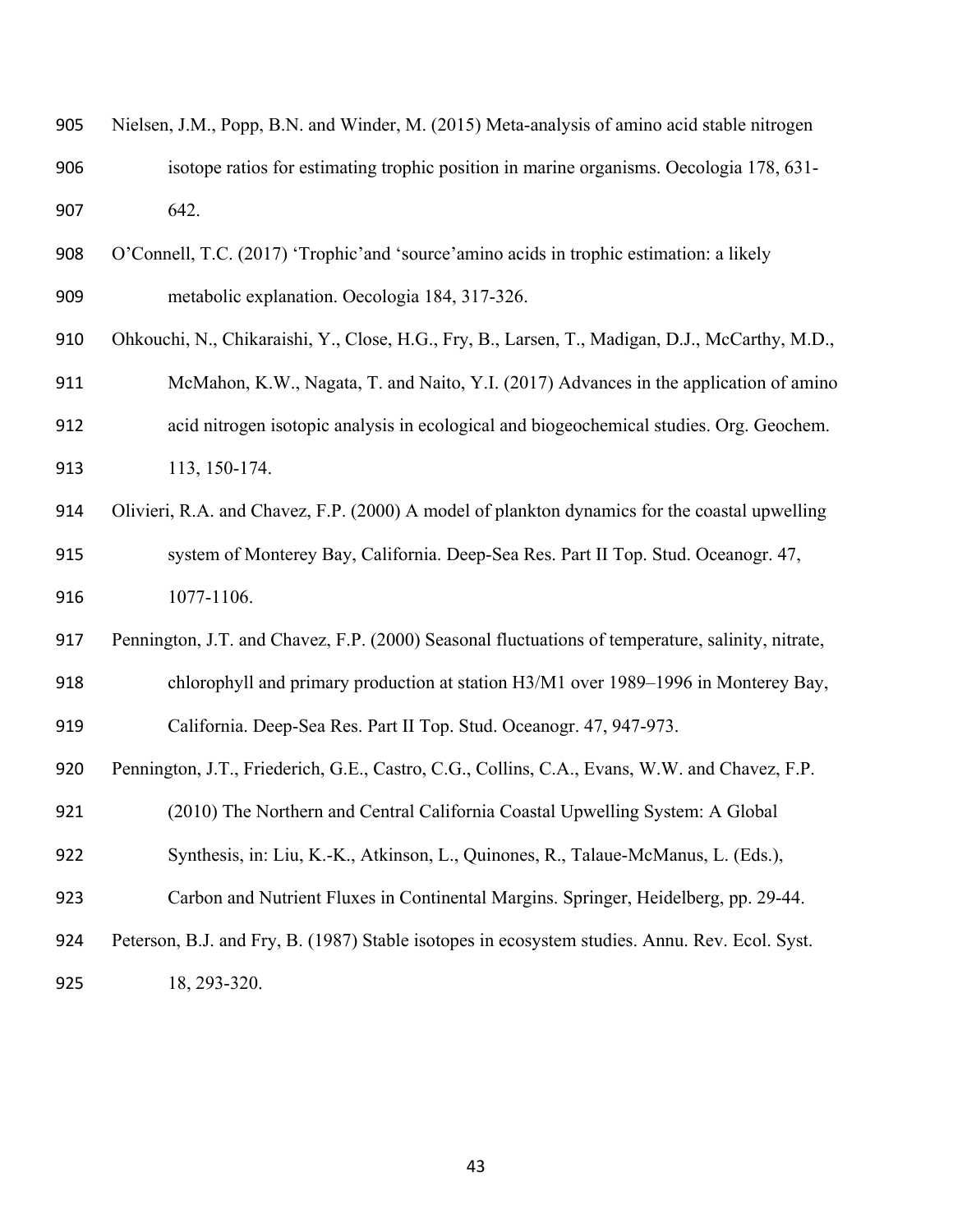Nielsen, J.M., Popp, B.N. and Winder, M. (2015) Meta-analysis of amino acid stable nitrogen isotope ratios for estimating trophic position in marine organisms. Oecologia 178, 631-642.

O'Connell, T.C. (2017) 'Trophic'and 'source'amino acids in trophic estimation: a likely metabolic explanation. Oecologia 184, 317-326.

Ohkouchi, N., Chikaraishi, Y., Close, H.G., Fry, B., Larsen, T., Madigan, D.J., McCarthy, M.D., McMahon, K.W., Nagata, T. and Naito, Y.I. (2017) Advances in the application of amino acid nitrogen isotopic analysis in ecological and biogeochemical studies. Org. Geochem. 113, 150-174.

Olivieri, R.A. and Chavez, F.P. (2000) A model of plankton dynamics for the coastal upwelling system of Monterey Bay, California. Deep-Sea Res. Part II Top. Stud. Oceanogr. 47, 1077-1106.

Pennington, J.T. and Chavez, F.P. (2000) Seasonal fluctuations of temperature, salinity, nitrate, chlorophyll and primary production at station H3/M1 over 1989–1996 in Monterey Bay, California. Deep-Sea Res. Part II Top. Stud. Oceanogr. 47, 947-973.

Pennington, J.T., Friederich, G.E., Castro, C.G., Collins, C.A., Evans, W.W. and Chavez, F.P. (2010) The Northern and Central California Coastal Upwelling System: A Global Synthesis, in: Liu, K.-K., Atkinson, L., Quinones, R., Talaue-McManus, L. (Eds.), Carbon and Nutrient Fluxes in Continental Margins. Springer, Heidelberg, pp. 29-44.

Peterson, B.J. and Fry, B. (1987) Stable isotopes in ecosystem studies. Annu. Rev. Ecol. Syst. 18, 293-320.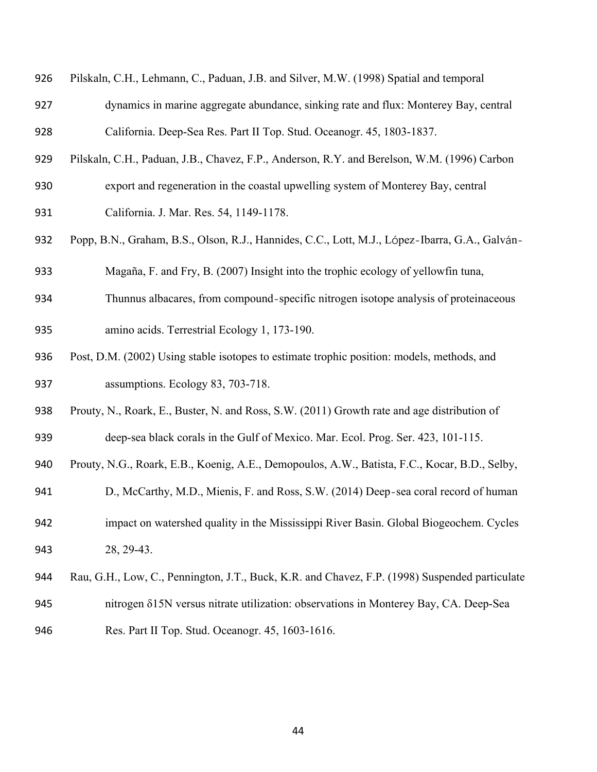Pilskaln, C.H., Lehmann, C., Paduan, J.B. and Silver, M.W. (1998) Spatial and temporal dynamics in marine aggregate abundance, sinking rate and flux: Monterey Bay, central California. Deep-Sea Res. Part II Top. Stud. Oceanogr. 45, 1803-1837.

Pilskaln, C.H., Paduan, J.B., Chavez, F.P., Anderson, R.Y. and Berelson, W.M. (1996) Carbon export and regeneration in the coastal upwelling system of Monterey Bay, central California. J. Mar. Res. 54, 1149-1178.

Popp, B.N., Graham, B.S., Olson, R.J., Hannides, C.C., Lott, M.J., López-Ibarra, G.A., Galván-Magaña, F. and Fry, B. (2007) Insight into the trophic ecology of yellowfin tuna, Thunnus albacares, from compound-specific nitrogen isotope analysis of proteinaceous amino acids. Terrestrial Ecology 1, 173-190.

Post, D.M. (2002) Using stable isotopes to estimate trophic position: models, methods, and assumptions. Ecology 83, 703-718.

Prouty, N., Roark, E., Buster, N. and Ross, S.W. (2011) Growth rate and age distribution of deep-sea black corals in the Gulf of Mexico. Mar. Ecol. Prog. Ser. 423, 101-115.

Prouty, N.G., Roark, E.B., Koenig, A.E., Demopoulos, A.W., Batista, F.C., Kocar, B.D., Selby, D., McCarthy, M.D., Mienis, F. and Ross, S.W. (2014) Deep-sea coral record of human impact on watershed quality in the Mississippi River Basin. Global Biogeochem. Cycles 28, 29-43.

Rau, G.H., Low, C., Pennington, J.T., Buck, K.R. and Chavez, F.P. (1998) Suspended particulate nitrogen $\delta^{15}N$ versus nitrate utilization: observations in Monterey Bay, CA. Deep-Sea Res. Part II Top. Stud. Oceanogr. 45, 1603-1616.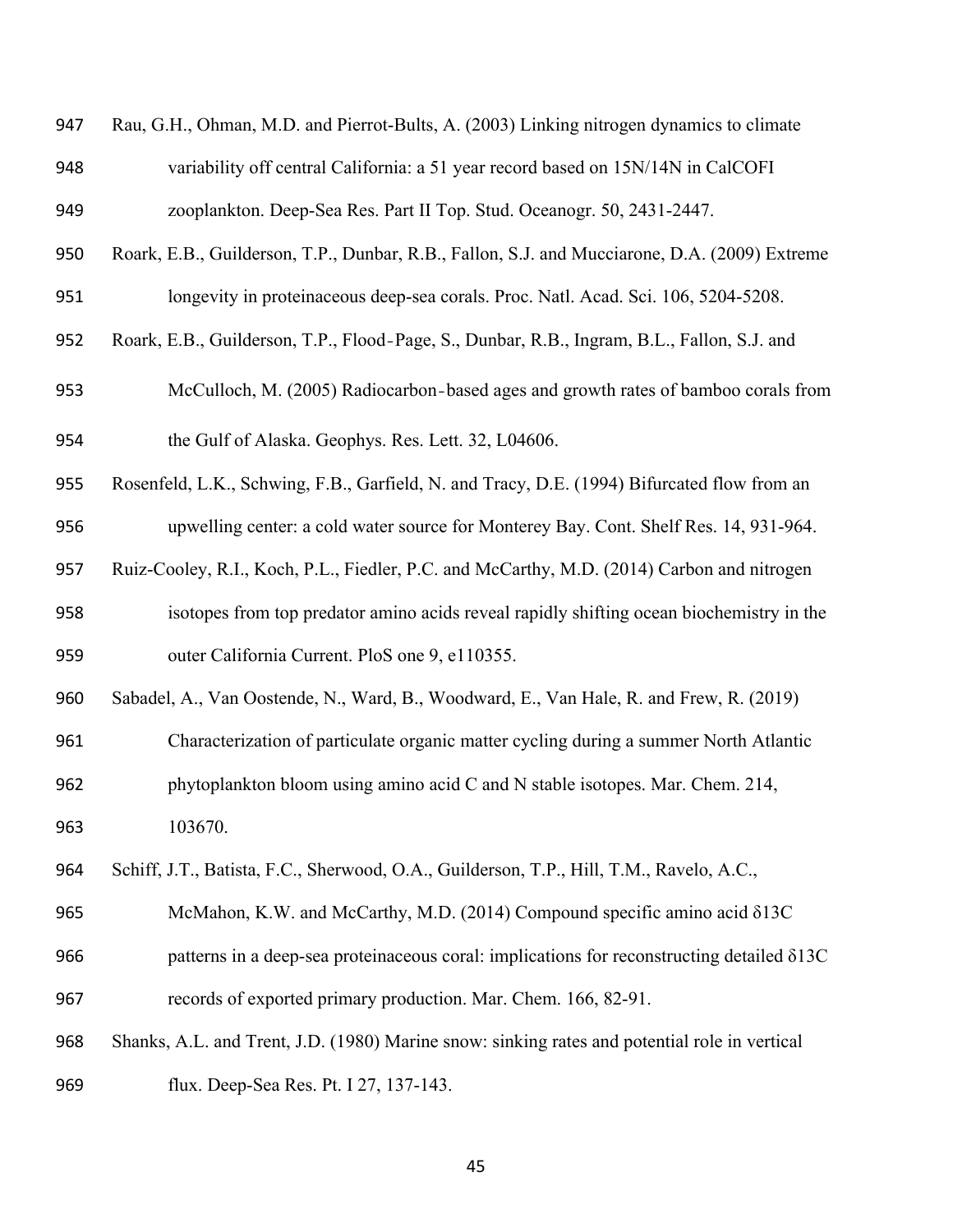Rau, G.H., Ohman, M.D. and Pierrot-Bults, A. (2003) Linking nitrogen dynamics to climate variability off central California: a 51 year record based on 15N/14N in CalCOFI zooplankton. Deep-Sea Res. Part II Top. Stud. Oceanogr. 50, 2431-2447.

Roark, E.B., Guilderson, T.P., Dunbar, R.B., Fallon, S.J. and Mucciarone, D.A. (2009) Extreme longevity in proteinaceous deep-sea corals. Proc. Natl. Acad. Sci. 106, 5204-5208.

Roark, E.B., Guilderson, T.P., Flood-Page, S., Dunbar, R.B., Ingram, B.L., Fallon, S.J. and McCulloch, M. (2005) Radiocarbon-based ages and growth rates of bamboo corals from the Gulf of Alaska. Geophys. Res. Lett. 32, L04606.

Rosenfeld, L.K., Schwing, F.B., Garfield, N. and Tracy, D.E. (1994) Bifurcated flow from an upwelling center: a cold water source for Monterey Bay. Cont. Shelf Res. 14, 931-964.

Ruiz-Cooley, R.I., Koch, P.L., Fiedler, P.C. and McCarthy, M.D. (2014) Carbon and nitrogen isotopes from top predator amino acids reveal rapidly shifting ocean biochemistry in the outer California Current. PloS one 9, e110355.

Sabadel, A., Van Oostende, N., Ward, B., Woodward, E., Van Hale, R. and Frew, R. (2019) Characterization of particulate organic matter cycling during a summer North Atlantic phytoplankton bloom using amino acid C and N stable isotopes. Mar. Chem. 214, 103670.

Schiff, J.T., Batista, F.C., Sherwood, O.A., Guilderson, T.P., Hill, T.M., Ravelo, A.C., McMahon, K.W. and McCarthy, M.D. (2014) Compound specific amino acid $\delta^{13}C$ patterns in a deep-sea proteinaceous coral: implications for reconstructing detailed $\delta^{13}C$ records of exported primary production. Mar. Chem. 166, 82-91.

Shanks, A.L. and Trent, J.D. (1980) Marine snow: sinking rates and potential role in vertical flux. Deep-Sea Res. Pt. I 27, 137-143.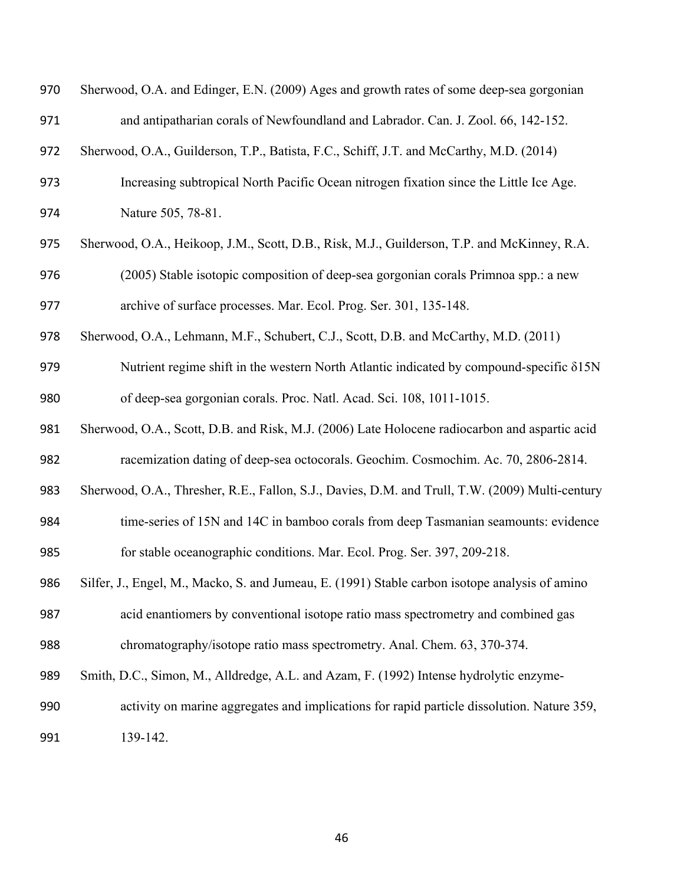Sherwood, O.A. and Edinger, E.N. (2009) Ages and growth rates of some deep-sea gorgonian and antipatharian corals of Newfoundland and Labrador. Can. J. Zool. 66, 142-152.

Sherwood, O.A., Guilderson, T.P., Batista, F.C., Schiff, J.T. and McCarthy, M.D. (2014) Increasing subtropical North Pacific Ocean nitrogen fixation since the Little Ice Age. Nature 505, 78-81.

Sherwood, O.A., Heikoop, J.M., Scott, D.B., Risk, M.J., Guilderson, T.P. and McKinney, R.A. (2005) Stable isotopic composition of deep-sea gorgonian corals Primnoa spp.: a new archive of surface processes. Mar. Ecol. Prog. Ser. 301, 135-148.

Sherwood, O.A., Lehmann, M.F., Schubert, C.J., Scott, D.B. and McCarthy, M.D. (2011) Nutrient regime shift in the western North Atlantic indicated by compound-specific $\delta^{15}N$ of deep-sea gorgonian corals. Proc. Natl. Acad. Sci. 108, 1011-1015.

Sherwood, O.A., Scott, D.B. and Risk, M.J. (2006) Late Holocene radiocarbon and aspartic acid racemization dating of deep-sea octocorals. Geochim. Cosmochim. Ac. 70, 2806-2814.

Sherwood, O.A., Thresher, R.E., Fallon, S.J., Davies, D.M. and Trull, T.W. (2009) Multi-century time-series of 15N and 14C in bamboo corals from deep Tasmanian seamounts: evidence for stable oceanographic conditions. Mar. Ecol. Prog. Ser. 397, 209-218.

Silfer, J., Engel, M., Macko, S. and Jumeau, E. (1991) Stable carbon isotope analysis of amino acid enantiomers by conventional isotope ratio mass spectrometry and combined gas chromatography/isotope ratio mass spectrometry. Anal. Chem. 63, 370-374.

Smith, D.C., Simon, M., Alldredge, A.L. and Azam, F. (1992) Intense hydrolytic enzyme-activity on marine aggregates and implications for rapid particle dissolution. Nature 359, 139-142.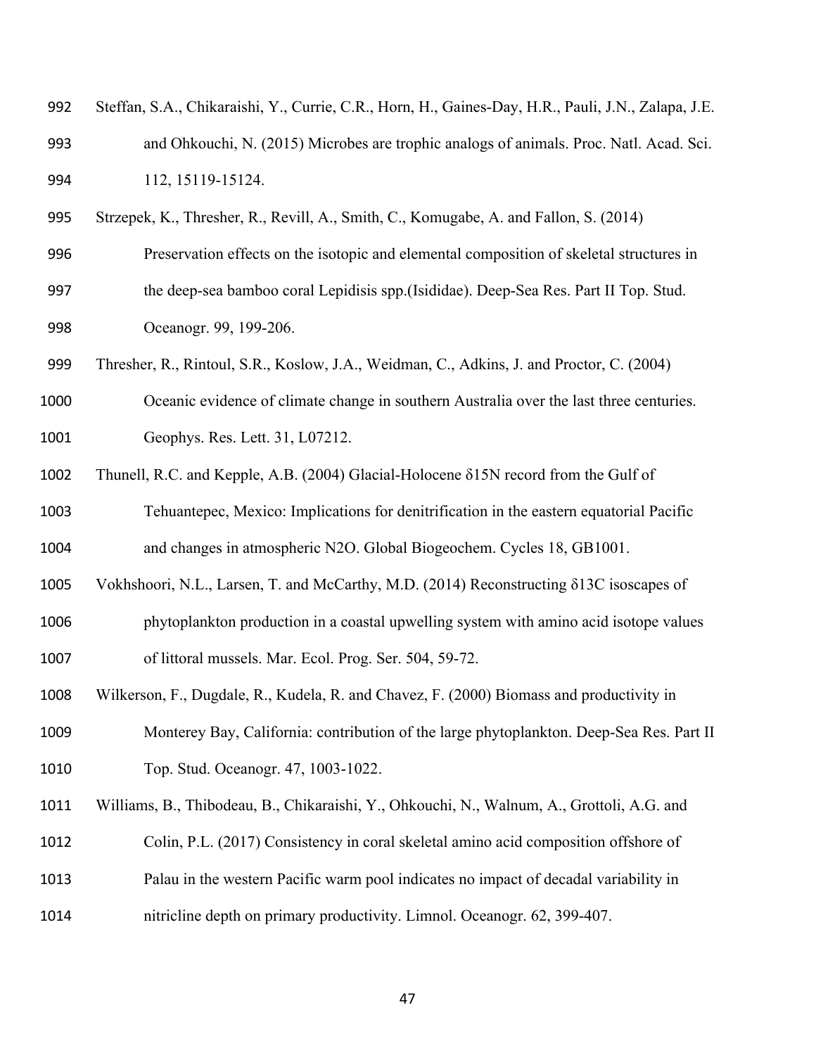Steffan, S.A., Chikaraishi, Y., Currie, C.R., Horn, H., Gaines-Day, H.R., Pauli, J.N., Zalapa, J.E. and Ohkouchi, N. (2015) Microbes are trophic analogs of animals. Proc. Natl. Acad. Sci. 112, 15119-15124.

Strzepek, K., Thresher, R., Revill, A., Smith, C., Komugabe, A. and Fallon, S. (2014) Preservation effects on the isotopic and elemental composition of skeletal structures in the deep-sea bamboo coral Lepidisis spp.(Isididae). Deep-Sea Res. Part II Top. Stud. Oceanogr. 99, 199-206.

Thresher, R., Rintoul, S.R., Koslow, J.A., Weidman, C., Adkins, J. and Proctor, C. (2004) Oceanic evidence of climate change in southern Australia over the last three centuries. Geophys. Res. Lett. 31, L07212.

Thunell, R.C. and Kepple, A.B. (2004) Glacial-Holocene δ15N record from the Gulf of Tehuantepec, Mexico: Implications for denitrification in the eastern equatorial Pacific and changes in atmospheric N2O. Global Biogeochem. Cycles 18, GB1001.

Vokhshoori, N.L., Larsen, T. and McCarthy, M.D. (2014) Reconstructing δ13C isoscapes of phytoplankton production in a coastal upwelling system with amino acid isotope values of littoral mussels. Mar. Ecol. Prog. Ser. 504, 59-72.

Wilkerson, F., Dugdale, R., Kudela, R. and Chavez, F. (2000) Biomass and productivity in Monterey Bay, California: contribution of the large phytoplankton. Deep-Sea Res. Part II Top. Stud. Oceanogr. 47, 1003-1022.

Williams, B., Thibodeau, B., Chikaraishi, Y., Ohkouchi, N., Walnum, A., Grottoli, A.G. and Colin, P.L. (2017) Consistency in coral skeletal amino acid composition offshore of Palau in the western Pacific warm pool indicates no impact of decadal variability in nitricline depth on primary productivity. Limnol. Oceanogr. 62, 399-407.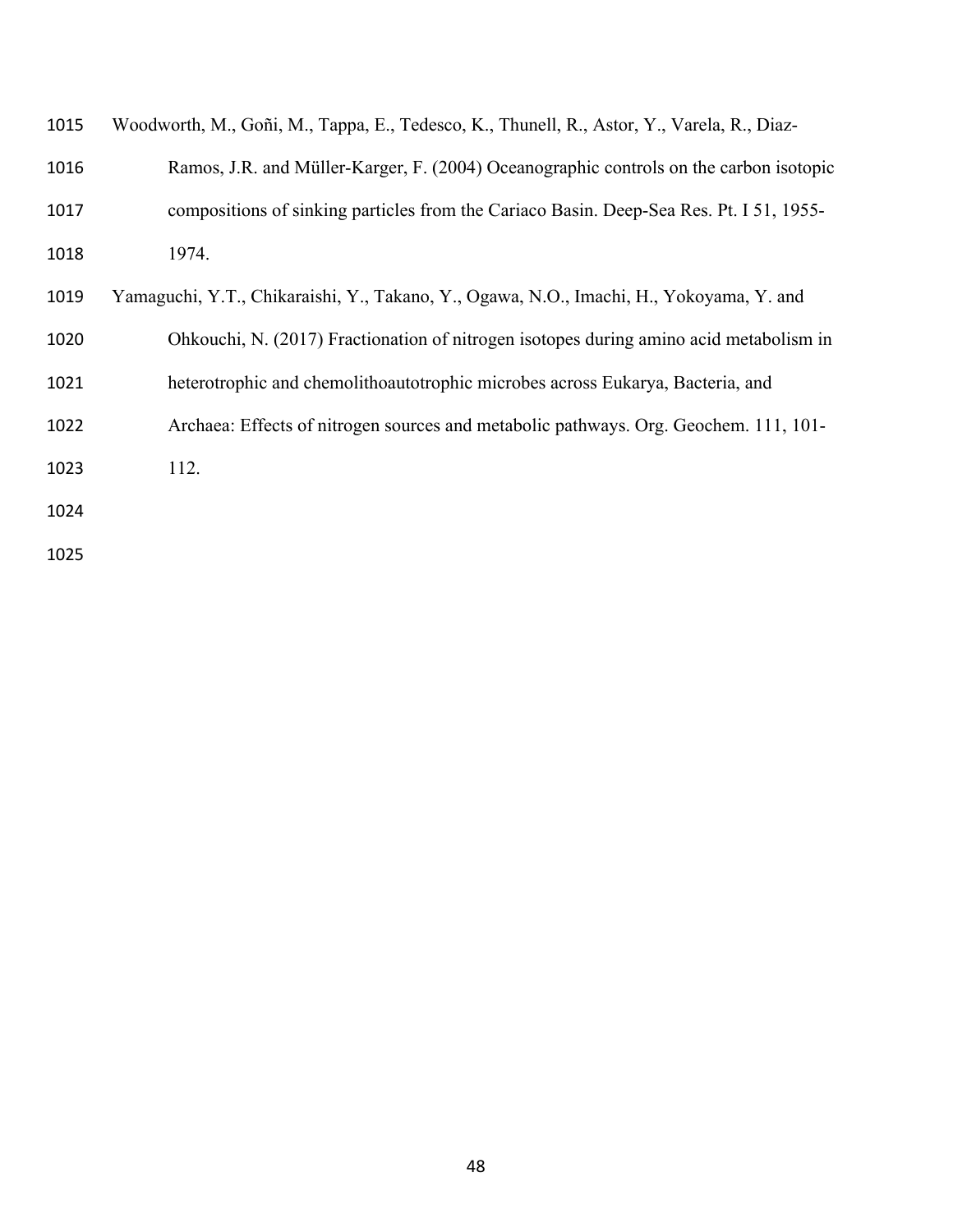Woodworth, M., Goñi, M., Tappa, E., Tedesco, K., Thunell, R., Astor, Y., Varela, R., Diaz-Ramos, J.R. and Müller-Karger, F. (2004) Oceanographic controls on the carbon isotopic compositions of sinking particles from the Cariaco Basin. Deep-Sea Res. Pt. I 51, 1955-1974.

Yamaguchi, Y.T., Chikaraishi, Y., Takano, Y., Ogawa, N.O., Imachi, H., Yokoyama, Y. and Ohkouchi, N. (2017) Fractionation of nitrogen isotopes during amino acid metabolism in heterotrophic and chemolithoautotrophic microbes across Eukarya, Bacteria, and Archaea: Effects of nitrogen sources and metabolic pathways. Org. Geochem. 111, 101-112.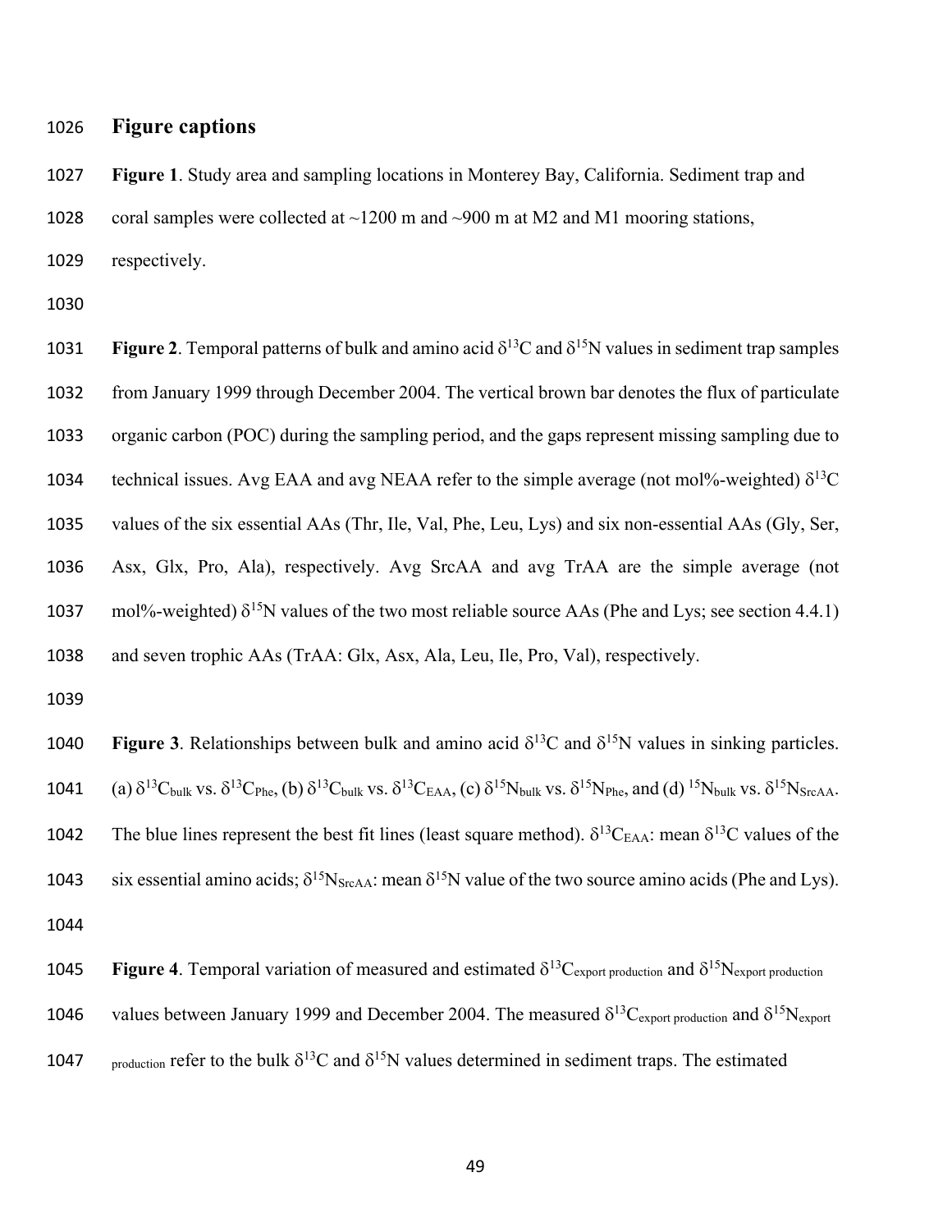## Figure captions

**Figure 1**. Study area and sampling locations in Monterey Bay, California. Sediment trap and coral samples were collected at ~1200 m and ~900 m at M2 and M1 mooring stations, respectively.

**Figure 2**. Temporal patterns of bulk and amino acid $\delta^{13}C$ and $\delta^{15}N$ values in sediment trap samples from January 1999 through December 2004. The vertical brown bar denotes the flux of particulate organic carbon (POC) during the sampling period, and the gaps represent missing sampling due to technical issues. Avg EAA and avg NEAA refer to the simple average (not mol%-weighted) $\delta^{13}C$ values of the six essential AAs (Thr, Ile, Val, Phe, Leu, Lys) and six non-essential AAs (Gly, Ser, Asx, Glx, Pro, Ala), respectively. Avg SrcAA and avg TrAA are the simple average (not mol%-weighted) $\delta^{15}N$ values of the two most reliable source AAs (Phe and Lys; see section 4.4.1) and seven trophic AAs (TrAA: Glx, Asx, Ala, Leu, Ile, Pro, Val), respectively.

**Figure 3**. Relationships between bulk and amino acid $\delta^{13}C$ and $\delta^{15}N$ values in sinking particles. (a) $\delta^{13}C_{bulk}$ vs. $\delta^{13}C_{Phe}$, (b) $\delta^{13}C_{bulk}$ vs. $\delta^{13}C_{EAA}$, (c) $\delta^{15}N_{bulk}$ vs. $\delta^{15}N_{Phe}$, and (d) $^{15}N_{bulk}$ vs. $\delta^{15}N_{SrcAA}$. The blue lines represent the best fit lines (least square method). $\delta^{13}C_{EAA}$: mean $\delta^{13}C$ values of the six essential amino acids; $\delta^{15}N_{SrcAA}$: mean $\delta^{15}N$ value of the two source amino acids (Phe and Lys).

**Figure 4**. Temporal variation of measured and estimated $\delta^{13}C_{export\ production}$ and $\delta^{15}N_{export\ production}$ values between January 1999 and December 2004. The measured $\delta^{13}C_{export\ production}$ and $\delta^{15}N_{export\ production}$ refer to the bulk $\delta^{13}C$ and $\delta^{15}N$ values determined in sediment traps. The estimated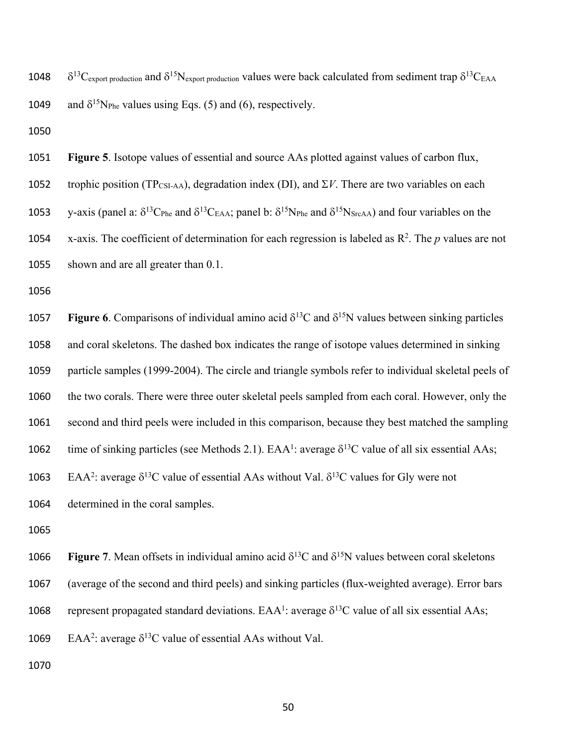$\delta^{13}C_{\text{export production}}$ and $\delta^{15}N_{\text{export production}}$ values were back calculated from sediment trap $\delta^{13}C_{EAA}$ and $\delta^{15}N_{Phe}$ values using Eqs. (5) and (6), respectively.

**Figure 5**. Isotope values of essential and source AAs plotted against values of carbon flux, trophic position ($TP_{CSI\text{-}AA}$), degradation index (DI), and $\Sigma V$. There are two variables on each y-axis (panel a: $\delta^{13}C_{Phe}$ and $\delta^{13}C_{EAA}$; panel b: $\delta^{15}N_{Phe}$ and $\delta^{15}N_{SrcAA}$) and four variables on the x-axis. The coefficient of determination for each regression is labeled as $R^2$. The $p$ values are not shown and are all greater than 0.1.

**Figure 6**. Comparisons of individual amino acid $\delta^{13}C$ and $\delta^{15}N$ values between sinking particles and coral skeletons. The dashed box indicates the range of isotope values determined in sinking particle samples (1999-2004). The circle and triangle symbols refer to individual skeletal peels of the two corals. There were three outer skeletal peels sampled from each coral. However, only the second and third peels were included in this comparison, because they best matched the sampling time of sinking particles (see Methods 2.1). $EAA^1$: average $\delta^{13}C$ value of all six essential AAs; $EAA^2$: average $\delta^{13}C$ value of essential AAs without Val. $\delta^{13}C$ values for Gly were not determined in the coral samples.

**Figure 7**. Mean offsets in individual amino acid $\delta^{13}C$ and $\delta^{15}N$ values between coral skeletons (average of the second and third peels) and sinking particles (flux-weighted average). Error bars represent propagated standard deviations. $EAA^1$: average $\delta^{13}C$ value of all six essential AAs; $EAA^2$: average $\delta^{13}C$ value of essential AAs without Val.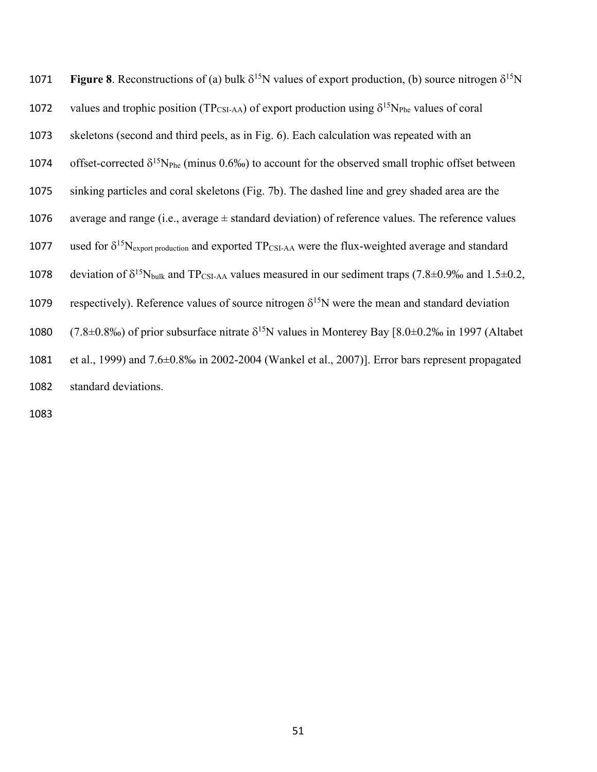**Figure 8**. Reconstructions of (a) bulk $\delta^{15}N$ values of export production, (b) source nitrogen $\delta^{15}N$ values and trophic position ($TP_{CSI\text{-}AA}$) of export production using $\delta^{15}N_{Phe}$ values of coral skeletons (second and third peels, as in Fig. 6). Each calculation was repeated with an offset-corrected $\delta^{15}N_{Phe}$ (minus 0.6‰) to account for the observed small trophic offset between sinking particles and coral skeletons (Fig. 7b). The dashed line and grey shaded area are the average and range (i.e., average ± standard deviation) of reference values. The reference values used for $\delta^{15}N_{export\ production}$ and exported $TP_{CSI\text{-}AA}$ were the flux-weighted average and standard deviation of $\delta^{15}N_{bulk}$ and $TP_{CSI\text{-}AA}$ values measured in our sediment traps (7.8±0.9‰ and 1.5±0.2, respectively). Reference values of source nitrogen $\delta^{15}N$ were the mean and standard deviation (7.8±0.8‰) of prior subsurface nitrate $\delta^{15}N$ values in Monterey Bay [8.0±0.2‰ in 1997 (Altabet et al., 1999) and 7.6±0.8‰ in 2002-2004 (Wankel et al., 2007)]. Error bars represent propagated standard deviations.